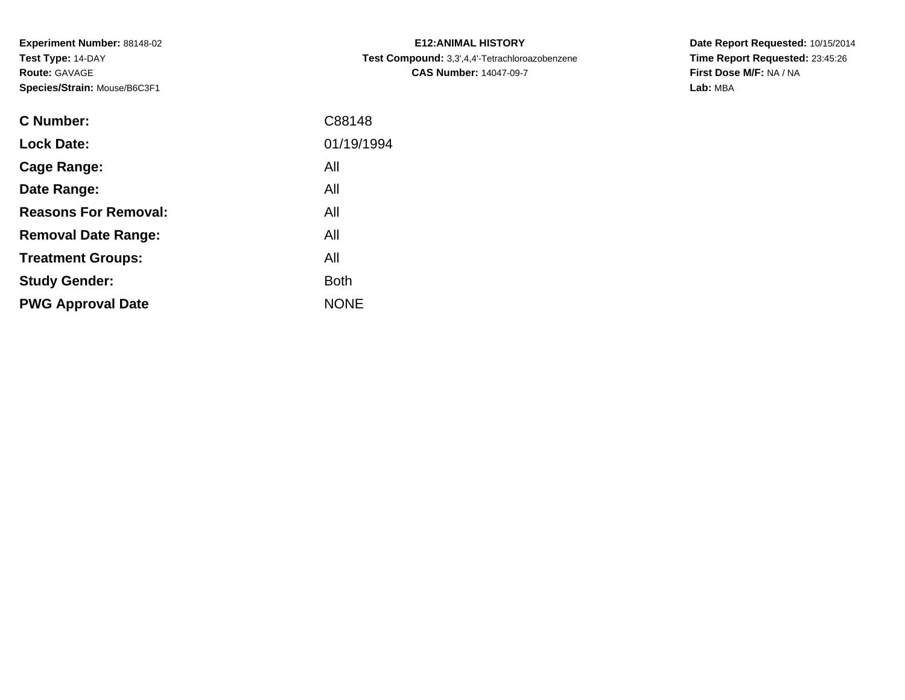**Experiment Number:** 88148-02
**Test Type:** 14-DAY
**Route:** GAVAGE
**Species/Strain:** Mouse/B6C3F1

**E12:ANIMAL HISTORY**
**Test Compound:** 3,3',4,4'-Tetrachloroazobenzene
**CAS Number:** 14047-09-7

**Date Report Requested:** 10/15/2014
**Time Report Requested:** 23:45:26
**First Dose M/F:** NA / NA
**Lab:** MBA

| | |
|---|---|
| **C Number:** | C88148 |
| **Lock Date:** | 01/19/1994 |
| **Cage Range:** | All |
| **Date Range:** | All |
| **Reasons For Removal:** | All |
| **Removal Date Range:** | All |
| **Treatment Groups:** | All |
| **Study Gender:** | Both |
| **PWG Approval Date** | NONE |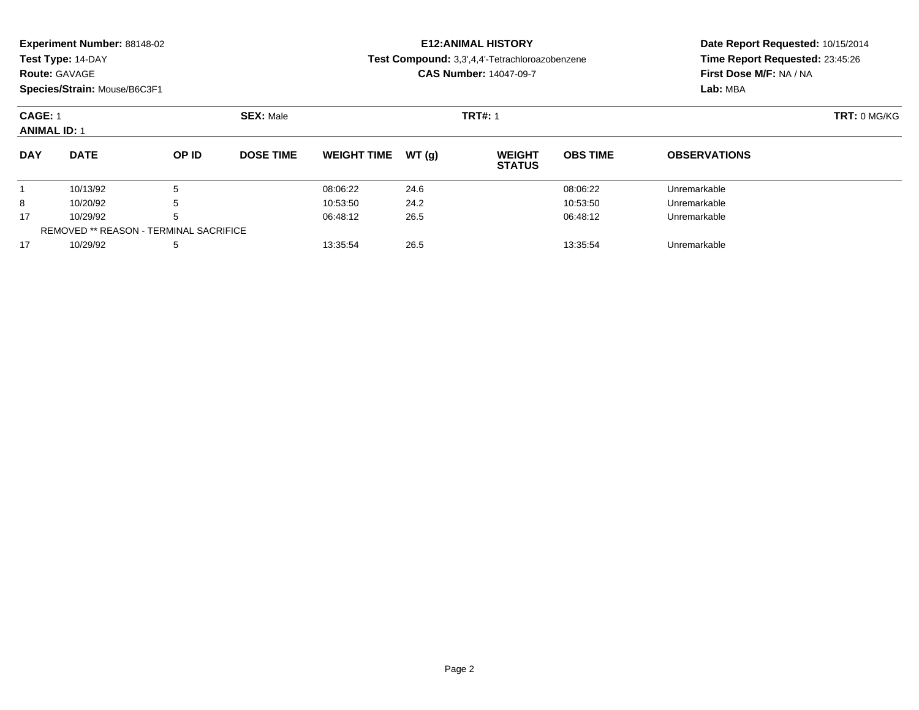**Experiment Number:** 88148-02
**Test Type:** 14-DAY
**Route:** GAVAGE
**Species/Strain:** Mouse/B6C3F1

**E12:ANIMAL HISTORY**
**Test Compound:** 3,3',4,4'-Tetrachloroazobenzene
**CAS Number:** 14047-09-7

**Date Report Requested:** 10/15/2014
**Time Report Requested:** 23:45:26
**First Dose M/F:** NA / NA
**Lab:** MBA

**CAGE:** 1 **SEX:** Male **TRT#:** 1 **TRT:** 0 MG/KG
**ANIMAL ID:** 1

| DAY | DATE | OP ID | DOSE TIME | WEIGHT TIME | WT (g) | WEIGHT STATUS | OBS TIME | OBSERVATIONS |
|---|---|---|---|---|---|---|---|---|
| 1 | 10/13/92 | 5 | | 08:06:22 | 24.6 | | 08:06:22 | Unremarkable |
| 8 | 10/20/92 | 5 | | 10:53:50 | 24.2 | | 10:53:50 | Unremarkable |
| 17 | 10/29/92 | 5 | | 06:48:12 | 26.5 | | 06:48:12 | Unremarkable |
| REMOVED ** REASON - TERMINAL SACRIFICE | | | | | | | | |
| 17 | 10/29/92 | 5 | | 13:35:54 | 26.5 | | 13:35:54 | Unremarkable |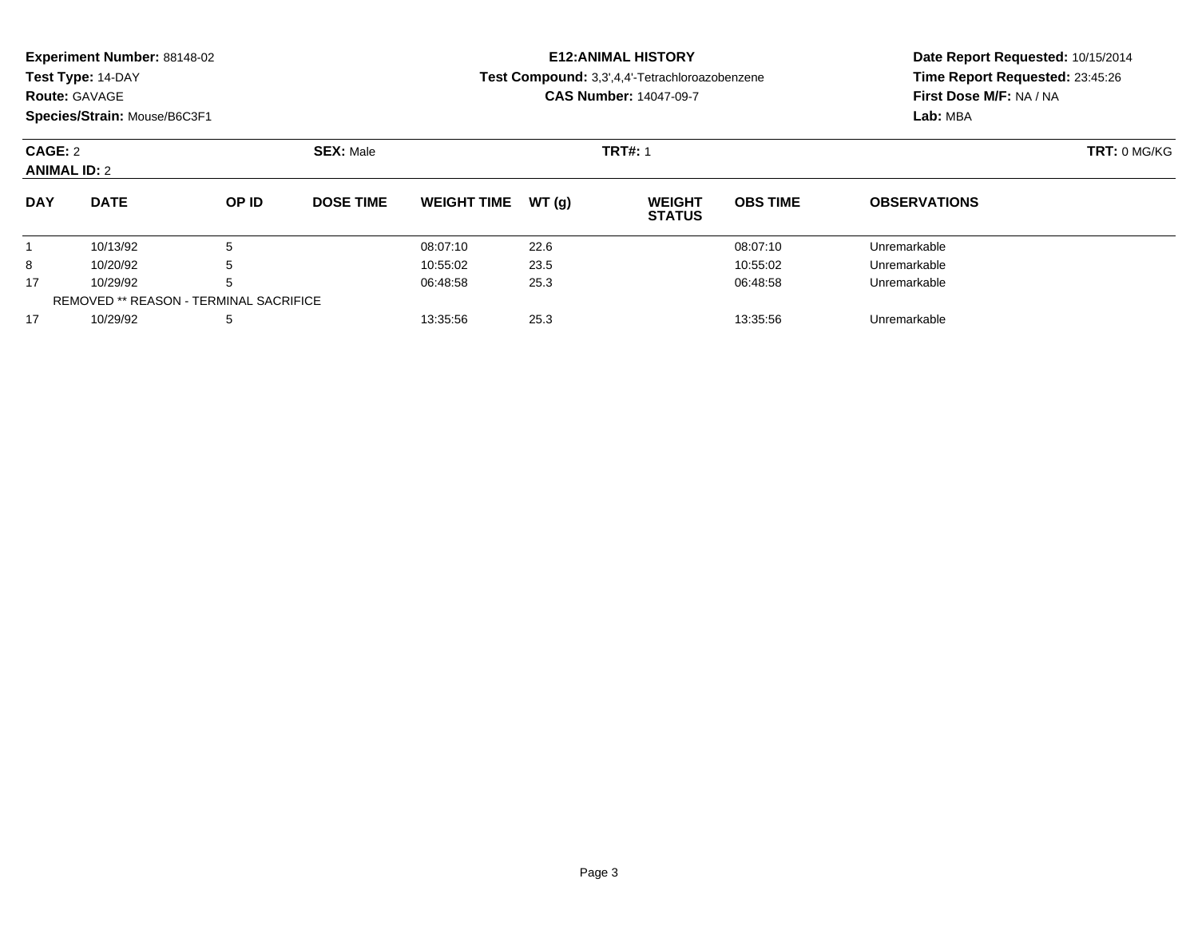**Experiment Number:** 88148-02
**Test Type:** 14-DAY
**Route:** GAVAGE
**Species/Strain:** Mouse/B6C3F1

**E12:ANIMAL HISTORY**
**Test Compound:** 3,3',4,4'-Tetrachloroazobenzene
**CAS Number:** 14047-09-7

**Date Report Requested:** 10/15/2014
**Time Report Requested:** 23:45:26
**First Dose M/F:** NA / NA
**Lab:** MBA

**CAGE:** 2
**ANIMAL ID:** 2
**SEX:** Male
**TRT#:** 1
**TRT:** 0 MG/KG

| DAY | DATE | OP ID | DOSE TIME | WEIGHT TIME | WT (g) | WEIGHT STATUS | OBS TIME | OBSERVATIONS |
|---|---|---|---|---|---|---|---|---|
| 1 | 10/13/92 | 5 | | 08:07:10 | 22.6 | | 08:07:10 | Unremarkable |
| 8 | 10/20/92 | 5 | | 10:55:02 | 23.5 | | 10:55:02 | Unremarkable |
| 17 | 10/29/92 | 5 | | 06:48:58 | 25.3 | | 06:48:58 | Unremarkable |
| REMOVED ** REASON - TERMINAL SACRIFICE | | | | | | | | |
| 17 | 10/29/92 | 5 | | 13:35:56 | 25.3 | | 13:35:56 | Unremarkable |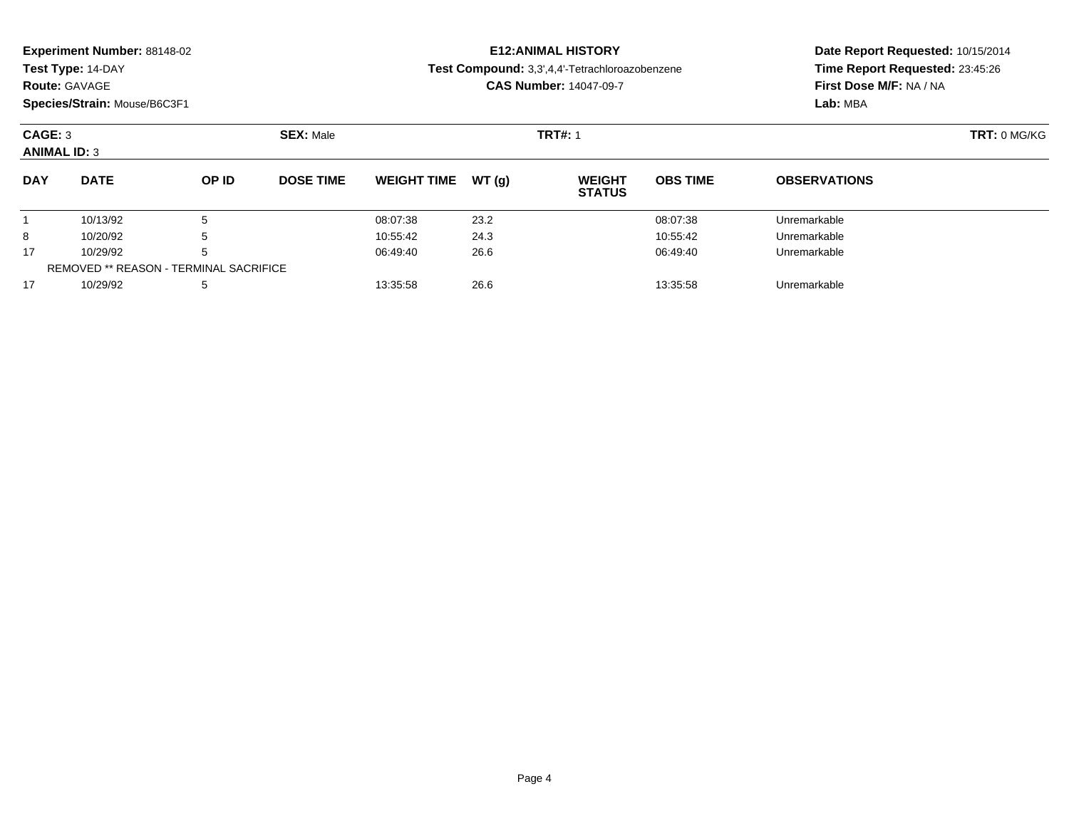**Experiment Number:** 88148-02
**Test Type:** 14-DAY
**Route:** GAVAGE
**Species/Strain:** Mouse/B6C3F1

**E12:ANIMAL HISTORY**
**Test Compound:** 3,3',4,4'-Tetrachloroazobenzene
**CAS Number:** 14047-09-7

**Date Report Requested:** 10/15/2014
**Time Report Requested:** 23:45:26
**First Dose M/F:** NA / NA
**Lab:** MBA

**CAGE:** 3 **SEX:** Male **TRT#:** 1 **TRT:** 0 MG/KG
**ANIMAL ID:** 3

| DAY | DATE | OP ID | DOSE TIME | WEIGHT TIME | WT (g) | WEIGHT STATUS | OBS TIME | OBSERVATIONS |
|---|---|---|---|---|---|---|---|---|
| 1 | 10/13/92 | 5 | | 08:07:38 | 23.2 | | 08:07:38 | Unremarkable |
| 8 | 10/20/92 | 5 | | 10:55:42 | 24.3 | | 10:55:42 | Unremarkable |
| 17 | 10/29/92 | 5 | | 06:49:40 | 26.6 | | 06:49:40 | Unremarkable |
| REMOVED ** REASON - TERMINAL SACRIFICE | | | | | | | | |
| 17 | 10/29/92 | 5 | | 13:35:58 | 26.6 | | 13:35:58 | Unremarkable |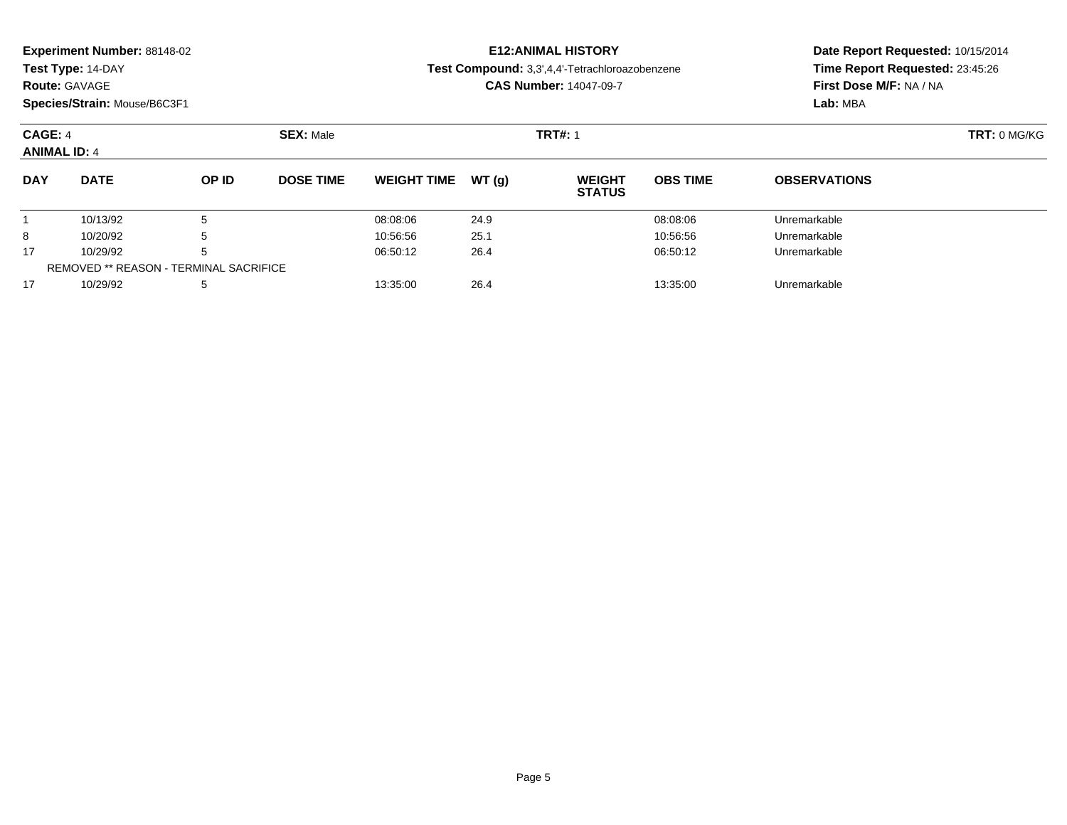**Experiment Number:** 88148-02
**Test Type:** 14-DAY
**Route:** GAVAGE
**Species/Strain:** Mouse/B6C3F1

**E12:ANIMAL HISTORY**
**Test Compound:** 3,3',4,4'-Tetrachloroazobenzene
**CAS Number:** 14047-09-7

**Date Report Requested:** 10/15/2014
**Time Report Requested:** 23:45:26
**First Dose M/F:** NA / NA
**Lab:** MBA

**CAGE:** 4 **SEX:** Male **TRT#:** 1 **TRT:** 0 MG/KG
**ANIMAL ID:** 4

| DAY | DATE | OP ID | DOSE TIME | WEIGHT TIME | WT (g) | WEIGHT STATUS | OBS TIME | OBSERVATIONS |
|---|---|---|---|---|---|---|---|---|
| 1 | 10/13/92 | 5 | | 08:08:06 | 24.9 | | 08:08:06 | Unremarkable |
| 8 | 10/20/92 | 5 | | 10:56:56 | 25.1 | | 10:56:56 | Unremarkable |
| 17 | 10/29/92 | 5 | | 06:50:12 | 26.4 | | 06:50:12 | Unremarkable |
| REMOVED ** REASON - TERMINAL SACRIFICE | | | | | | | | |
| 17 | 10/29/92 | 5 | | 13:35:00 | 26.4 | | 13:35:00 | Unremarkable |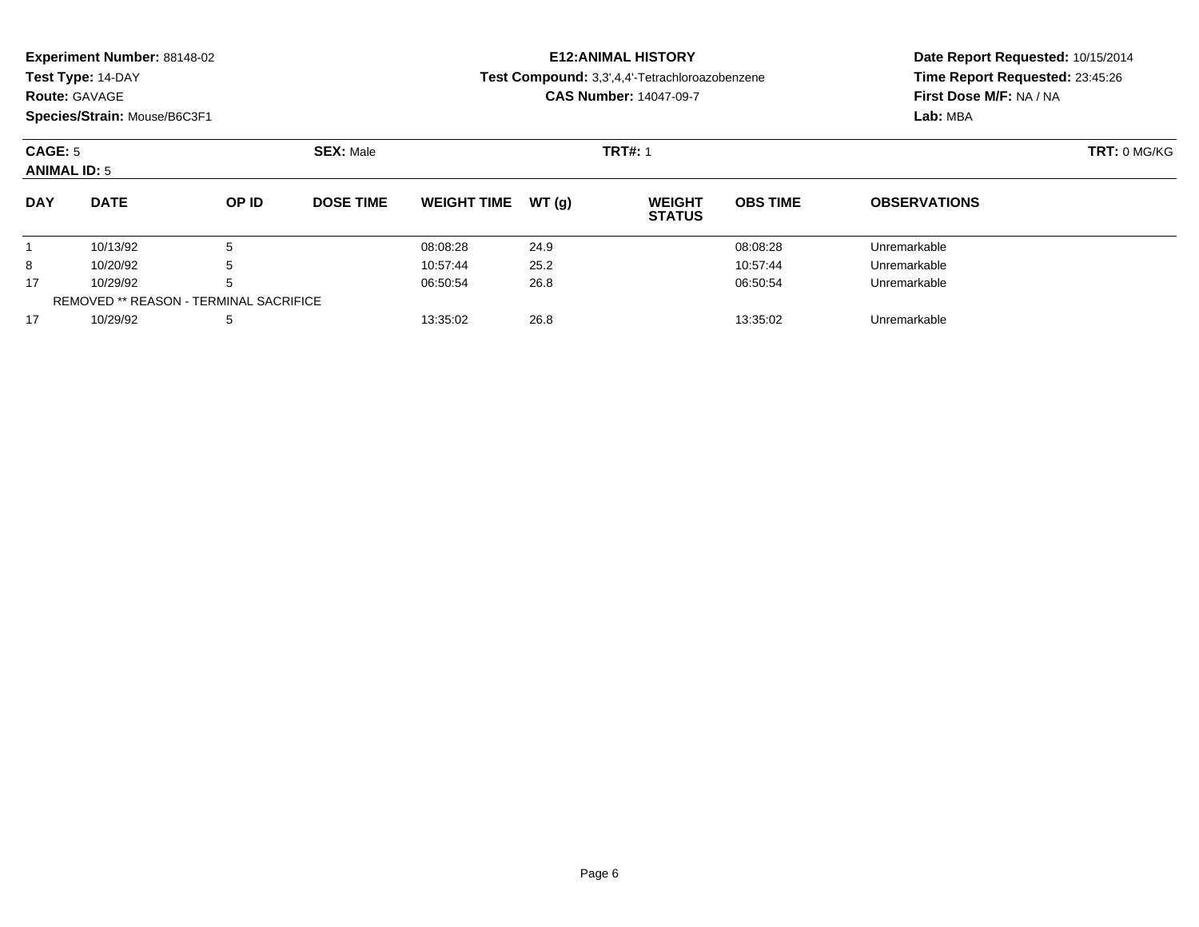**Experiment Number:** 88148-02
**Test Type:** 14-DAY
**Route:** GAVAGE
**Species/Strain:** Mouse/B6C3F1

**E12:ANIMAL HISTORY**
**Test Compound:** 3,3',4,4'-Tetrachloroazobenzene
**CAS Number:** 14047-09-7

**Date Report Requested:** 10/15/2014
**Time Report Requested:** 23:45:26
**First Dose M/F:** NA / NA
**Lab:** MBA

**CAGE:** 5 **SEX:** Male **TRT#:** 1 **TRT:** 0 MG/KG
**ANIMAL ID:** 5

| DAY | DATE | OP ID | DOSE TIME | WEIGHT TIME | WT (g) | WEIGHT STATUS | OBS TIME | OBSERVATIONS |
|---|---|---|---|---|---|---|---|---|
| 1 | 10/13/92 | 5 | | 08:08:28 | 24.9 | | 08:08:28 | Unremarkable |
| 8 | 10/20/92 | 5 | | 10:57:44 | 25.2 | | 10:57:44 | Unremarkable |
| 17 | 10/29/92 | 5 | | 06:50:54 | 26.8 | | 06:50:54 | Unremarkable |
| REMOVED ** REASON - TERMINAL SACRIFICE | | | | | | | | |
| 17 | 10/29/92 | 5 | | 13:35:02 | 26.8 | | 13:35:02 | Unremarkable |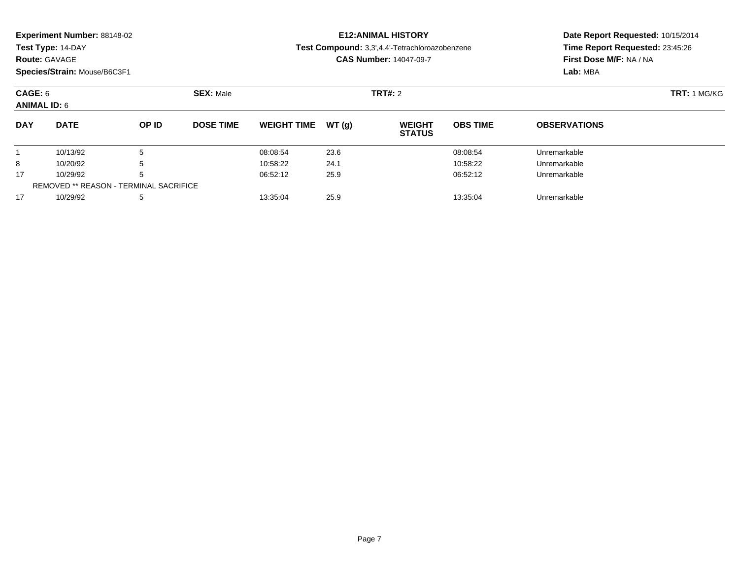**Experiment Number:** 88148-02
**Test Type:** 14-DAY
**Route:** GAVAGE
**Species/Strain:** Mouse/B6C3F1

**E12:ANIMAL HISTORY**
**Test Compound:** 3,3',4,4'-Tetrachloroazobenzene
**CAS Number:** 14047-09-7

**Date Report Requested:** 10/15/2014
**Time Report Requested:** 23:45:26
**First Dose M/F:** NA / NA
**Lab:** MBA

**CAGE:** 6 **SEX:** Male **TRT#:** 2 **TRT:** 1 MG/KG
**ANIMAL ID:** 6

| DAY | DATE | OP ID | DOSE TIME | WEIGHT TIME | WT (g) | WEIGHT STATUS | OBS TIME | OBSERVATIONS |
|---|---|---|---|---|---|---|---|---|
| 1 | 10/13/92 | 5 | | 08:08:54 | 23.6 | | 08:08:54 | Unremarkable |
| 8 | 10/20/92 | 5 | | 10:58:22 | 24.1 | | 10:58:22 | Unremarkable |
| 17 | 10/29/92 | 5 | | 06:52:12 | 25.9 | | 06:52:12 | Unremarkable |
| REMOVED ** REASON - TERMINAL SACRIFICE | | | | | | | | |
| 17 | 10/29/92 | 5 | | 13:35:04 | 25.9 | | 13:35:04 | Unremarkable |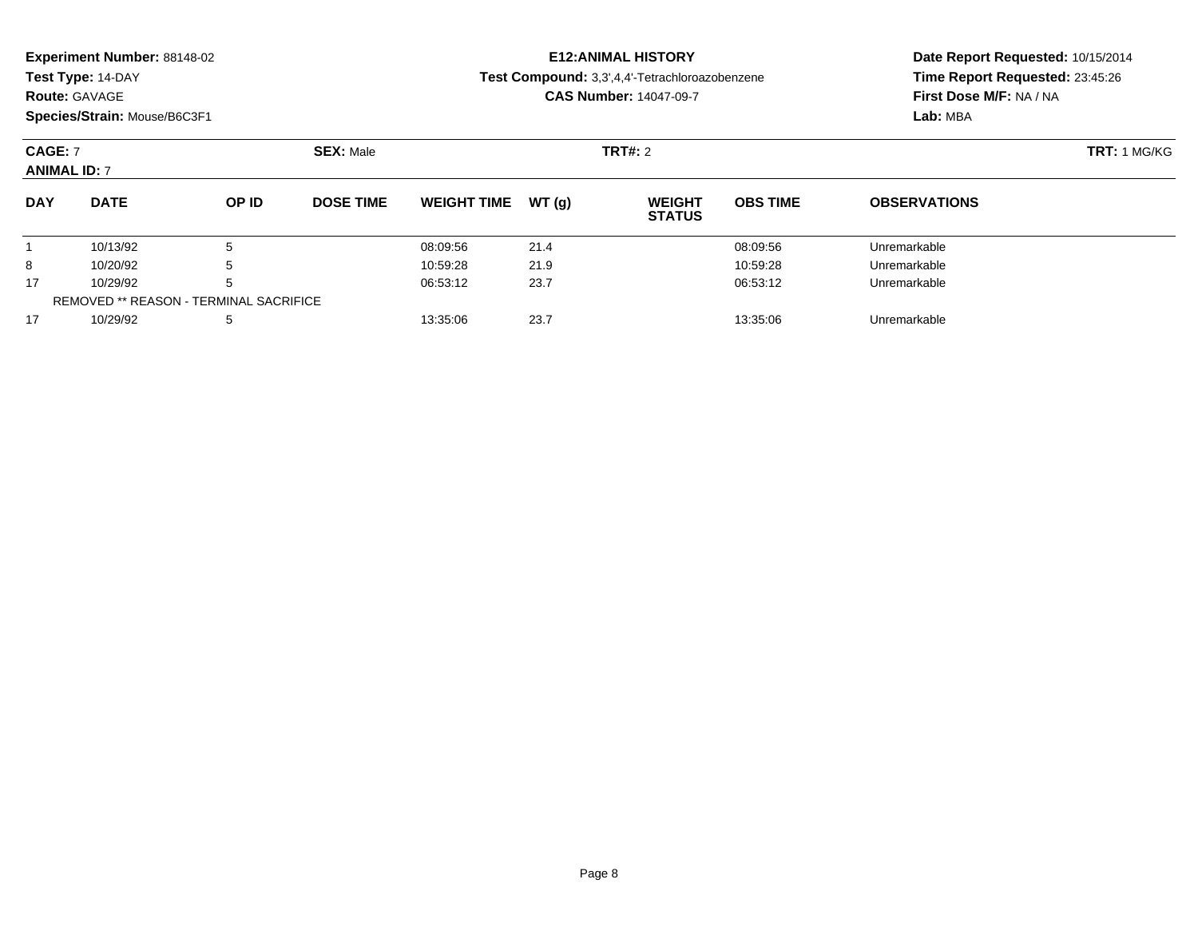**Experiment Number:** 88148-02
**Test Type:** 14-DAY
**Route:** GAVAGE
**Species/Strain:** Mouse/B6C3F1

**E12:ANIMAL HISTORY**
**Test Compound:** 3,3',4,4'-Tetrachloroazobenzene
**CAS Number:** 14047-09-7

**Date Report Requested:** 10/15/2014
**Time Report Requested:** 23:45:26
**First Dose M/F:** NA / NA
**Lab:** MBA

**CAGE:** 7 **SEX:** Male **TRT#:** 2 **TRT:** 1 MG/KG
**ANIMAL ID:** 7

| DAY | DATE | OP ID | DOSE TIME | WEIGHT TIME | WT (g) | WEIGHT STATUS | OBS TIME | OBSERVATIONS |
|---|---|---|---|---|---|---|---|---|
| 1 | 10/13/92 | 5 | | 08:09:56 | 21.4 | | 08:09:56 | Unremarkable |
| 8 | 10/20/92 | 5 | | 10:59:28 | 21.9 | | 10:59:28 | Unremarkable |
| 17 | 10/29/92 | 5 | | 06:53:12 | 23.7 | | 06:53:12 | Unremarkable |
| REMOVED ** REASON - TERMINAL SACRIFICE | | | | | | | | |
| 17 | 10/29/92 | 5 | | 13:35:06 | 23.7 | | 13:35:06 | Unremarkable |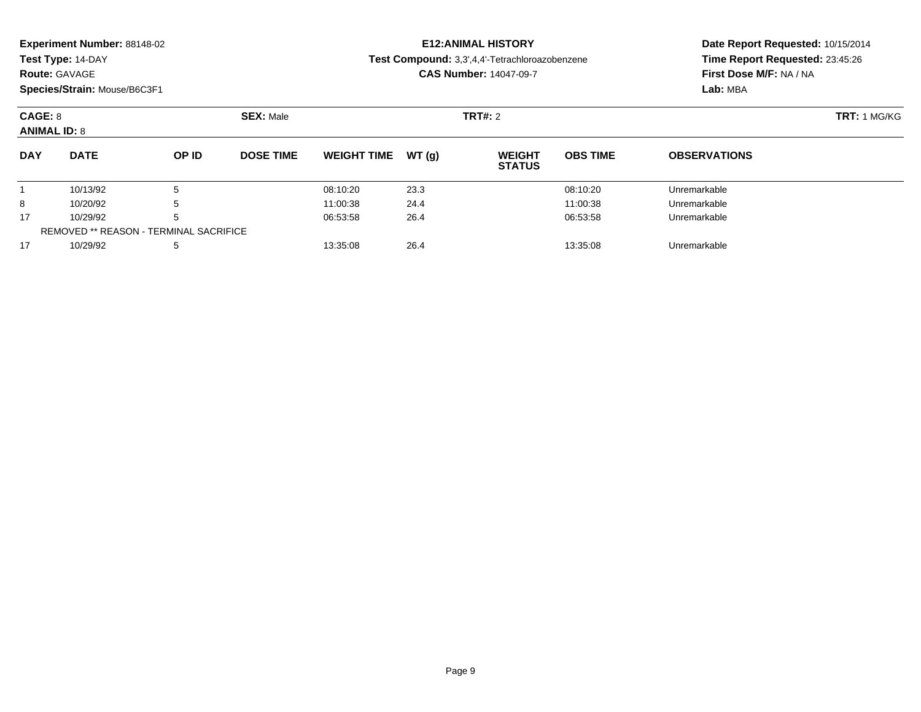**Experiment Number:** 88148-02
**Test Type:** 14-DAY
**Route:** GAVAGE
**Species/Strain:** Mouse/B6C3F1

**E12:ANIMAL HISTORY**
**Test Compound:** 3,3',4,4'-Tetrachloroazobenzene
**CAS Number:** 14047-09-7

**Date Report Requested:** 10/15/2014
**Time Report Requested:** 23:45:26
**First Dose M/F:** NA / NA
**Lab:** MBA

**CAGE:** 8 **SEX:** Male **TRT#:** 2 **TRT:** 1 MG/KG
**ANIMAL ID:** 8

| DAY | DATE | OP ID | DOSE TIME | WEIGHT TIME | WT (g) | WEIGHT STATUS | OBS TIME | OBSERVATIONS |
|---|---|---|---|---|---|---|---|---|
| 1 | 10/13/92 | 5 | | 08:10:20 | 23.3 | | 08:10:20 | Unremarkable |
| 8 | 10/20/92 | 5 | | 11:00:38 | 24.4 | | 11:00:38 | Unremarkable |
| 17 | 10/29/92 | 5 | | 06:53:58 | 26.4 | | 06:53:58 | Unremarkable |
| REMOVED ** REASON - TERMINAL SACRIFICE | | | | | | | | |
| 17 | 10/29/92 | 5 | | 13:35:08 | 26.4 | | 13:35:08 | Unremarkable |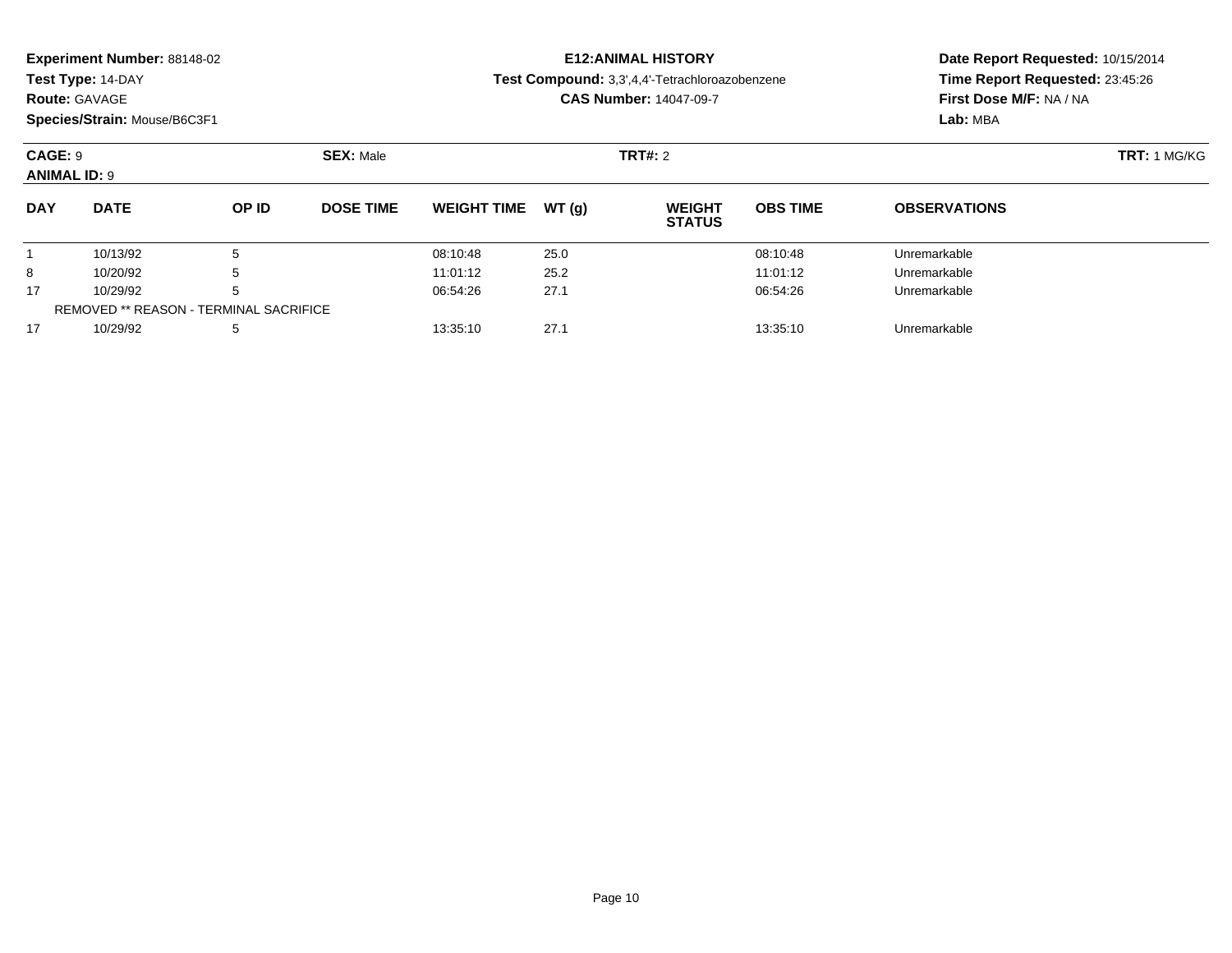**Experiment Number:** 88148-02
**Test Type:** 14-DAY
**Route:** GAVAGE
**Species/Strain:** Mouse/B6C3F1

**E12:ANIMAL HISTORY**
**Test Compound:** 3,3',4,4'-Tetrachloroazobenzene
**CAS Number:** 14047-09-7

**Date Report Requested:** 10/15/2014
**Time Report Requested:** 23:45:26
**First Dose M/F:** NA / NA
**Lab:** MBA

**CAGE:** 9 **SEX:** Male **TRT#:** 2 **TRT:** 1 MG/KG
**ANIMAL ID:** 9

| DAY | DATE | OP ID | DOSE TIME | WEIGHT TIME | WT (g) | WEIGHT STATUS | OBS TIME | OBSERVATIONS |
|---|---|---|---|---|---|---|---|---|
| 1 | 10/13/92 | 5 | | 08:10:48 | 25.0 | | 08:10:48 | Unremarkable |
| 8 | 10/20/92 | 5 | | 11:01:12 | 25.2 | | 11:01:12 | Unremarkable |
| 17 | 10/29/92 | 5 | | 06:54:26 | 27.1 | | 06:54:26 | Unremarkable |
| REMOVED ** REASON - TERMINAL SACRIFICE | | | | | | | | |
| 17 | 10/29/92 | 5 | | 13:35:10 | 27.1 | | 13:35:10 | Unremarkable |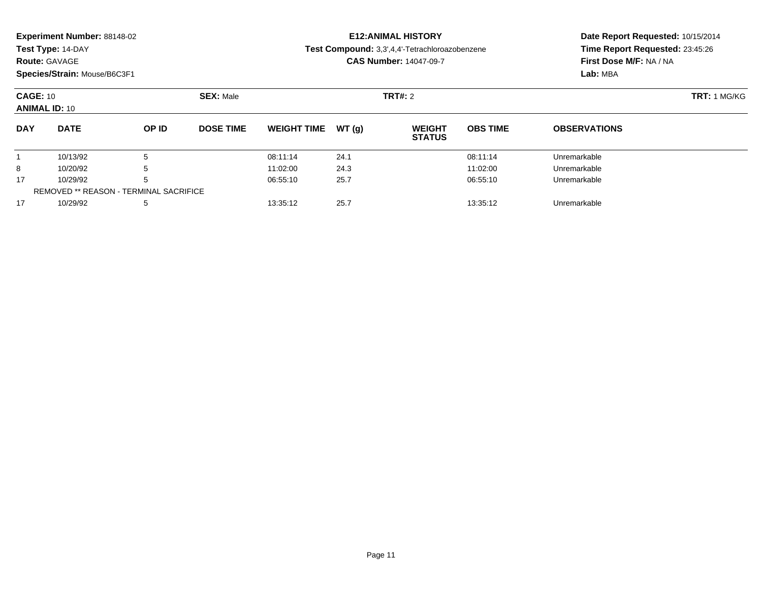**Experiment Number:** 88148-02
**Test Type:** 14-DAY
**Route:** GAVAGE
**Species/Strain:** Mouse/B6C3F1

**E12:ANIMAL HISTORY**
**Test Compound:** 3,3',4,4'-Tetrachloroazobenzene
**CAS Number:** 14047-09-7

**Date Report Requested:** 10/15/2014
**Time Report Requested:** 23:45:26
**First Dose M/F:** NA / NA
**Lab:** MBA

**CAGE:** 10 **SEX:** Male **TRT#:** 2 **TRT:** 1 MG/KG
**ANIMAL ID:** 10

| DAY | DATE | OP ID | DOSE TIME | WEIGHT TIME | WT (g) | WEIGHT STATUS | OBS TIME | OBSERVATIONS |
|---|---|---|---|---|---|---|---|---|
| 1 | 10/13/92 | 5 | | 08:11:14 | 24.1 | | 08:11:14 | Unremarkable |
| 8 | 10/20/92 | 5 | | 11:02:00 | 24.3 | | 11:02:00 | Unremarkable |
| 17 | 10/29/92 | 5 | | 06:55:10 | 25.7 | | 06:55:10 | Unremarkable |
| REMOVED ** REASON - TERMINAL SACRIFICE | | | | | | | | |
| 17 | 10/29/92 | 5 | | 13:35:12 | 25.7 | | 13:35:12 | Unremarkable |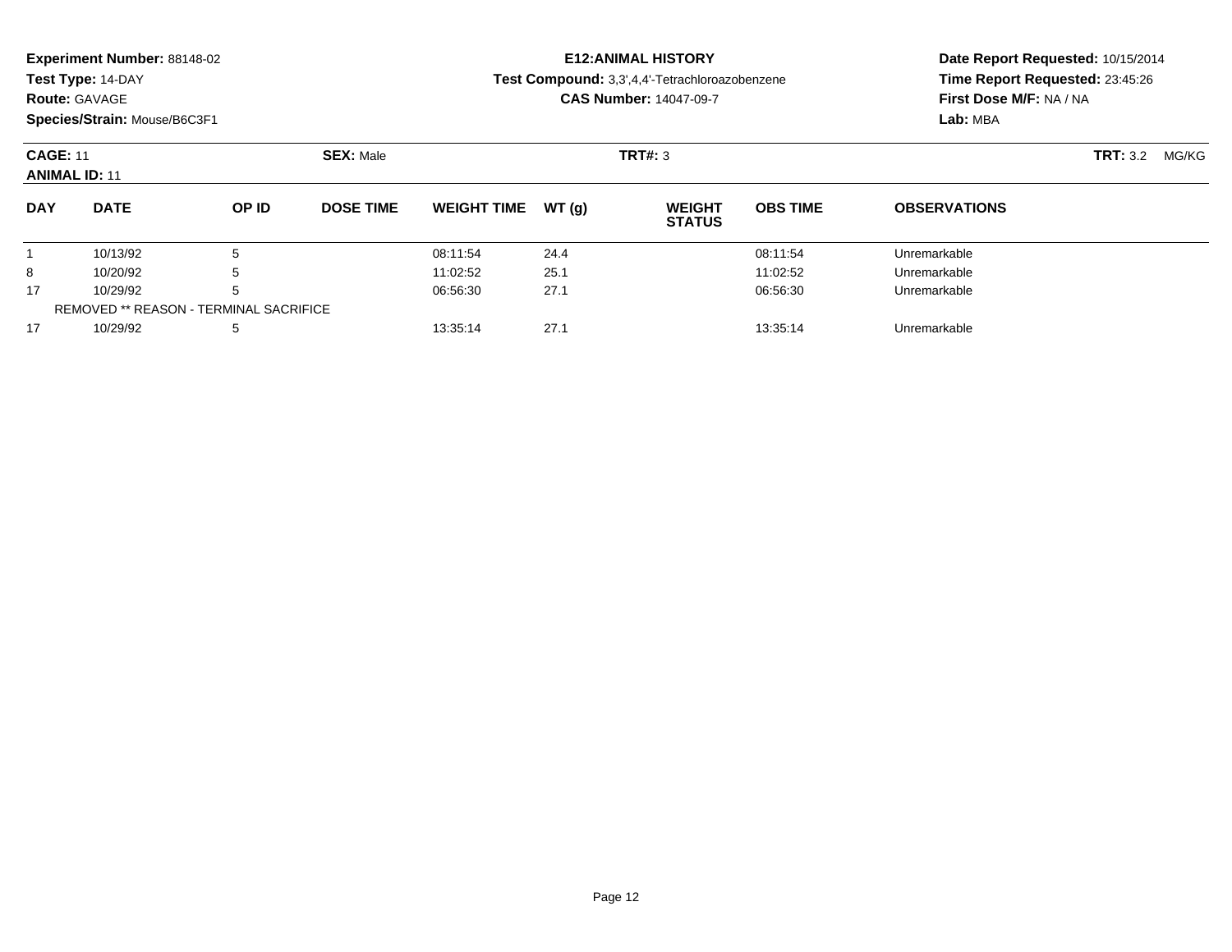**Experiment Number:** 88148-02
**Test Type:** 14-DAY
**Route:** GAVAGE
**Species/Strain:** Mouse/B6C3F1

**E12:ANIMAL HISTORY**
**Test Compound:** 3,3',4,4'-Tetrachloroazobenzene
**CAS Number:** 14047-09-7

**Date Report Requested:** 10/15/2014
**Time Report Requested:** 23:45:26
**First Dose M/F:** NA / NA
**Lab:** MBA

**CAGE:** 11 **SEX:** Male **TRT#:** 3 **TRT:** 3.2 MG/KG
**ANIMAL ID:** 11

| DAY | DATE | OP ID | DOSE TIME | WEIGHT TIME | WT (g) | WEIGHT STATUS | OBS TIME | OBSERVATIONS |
|---|---|---|---|---|---|---|---|---|
| 1 | 10/13/92 | 5 | | 08:11:54 | 24.4 | | 08:11:54 | Unremarkable |
| 8 | 10/20/92 | 5 | | 11:02:52 | 25.1 | | 11:02:52 | Unremarkable |
| 17 | 10/29/92 | 5 | | 06:56:30 | 27.1 | | 06:56:30 | Unremarkable |
| REMOVED ** REASON - TERMINAL SACRIFICE | | | | | | | | |
| 17 | 10/29/92 | 5 | | 13:35:14 | 27.1 | | 13:35:14 | Unremarkable |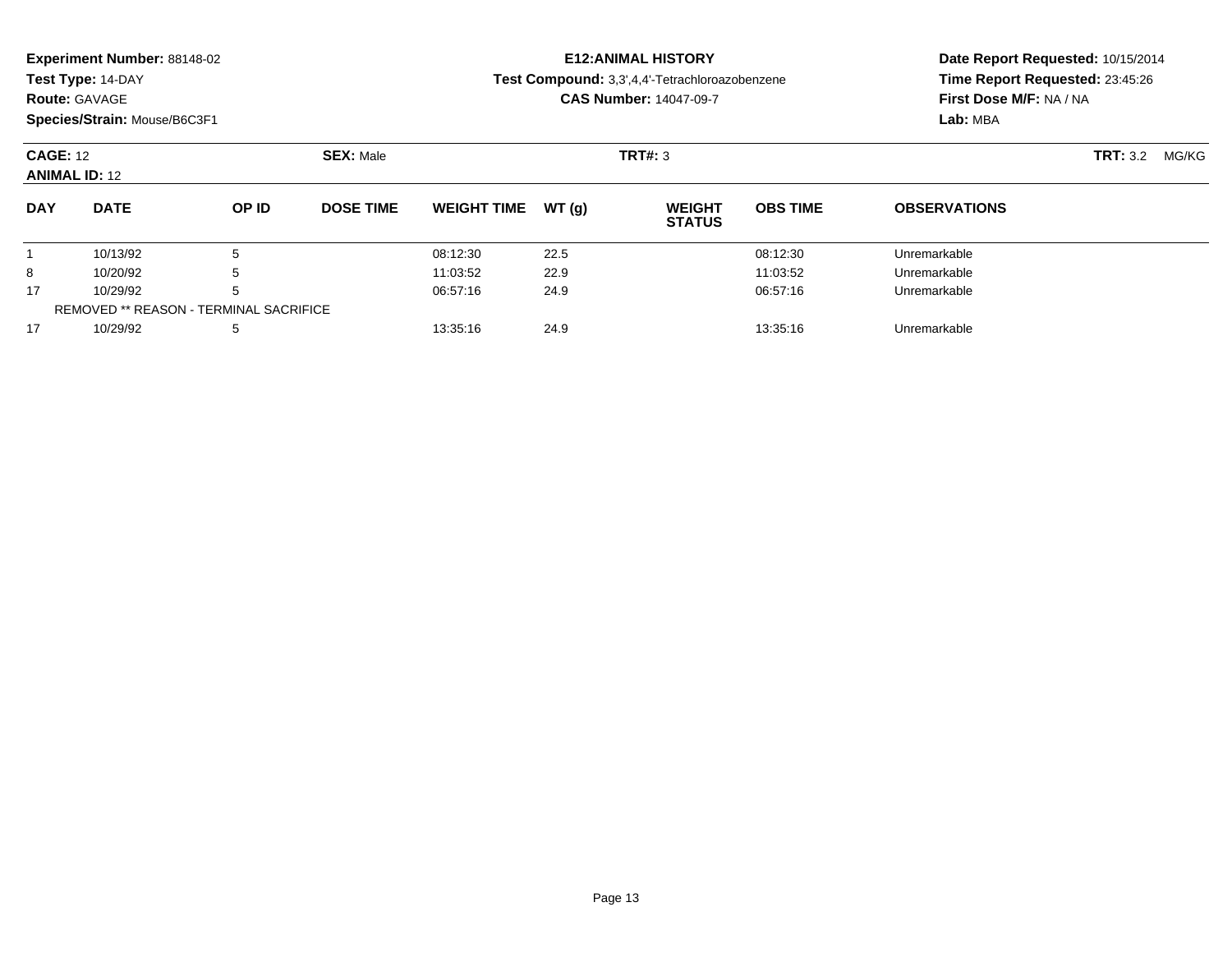**Experiment Number:** 88148-02
**Test Type:** 14-DAY
**Route:** GAVAGE
**Species/Strain:** Mouse/B6C3F1

**E12:ANIMAL HISTORY**
**Test Compound:** 3,3',4,4'-Tetrachloroazobenzene
**CAS Number:** 14047-09-7

**Date Report Requested:** 10/15/2014
**Time Report Requested:** 23:45:26
**First Dose M/F:** NA / NA
**Lab:** MBA

**CAGE:** 12 **SEX:** Male **TRT#:** 3 **TRT:** 3.2 MG/KG
**ANIMAL ID:** 12

| DAY | DATE | OP ID | DOSE TIME | WEIGHT TIME | WT (g) | WEIGHT STATUS | OBS TIME | OBSERVATIONS |
|---|---|---|---|---|---|---|---|---|
| 1 | 10/13/92 | 5 | | 08:12:30 | 22.5 | | 08:12:30 | Unremarkable |
| 8 | 10/20/92 | 5 | | 11:03:52 | 22.9 | | 11:03:52 | Unremarkable |
| 17 | 10/29/92 | 5 | | 06:57:16 | 24.9 | | 06:57:16 | Unremarkable |
| REMOVED ** REASON - TERMINAL SACRIFICE | | | | | | | | |
| 17 | 10/29/92 | 5 | | 13:35:16 | 24.9 | | 13:35:16 | Unremarkable |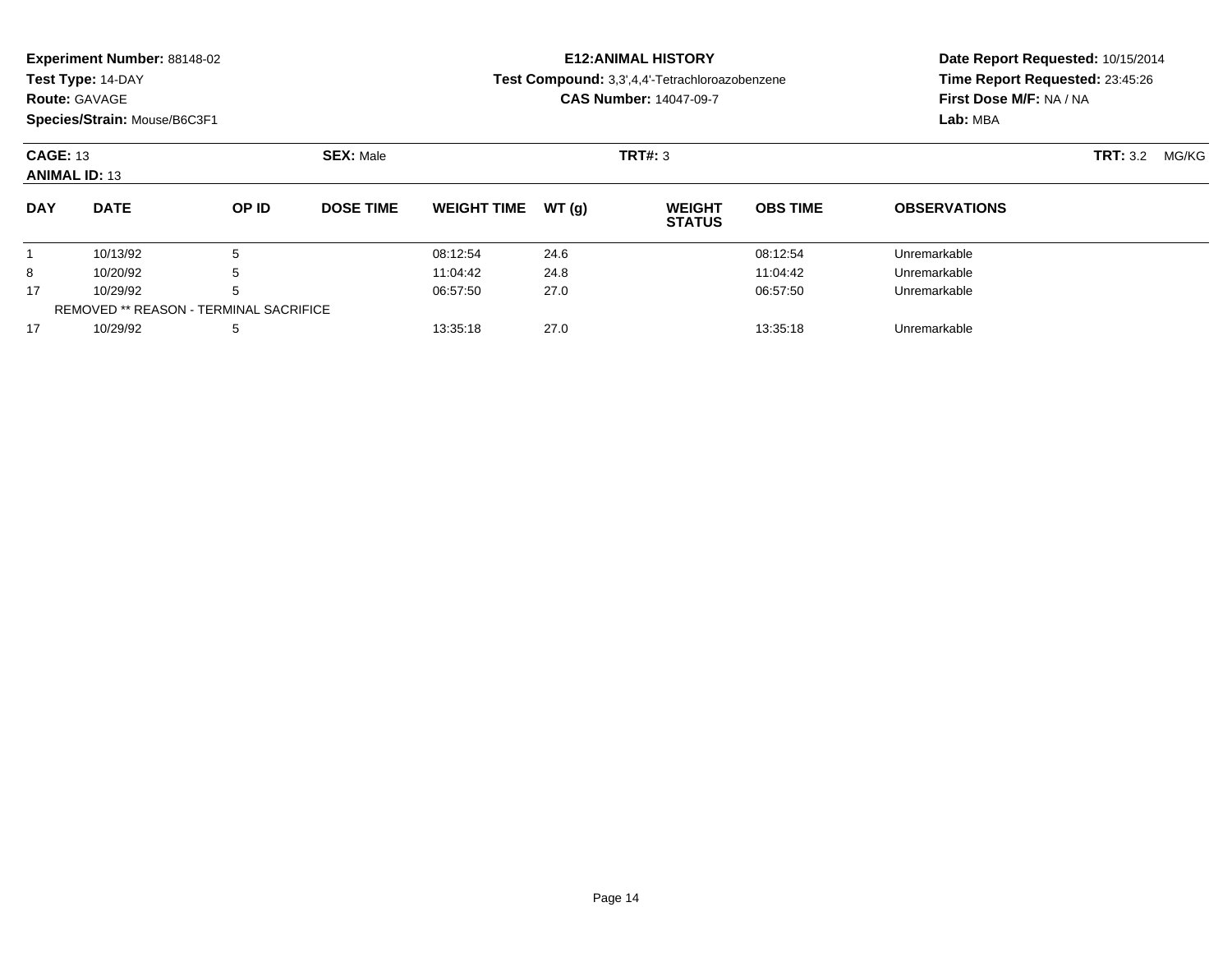**Experiment Number:** 88148-02
**Test Type:** 14-DAY
**Route:** GAVAGE
**Species/Strain:** Mouse/B6C3F1

**E12:ANIMAL HISTORY**
**Test Compound:** 3,3',4,4'-Tetrachloroazobenzene
**CAS Number:** 14047-09-7

**Date Report Requested:** 10/15/2014
**Time Report Requested:** 23:45:26
**First Dose M/F:** NA / NA
**Lab:** MBA

**CAGE:** 13
**ANIMAL ID:** 13
**SEX:** Male
**TRT#:** 3
**TRT:** 3.2 MG/KG

| DAY | DATE | OP ID | DOSE TIME | WEIGHT TIME | WT (g) | WEIGHT STATUS | OBS TIME | OBSERVATIONS |
|---|---|---|---|---|---|---|---|---|
| 1 | 10/13/92 | 5 | | 08:12:54 | 24.6 | | 08:12:54 | Unremarkable |
| 8 | 10/20/92 | 5 | | 11:04:42 | 24.8 | | 11:04:42 | Unremarkable |
| 17 | 10/29/92 | 5 | | 06:57:50 | 27.0 | | 06:57:50 | Unremarkable |
| REMOVED ** REASON - TERMINAL SACRIFICE | | | | | | | | |
| 17 | 10/29/92 | 5 | | 13:35:18 | 27.0 | | 13:35:18 | Unremarkable |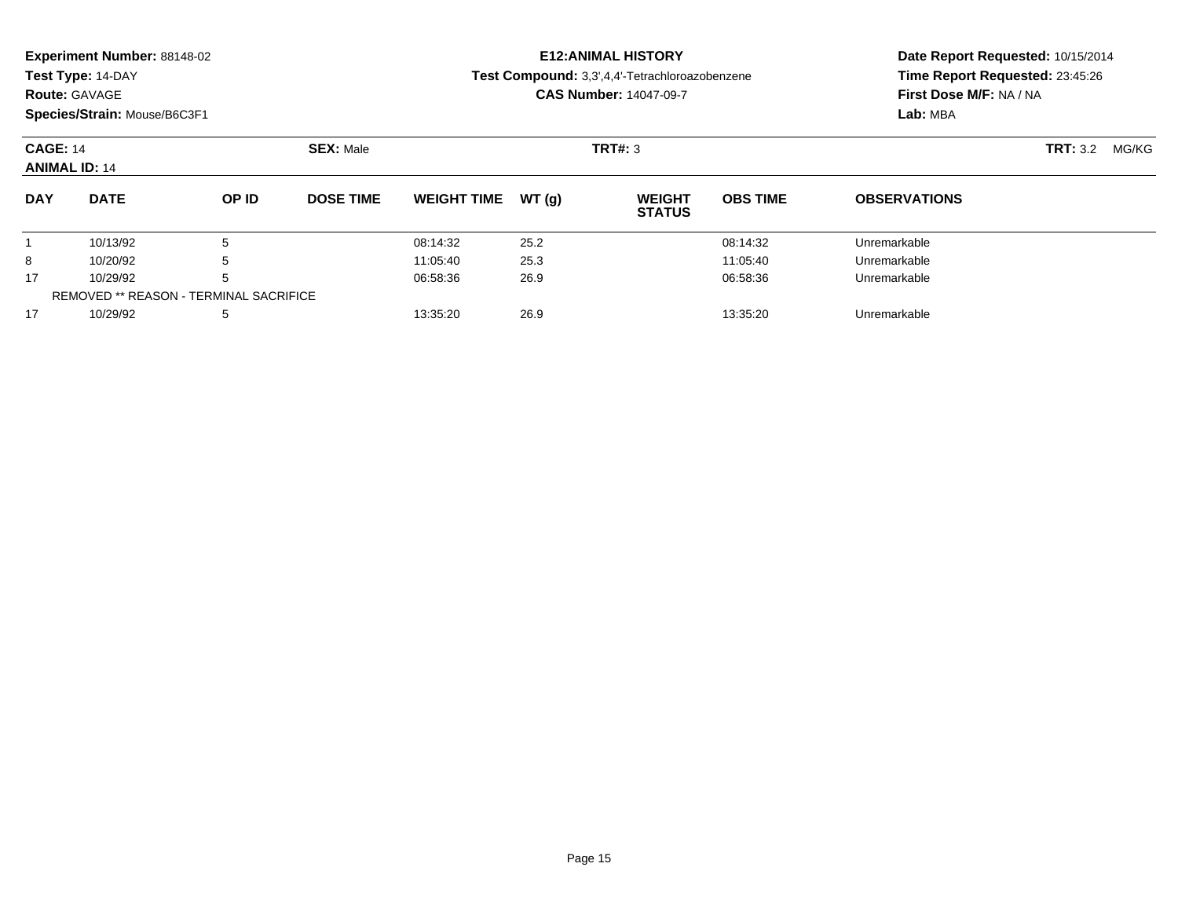**Experiment Number:** 88148-02
**Test Type:** 14-DAY
**Route:** GAVAGE
**Species/Strain:** Mouse/B6C3F1

**E12:ANIMAL HISTORY**
**Test Compound:** 3,3',4,4'-Tetrachloroazobenzene
**CAS Number:** 14047-09-7

**Date Report Requested:** 10/15/2014
**Time Report Requested:** 23:45:26
**First Dose M/F:** NA / NA
**Lab:** MBA

**CAGE:** 14 **SEX:** Male **TRT#:** 3 **TRT:** 3.2 MG/KG
**ANIMAL ID:** 14

| DAY | DATE | OP ID | DOSE TIME | WEIGHT TIME | WT (g) | WEIGHT STATUS | OBS TIME | OBSERVATIONS |
|---|---|---|---|---|---|---|---|---|
| 1 | 10/13/92 | 5 | | 08:14:32 | 25.2 | | 08:14:32 | Unremarkable |
| 8 | 10/20/92 | 5 | | 11:05:40 | 25.3 | | 11:05:40 | Unremarkable |
| 17 | 10/29/92 | 5 | | 06:58:36 | 26.9 | | 06:58:36 | Unremarkable |
| REMOVED ** REASON - TERMINAL SACRIFICE | | | | | | | | |
| 17 | 10/29/92 | 5 | | 13:35:20 | 26.9 | | 13:35:20 | Unremarkable |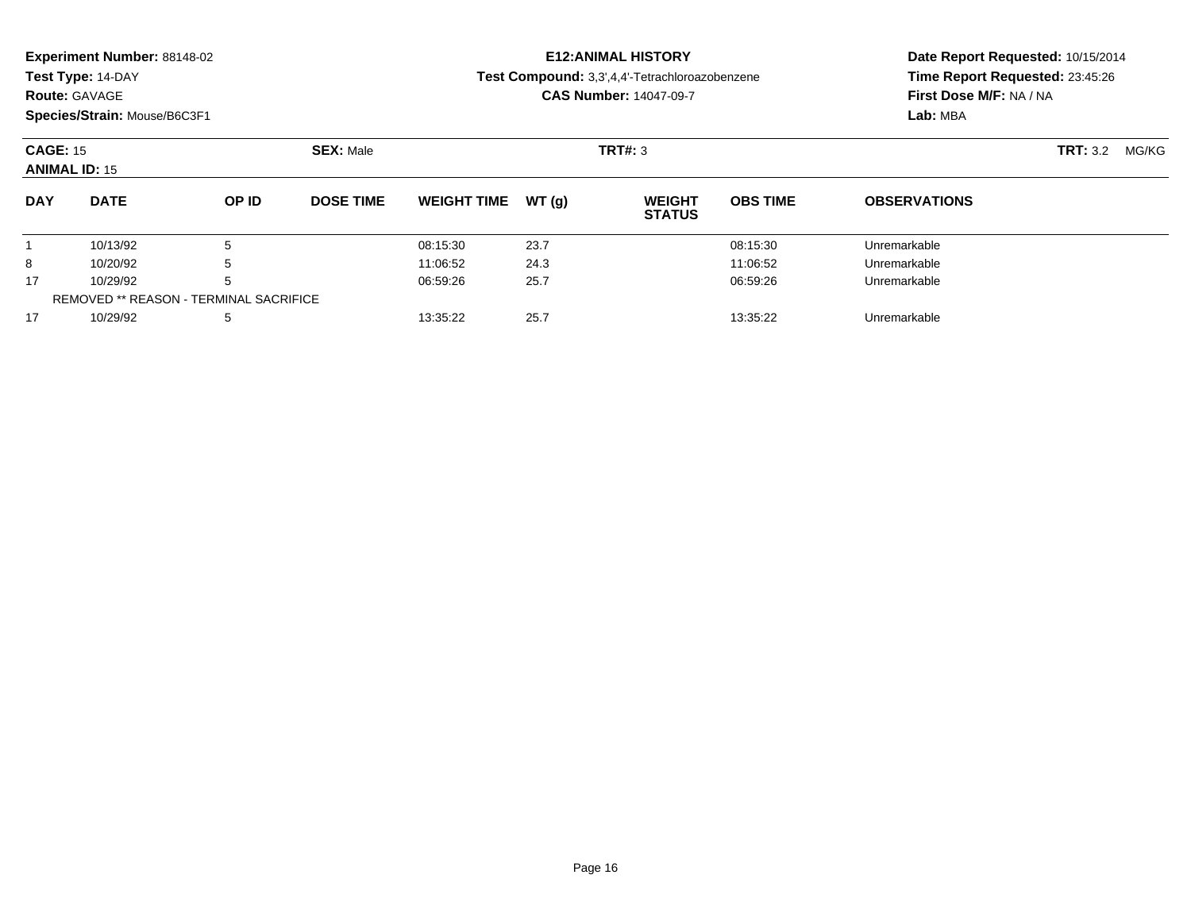**Experiment Number:** 88148-02
**Test Type:** 14-DAY
**Route:** GAVAGE
**Species/Strain:** Mouse/B6C3F1

**E12:ANIMAL HISTORY**
**Test Compound:** 3,3',4,4'-Tetrachloroazobenzene
**CAS Number:** 14047-09-7

**Date Report Requested:** 10/15/2014
**Time Report Requested:** 23:45:26
**First Dose M/F:** NA / NA
**Lab:** MBA

**CAGE:** 15 **SEX:** Male **TRT#:** 3 **TRT:** 3.2 MG/KG
**ANIMAL ID:** 15

| DAY | DATE | OP ID | DOSE TIME | WEIGHT TIME | WT (g) | WEIGHT STATUS | OBS TIME | OBSERVATIONS |
|---|---|---|---|---|---|---|---|---|
| 1 | 10/13/92 | 5 | | 08:15:30 | 23.7 | | 08:15:30 | Unremarkable |
| 8 | 10/20/92 | 5 | | 11:06:52 | 24.3 | | 11:06:52 | Unremarkable |
| 17 | 10/29/92 | 5 | | 06:59:26 | 25.7 | | 06:59:26 | Unremarkable |
| REMOVED ** REASON - TERMINAL SACRIFICE | | | | | | | | |
| 17 | 10/29/92 | 5 | | 13:35:22 | 25.7 | | 13:35:22 | Unremarkable |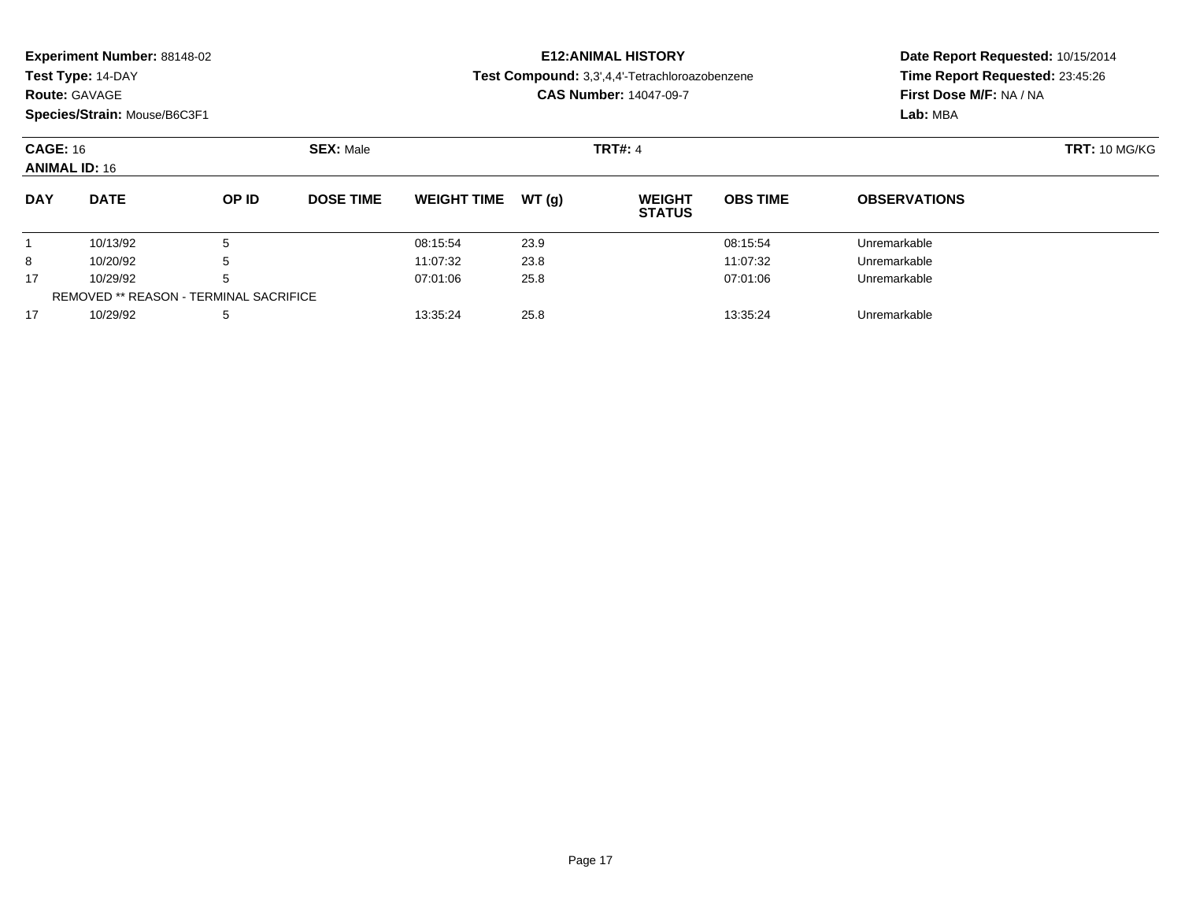**Experiment Number:** 88148-02
**Test Type:** 14-DAY
**Route:** GAVAGE
**Species/Strain:** Mouse/B6C3F1

**E12:ANIMAL HISTORY**
**Test Compound:** 3,3',4,4'-Tetrachloroazobenzene
**CAS Number:** 14047-09-7

**Date Report Requested:** 10/15/2014
**Time Report Requested:** 23:45:26
**First Dose M/F:** NA / NA
**Lab:** MBA

**CAGE:** 16 **SEX:** Male **TRT#:** 4 **TRT:** 10 MG/KG
**ANIMAL ID:** 16

| DAY | DATE | OP ID | DOSE TIME | WEIGHT TIME | WT (g) | WEIGHT STATUS | OBS TIME | OBSERVATIONS |
|---|---|---|---|---|---|---|---|---|
| 1 | 10/13/92 | 5 | | 08:15:54 | 23.9 | | 08:15:54 | Unremarkable |
| 8 | 10/20/92 | 5 | | 11:07:32 | 23.8 | | 11:07:32 | Unremarkable |
| 17 | 10/29/92 | 5 | | 07:01:06 | 25.8 | | 07:01:06 | Unremarkable |
| REMOVED ** REASON - TERMINAL SACRIFICE | | | | | | | | |
| 17 | 10/29/92 | 5 | | 13:35:24 | 25.8 | | 13:35:24 | Unremarkable |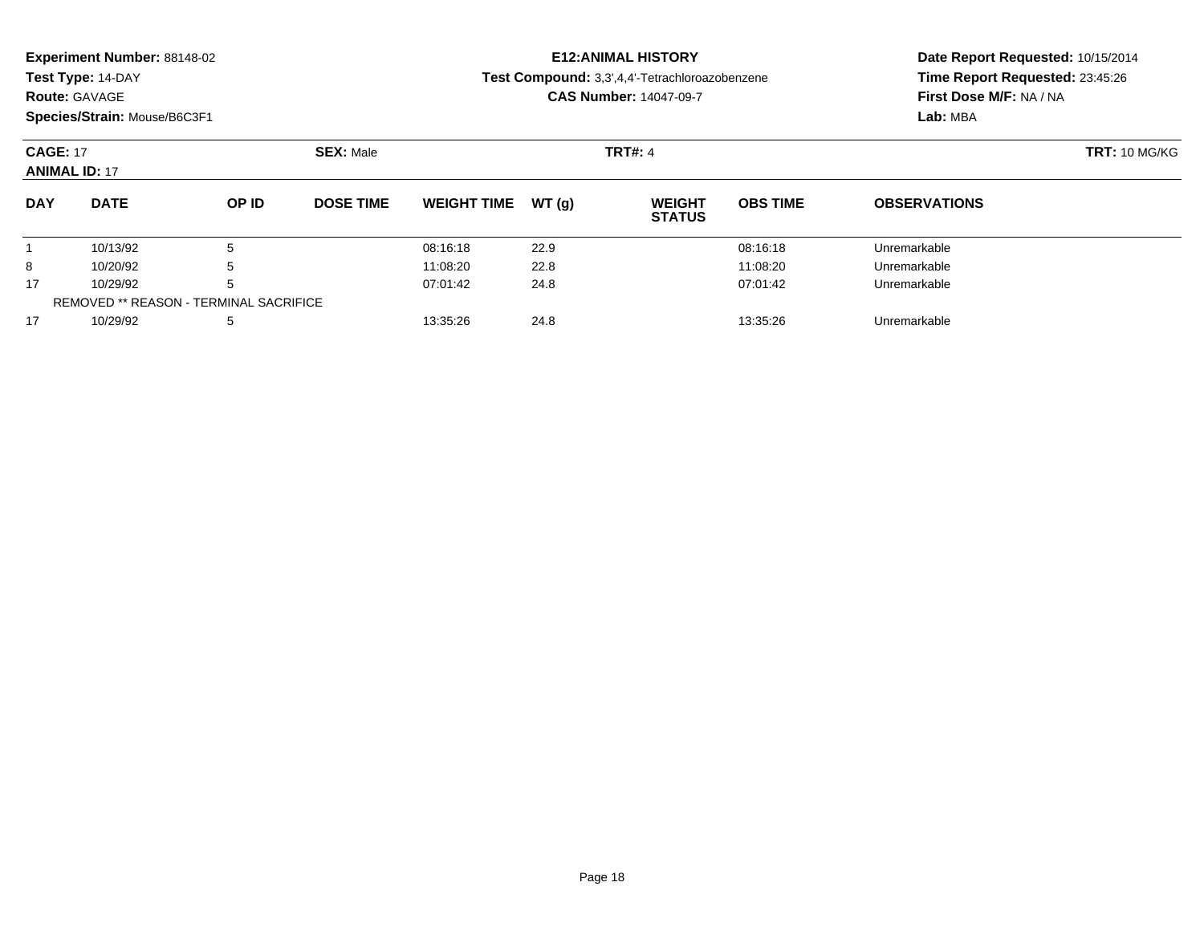**Experiment Number:** 88148-02
**Test Type:** 14-DAY
**Route:** GAVAGE
**Species/Strain:** Mouse/B6C3F1

**E12:ANIMAL HISTORY**
**Test Compound:** 3,3',4,4'-Tetrachloroazobenzene
**CAS Number:** 14047-09-7

**Date Report Requested:** 10/15/2014
**Time Report Requested:** 23:45:26
**First Dose M/F:** NA / NA
**Lab:** MBA

**CAGE:** 17
**ANIMAL ID:** 17
**SEX:** Male
**TRT#:** 4
**TRT:** 10 MG/KG

| DAY | DATE | OP ID | DOSE TIME | WEIGHT TIME | WT (g) | WEIGHT STATUS | OBS TIME | OBSERVATIONS |
|---|---|---|---|---|---|---|---|---|
| 1 | 10/13/92 | 5 | | 08:16:18 | 22.9 | | 08:16:18 | Unremarkable |
| 8 | 10/20/92 | 5 | | 11:08:20 | 22.8 | | 11:08:20 | Unremarkable |
| 17 | 10/29/92 | 5 | | 07:01:42 | 24.8 | | 07:01:42 | Unremarkable |
| REMOVED ** REASON - TERMINAL SACRIFICE | | | | | | | | |
| 17 | 10/29/92 | 5 | | 13:35:26 | 24.8 | | 13:35:26 | Unremarkable |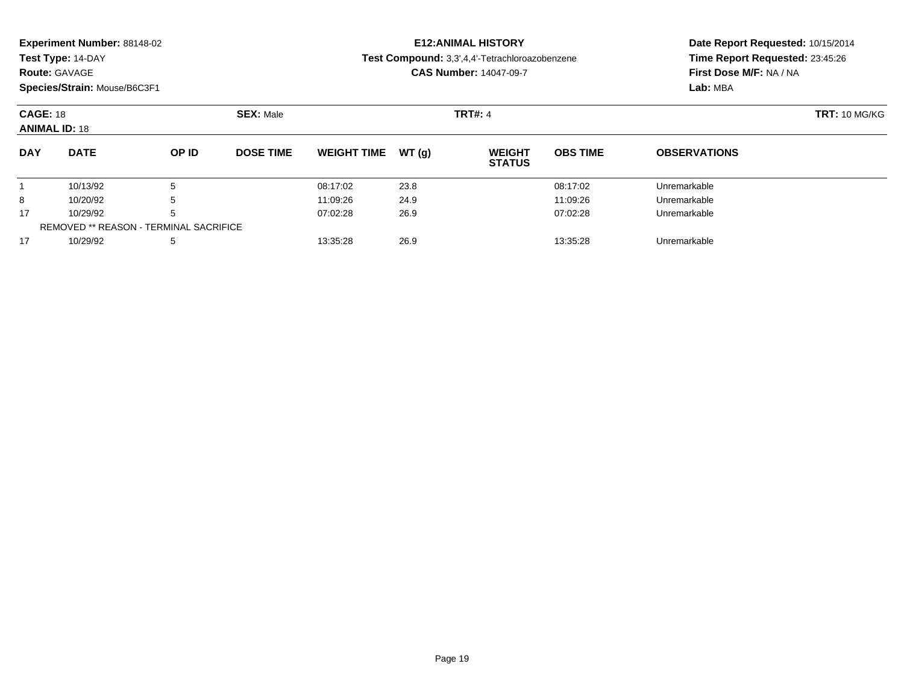**Experiment Number:** 88148-02
**Test Type:** 14-DAY
**Route:** GAVAGE
**Species/Strain:** Mouse/B6C3F1

**E12:ANIMAL HISTORY**
**Test Compound:** 3,3',4,4'-Tetrachloroazobenzene
**CAS Number:** 14047-09-7

**Date Report Requested:** 10/15/2014
**Time Report Requested:** 23:45:26
**First Dose M/F:** NA / NA
**Lab:** MBA

**CAGE:** 18 **SEX:** Male **TRT#:** 4 **TRT:** 10 MG/KG
**ANIMAL ID:** 18

| DAY | DATE | OP ID | DOSE TIME | WEIGHT TIME | WT (g) | WEIGHT STATUS | OBS TIME | OBSERVATIONS |
|---|---|---|---|---|---|---|---|---|
| 1 | 10/13/92 | 5 | | 08:17:02 | 23.8 | | 08:17:02 | Unremarkable |
| 8 | 10/20/92 | 5 | | 11:09:26 | 24.9 | | 11:09:26 | Unremarkable |
| 17 | 10/29/92 | 5 | | 07:02:28 | 26.9 | | 07:02:28 | Unremarkable |
| REMOVED ** REASON - TERMINAL SACRIFICE | | | | | | | | |
| 17 | 10/29/92 | 5 | | 13:35:28 | 26.9 | | 13:35:28 | Unremarkable |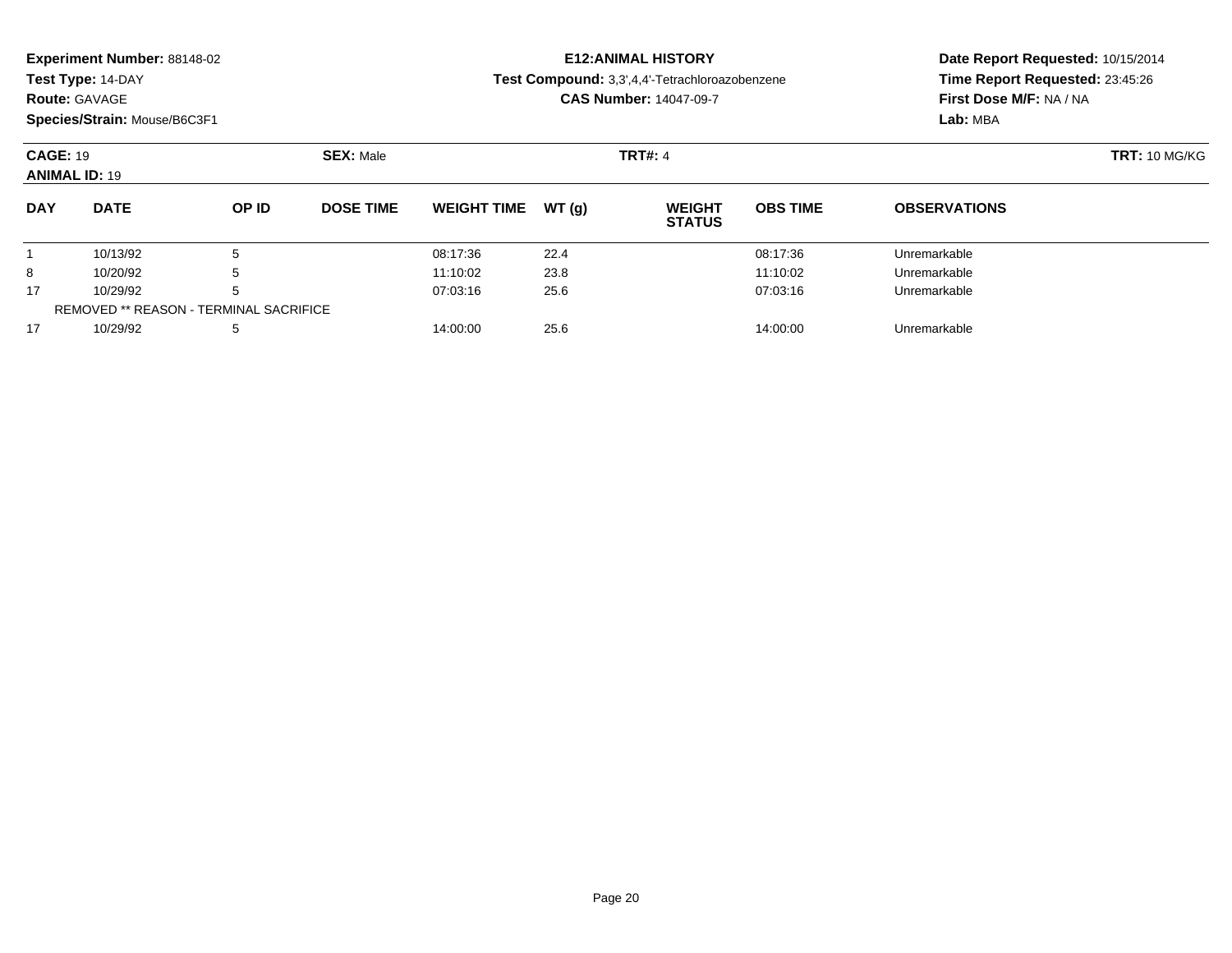**Experiment Number:** 88148-02
**Test Type:** 14-DAY
**Route:** GAVAGE
**Species/Strain:** Mouse/B6C3F1

**E12:ANIMAL HISTORY**
**Test Compound:** 3,3',4,4'-Tetrachloroazobenzene
**CAS Number:** 14047-09-7

**Date Report Requested:** 10/15/2014
**Time Report Requested:** 23:45:26
**First Dose M/F:** NA / NA
**Lab:** MBA

**CAGE:** 19 **SEX:** Male **TRT#:** 4 **TRT:** 10 MG/KG
**ANIMAL ID:** 19

| DAY | DATE | OP ID | DOSE TIME | WEIGHT TIME | WT (g) | WEIGHT STATUS | OBS TIME | OBSERVATIONS |
|---|---|---|---|---|---|---|---|---|
| 1 | 10/13/92 | 5 | | 08:17:36 | 22.4 | | 08:17:36 | Unremarkable |
| 8 | 10/20/92 | 5 | | 11:10:02 | 23.8 | | 11:10:02 | Unremarkable |
| 17 | 10/29/92 | 5 | | 07:03:16 | 25.6 | | 07:03:16 | Unremarkable |
| REMOVED ** REASON - TERMINAL SACRIFICE | | | | | | | | |
| 17 | 10/29/92 | 5 | | 14:00:00 | 25.6 | | 14:00:00 | Unremarkable |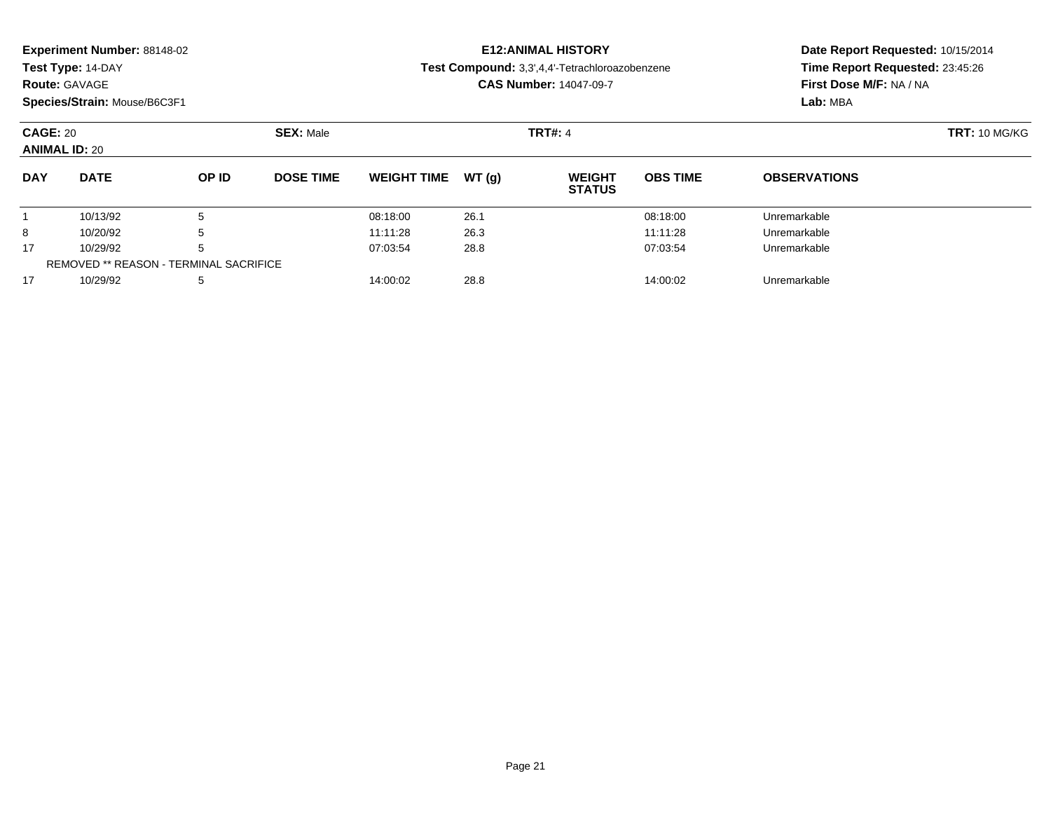**Experiment Number:** 88148-02
**Test Type:** 14-DAY
**Route:** GAVAGE
**Species/Strain:** Mouse/B6C3F1

**E12:ANIMAL HISTORY**
**Test Compound:** 3,3',4,4'-Tetrachloroazobenzene
**CAS Number:** 14047-09-7

**Date Report Requested:** 10/15/2014
**Time Report Requested:** 23:45:26
**First Dose M/F:** NA / NA
**Lab:** MBA

**CAGE:** 20 **SEX:** Male **TRT#:** 4 **TRT:** 10 MG/KG
**ANIMAL ID:** 20

| DAY | DATE | OP ID | DOSE TIME | WEIGHT TIME | WT (g) | WEIGHT STATUS | OBS TIME | OBSERVATIONS |
|---|---|---|---|---|---|---|---|---|
| 1 | 10/13/92 | 5 | | 08:18:00 | 26.1 | | 08:18:00 | Unremarkable |
| 8 | 10/20/92 | 5 | | 11:11:28 | 26.3 | | 11:11:28 | Unremarkable |
| 17 | 10/29/92 | 5 | | 07:03:54 | 28.8 | | 07:03:54 | Unremarkable |
| REMOVED ** REASON - TERMINAL SACRIFICE | | | | | | | | |
| 17 | 10/29/92 | 5 | | 14:00:02 | 28.8 | | 14:00:02 | Unremarkable |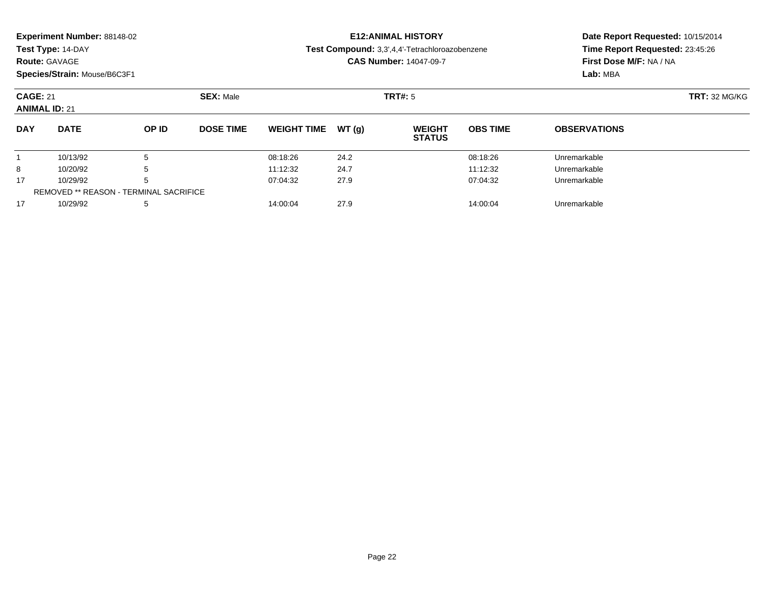**Experiment Number:** 88148-02
**Test Type:** 14-DAY
**Route:** GAVAGE
**Species/Strain:** Mouse/B6C3F1

**E12:ANIMAL HISTORY**
**Test Compound:** 3,3',4,4'-Tetrachloroazobenzene
**CAS Number:** 14047-09-7

**Date Report Requested:** 10/15/2014
**Time Report Requested:** 23:45:26
**First Dose M/F:** NA / NA
**Lab:** MBA

**CAGE:** 21
**ANIMAL ID:** 21
**SEX:** Male
**TRT#:** 5
**TRT:** 32 MG/KG

| DAY | DATE | OP ID | DOSE TIME | WEIGHT TIME | WT (g) | WEIGHT STATUS | OBS TIME | OBSERVATIONS |
|---|---|---|---|---|---|---|---|---|
| 1 | 10/13/92 | 5 | | 08:18:26 | 24.2 | | 08:18:26 | Unremarkable |
| 8 | 10/20/92 | 5 | | 11:12:32 | 24.7 | | 11:12:32 | Unremarkable |
| 17 | 10/29/92 | 5 | | 07:04:32 | 27.9 | | 07:04:32 | Unremarkable |
| REMOVED ** REASON - TERMINAL SACRIFICE | | | | | | | | |
| 17 | 10/29/92 | 5 | | 14:00:04 | 27.9 | | 14:00:04 | Unremarkable |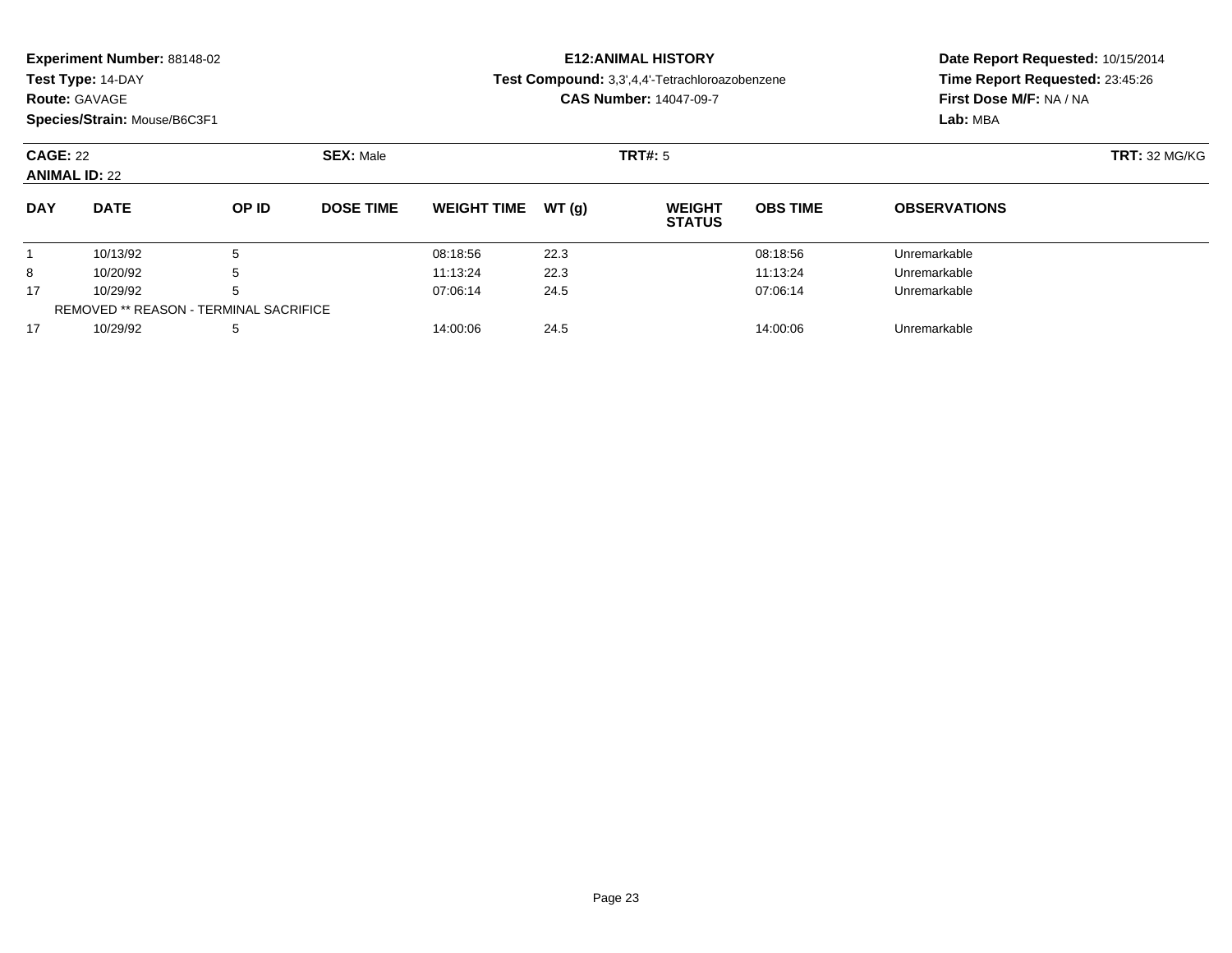**Experiment Number:** 88148-02
**Test Type:** 14-DAY
**Route:** GAVAGE
**Species/Strain:** Mouse/B6C3F1

**E12:ANIMAL HISTORY**
**Test Compound:** 3,3',4,4'-Tetrachloroazobenzene
**CAS Number:** 14047-09-7

**Date Report Requested:** 10/15/2014
**Time Report Requested:** 23:45:26
**First Dose M/F:** NA / NA
**Lab:** MBA

**CAGE:** 22 **SEX:** Male **TRT#:** 5 **TRT:** 32 MG/KG
**ANIMAL ID:** 22

| DAY | DATE | OP ID | DOSE TIME | WEIGHT TIME | WT (g) | WEIGHT STATUS | OBS TIME | OBSERVATIONS |
|---|---|---|---|---|---|---|---|---|
| 1 | 10/13/92 | 5 | | 08:18:56 | 22.3 | | 08:18:56 | Unremarkable |
| 8 | 10/20/92 | 5 | | 11:13:24 | 22.3 | | 11:13:24 | Unremarkable |
| 17 | 10/29/92 | 5 | | 07:06:14 | 24.5 | | 07:06:14 | Unremarkable |
| REMOVED ** REASON - TERMINAL SACRIFICE | | | | | | | | |
| 17 | 10/29/92 | 5 | | 14:00:06 | 24.5 | | 14:00:06 | Unremarkable |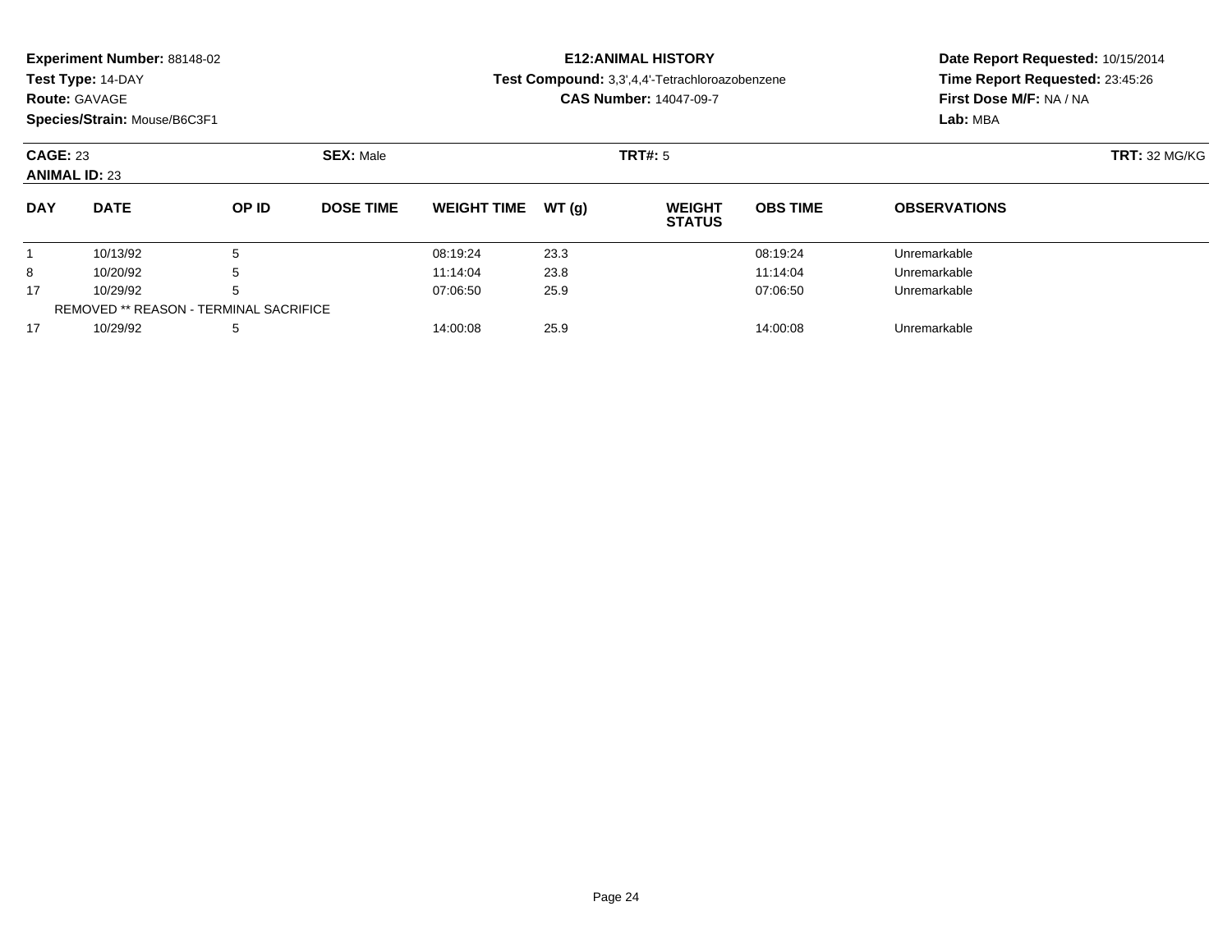**Experiment Number:** 88148-02
**Test Type:** 14-DAY
**Route:** GAVAGE
**Species/Strain:** Mouse/B6C3F1

**E12:ANIMAL HISTORY**
**Test Compound:** 3,3',4,4'-Tetrachloroazobenzene
**CAS Number:** 14047-09-7

**Date Report Requested:** 10/15/2014
**Time Report Requested:** 23:45:26
**First Dose M/F:** NA / NA
**Lab:** MBA

**CAGE:** 23 **SEX:** Male **TRT#:** 5 **TRT:** 32 MG/KG
**ANIMAL ID:** 23

| DAY | DATE | OP ID | DOSE TIME | WEIGHT TIME | WT (g) | WEIGHT STATUS | OBS TIME | OBSERVATIONS |
|---|---|---|---|---|---|---|---|---|
| 1 | 10/13/92 | 5 | | 08:19:24 | 23.3 | | 08:19:24 | Unremarkable |
| 8 | 10/20/92 | 5 | | 11:14:04 | 23.8 | | 11:14:04 | Unremarkable |
| 17 | 10/29/92 | 5 | | 07:06:50 | 25.9 | | 07:06:50 | Unremarkable |
| REMOVED ** REASON - TERMINAL SACRIFICE | | | | | | | | |
| 17 | 10/29/92 | 5 | | 14:00:08 | 25.9 | | 14:00:08 | Unremarkable |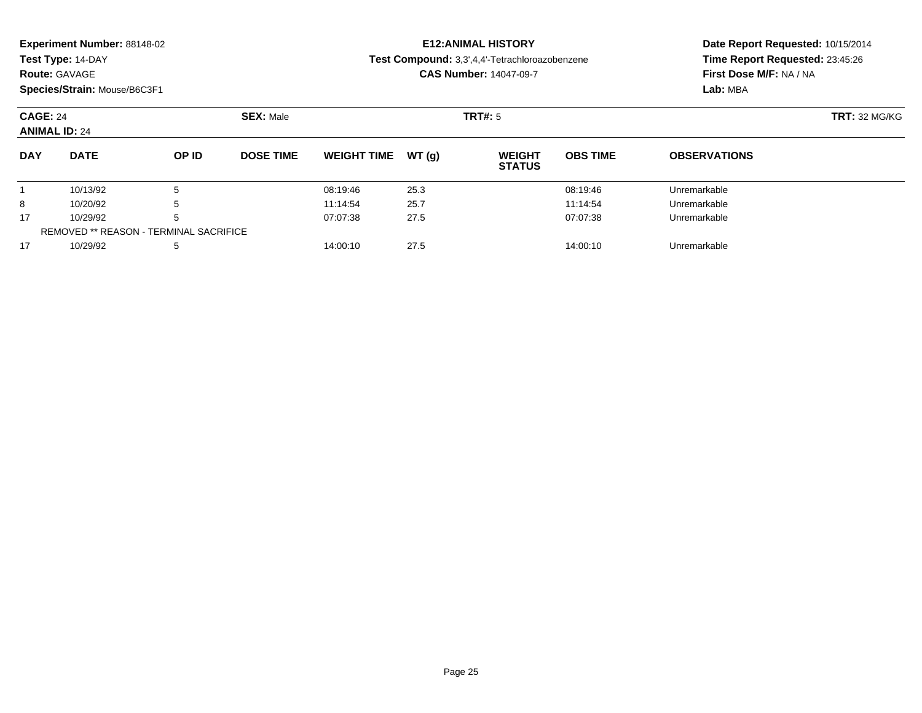**Experiment Number:** 88148-02
**Test Type:** 14-DAY
**Route:** GAVAGE
**Species/Strain:** Mouse/B6C3F1

**E12:ANIMAL HISTORY**
**Test Compound:** 3,3',4,4'-Tetrachloroazobenzene
**CAS Number:** 14047-09-7

**Date Report Requested:** 10/15/2014
**Time Report Requested:** 23:45:26
**First Dose M/F:** NA / NA
**Lab:** MBA

**CAGE:** 24 **SEX:** Male **TRT#:** 5 **TRT:** 32 MG/KG
**ANIMAL ID:** 24

| DAY | DATE | OP ID | DOSE TIME | WEIGHT TIME | WT (g) | WEIGHT STATUS | OBS TIME | OBSERVATIONS |
|---|---|---|---|---|---|---|---|---|
| 1 | 10/13/92 | 5 | | 08:19:46 | 25.3 | | 08:19:46 | Unremarkable |
| 8 | 10/20/92 | 5 | | 11:14:54 | 25.7 | | 11:14:54 | Unremarkable |
| 17 | 10/29/92 | 5 | | 07:07:38 | 27.5 | | 07:07:38 | Unremarkable |
| | REMOVED ** REASON - TERMINAL SACRIFICE | | | | | | | |
| 17 | 10/29/92 | 5 | | 14:00:10 | 27.5 | | 14:00:10 | Unremarkable |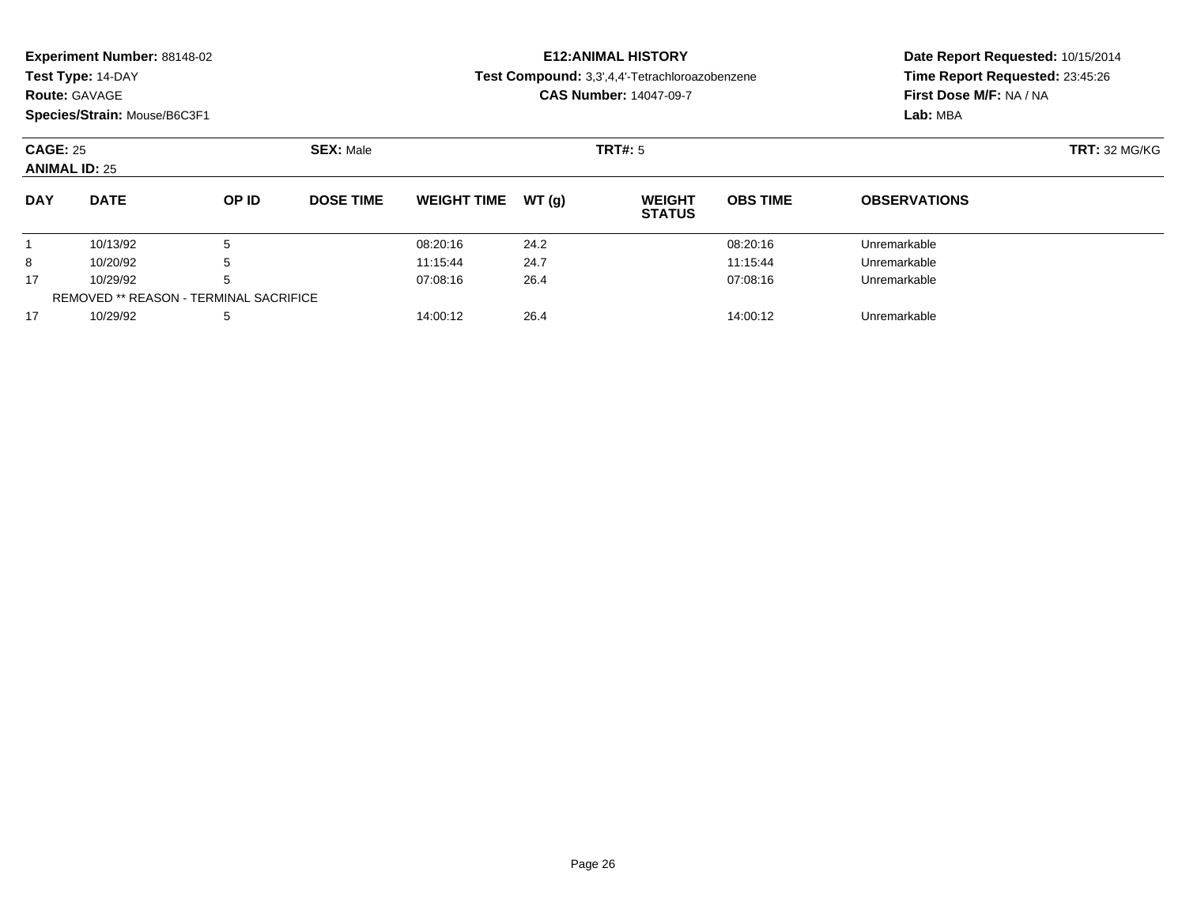**Experiment Number:** 88148-02
**Test Type:** 14-DAY
**Route:** GAVAGE
**Species/Strain:** Mouse/B6C3F1

**E12:ANIMAL HISTORY**
**Test Compound:** 3,3',4,4'-Tetrachloroazobenzene
**CAS Number:** 14047-09-7

**Date Report Requested:** 10/15/2014
**Time Report Requested:** 23:45:26
**First Dose M/F:** NA / NA
**Lab:** MBA

**CAGE:** 25 **SEX:** Male **TRT#:** 5 **TRT:** 32 MG/KG
**ANIMAL ID:** 25

| DAY | DATE | OP ID | DOSE TIME | WEIGHT TIME | WT (g) | WEIGHT STATUS | OBS TIME | OBSERVATIONS |
|---|---|---|---|---|---|---|---|---|
| 1 | 10/13/92 | 5 | | 08:20:16 | 24.2 | | 08:20:16 | Unremarkable |
| 8 | 10/20/92 | 5 | | 11:15:44 | 24.7 | | 11:15:44 | Unremarkable |
| 17 | 10/29/92 | 5 | | 07:08:16 | 26.4 | | 07:08:16 | Unremarkable |
| REMOVED ** REASON - TERMINAL SACRIFICE | | | | | | | | |
| 17 | 10/29/92 | 5 | | 14:00:12 | 26.4 | | 14:00:12 | Unremarkable |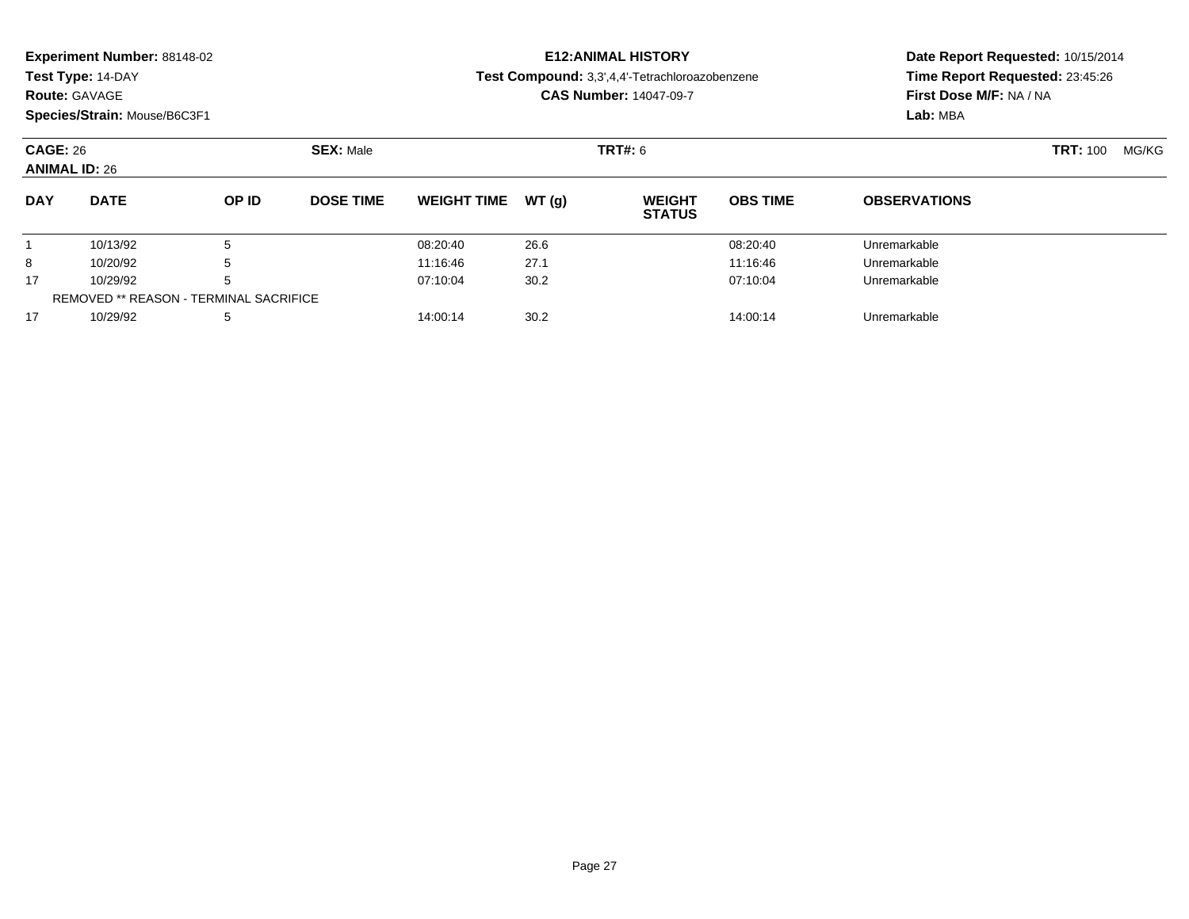**Experiment Number:** 88148-02
**Test Type:** 14-DAY
**Route:** GAVAGE
**Species/Strain:** Mouse/B6C3F1

**E12:ANIMAL HISTORY**
**Test Compound:** 3,3',4,4'-Tetrachloroazobenzene
**CAS Number:** 14047-09-7

**Date Report Requested:** 10/15/2014
**Time Report Requested:** 23:45:26
**First Dose M/F:** NA / NA
**Lab:** MBA

**CAGE:** 26 **SEX:** Male **TRT#:** 6 **TRT:** 100 MG/KG
**ANIMAL ID:** 26

| DAY | DATE | OP ID | DOSE TIME | WEIGHT TIME | WT (g) | WEIGHT STATUS | OBS TIME | OBSERVATIONS |
|---|---|---|---|---|---|---|---|---|
| 1 | 10/13/92 | 5 | | 08:20:40 | 26.6 | | 08:20:40 | Unremarkable |
| 8 | 10/20/92 | 5 | | 11:16:46 | 27.1 | | 11:16:46 | Unremarkable |
| 17 | 10/29/92 | 5 | | 07:10:04 | 30.2 | | 07:10:04 | Unremarkable |
| REMOVED ** REASON - TERMINAL SACRIFICE | | | | | | | | |
| 17 | 10/29/92 | 5 | | 14:00:14 | 30.2 | | 14:00:14 | Unremarkable |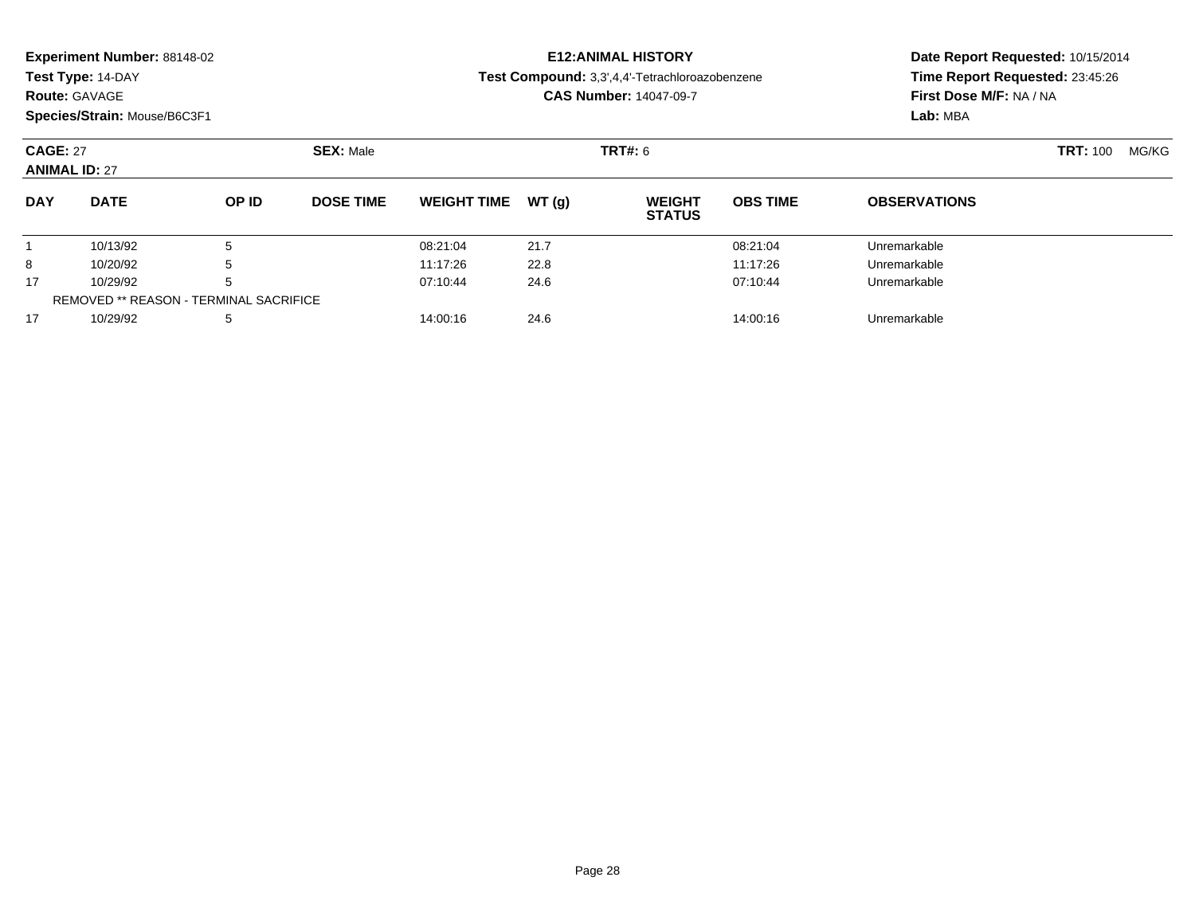**Experiment Number:** 88148-02
**Test Type:** 14-DAY
**Route:** GAVAGE
**Species/Strain:** Mouse/B6C3F1

**E12:ANIMAL HISTORY**
**Test Compound:** 3,3',4,4'-Tetrachloroazobenzene
**CAS Number:** 14047-09-7

**Date Report Requested:** 10/15/2014
**Time Report Requested:** 23:45:26
**First Dose M/F:** NA / NA
**Lab:** MBA

**CAGE:** 27
**ANIMAL ID:** 27
**SEX:** Male
**TRT#:** 6
**TRT:** 100 MG/KG

| DAY | DATE | OP ID | DOSE TIME | WEIGHT TIME | WT (g) | WEIGHT STATUS | OBS TIME | OBSERVATIONS |
|---|---|---|---|---|---|---|---|---|
| 1 | 10/13/92 | 5 | | 08:21:04 | 21.7 | | 08:21:04 | Unremarkable |
| 8 | 10/20/92 | 5 | | 11:17:26 | 22.8 | | 11:17:26 | Unremarkable |
| 17 | 10/29/92 | 5 | | 07:10:44 | 24.6 | | 07:10:44 | Unremarkable |
| REMOVED ** REASON - TERMINAL SACRIFICE | | | | | | | | |
| 17 | 10/29/92 | 5 | | 14:00:16 | 24.6 | | 14:00:16 | Unremarkable |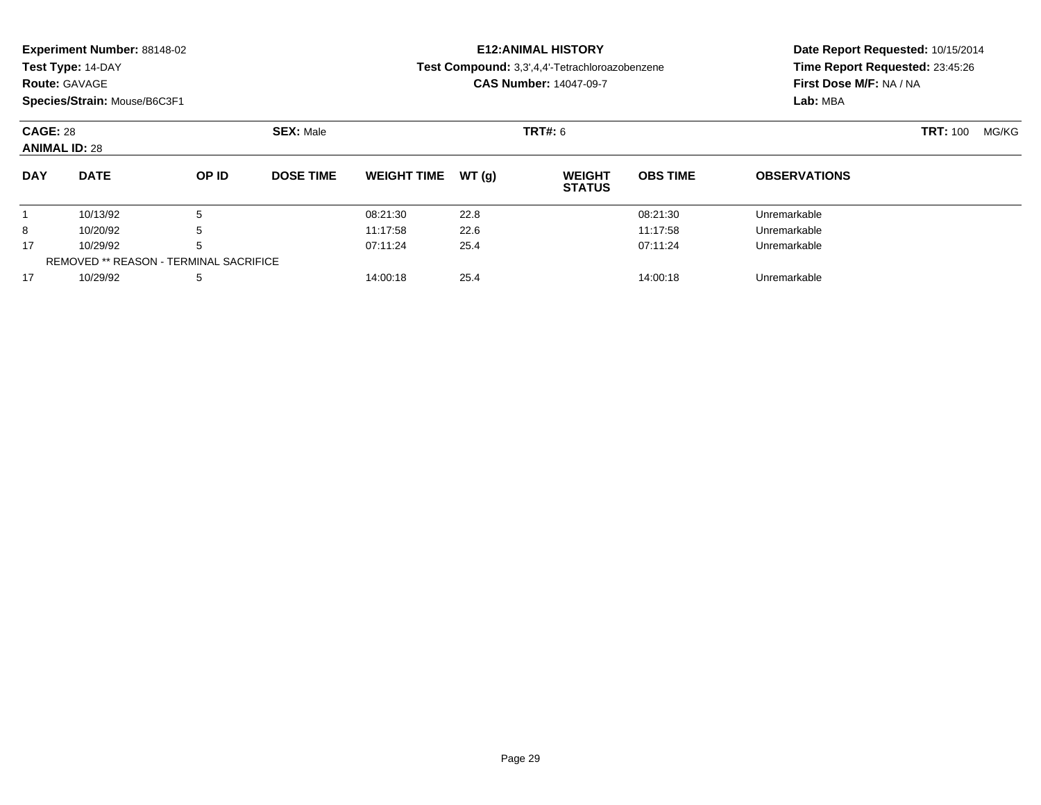**Experiment Number:** 88148-02
**Test Type:** 14-DAY
**Route:** GAVAGE
**Species/Strain:** Mouse/B6C3F1

**E12:ANIMAL HISTORY**
**Test Compound:** 3,3',4,4'-Tetrachloroazobenzene
**CAS Number:** 14047-09-7

**Date Report Requested:** 10/15/2014
**Time Report Requested:** 23:45:26
**First Dose M/F:** NA / NA
**Lab:** MBA

**CAGE:** 28 **SEX:** Male **TRT#:** 6 **TRT:** 100 MG/KG
**ANIMAL ID:** 28

| DAY | DATE | OP ID | DOSE TIME | WEIGHT TIME | WT (g) | WEIGHT STATUS | OBS TIME | OBSERVATIONS |
|---|---|---|---|---|---|---|---|---|
| 1 | 10/13/92 | 5 | | 08:21:30 | 22.8 | | 08:21:30 | Unremarkable |
| 8 | 10/20/92 | 5 | | 11:17:58 | 22.6 | | 11:17:58 | Unremarkable |
| 17 | 10/29/92 | 5 | | 07:11:24 | 25.4 | | 07:11:24 | Unremarkable |
| REMOVED ** REASON - TERMINAL SACRIFICE | | | | | | | | |
| 17 | 10/29/92 | 5 | | 14:00:18 | 25.4 | | 14:00:18 | Unremarkable |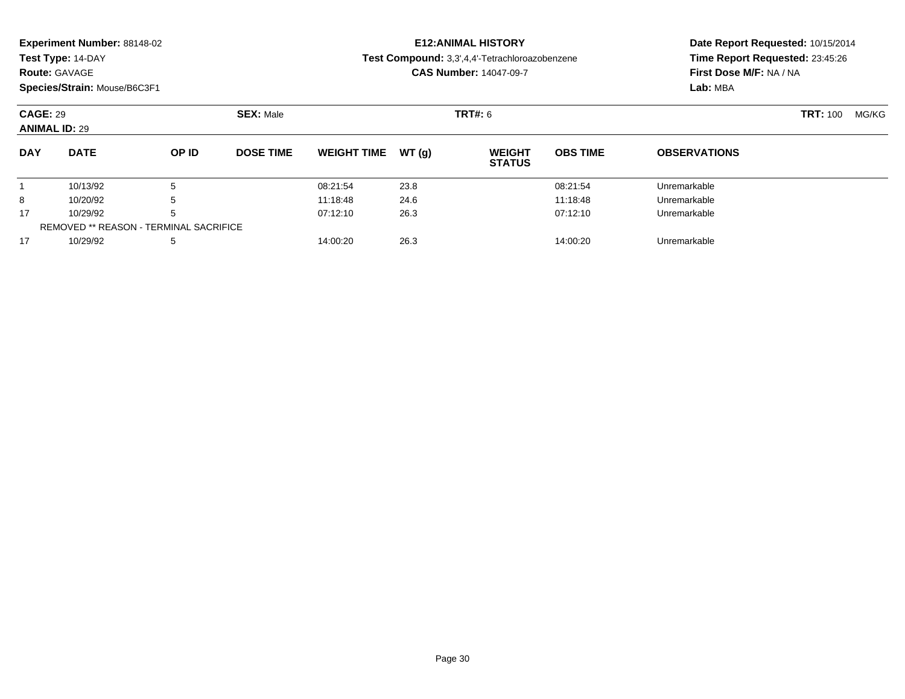**Experiment Number:** 88148-02
**Test Type:** 14-DAY
**Route:** GAVAGE
**Species/Strain:** Mouse/B6C3F1

**E12:ANIMAL HISTORY**
**Test Compound:** 3,3',4,4'-Tetrachloroazobenzene
**CAS Number:** 14047-09-7

**Date Report Requested:** 10/15/2014
**Time Report Requested:** 23:45:26
**First Dose M/F:** NA / NA
**Lab:** MBA

**CAGE:** 29 **SEX:** Male **TRT#:** 6 **TRT:** 100 MG/KG
**ANIMAL ID:** 29

| DAY | DATE | OP ID | DOSE TIME | WEIGHT TIME | WT (g) | WEIGHT STATUS | OBS TIME | OBSERVATIONS |
|---|---|---|---|---|---|---|---|---|
| 1 | 10/13/92 | 5 | | 08:21:54 | 23.8 | | 08:21:54 | Unremarkable |
| 8 | 10/20/92 | 5 | | 11:18:48 | 24.6 | | 11:18:48 | Unremarkable |
| 17 | 10/29/92 | 5 | | 07:12:10 | 26.3 | | 07:12:10 | Unremarkable |
| REMOVED ** REASON - TERMINAL SACRIFICE | | | | | | | | |
| 17 | 10/29/92 | 5 | | 14:00:20 | 26.3 | | 14:00:20 | Unremarkable |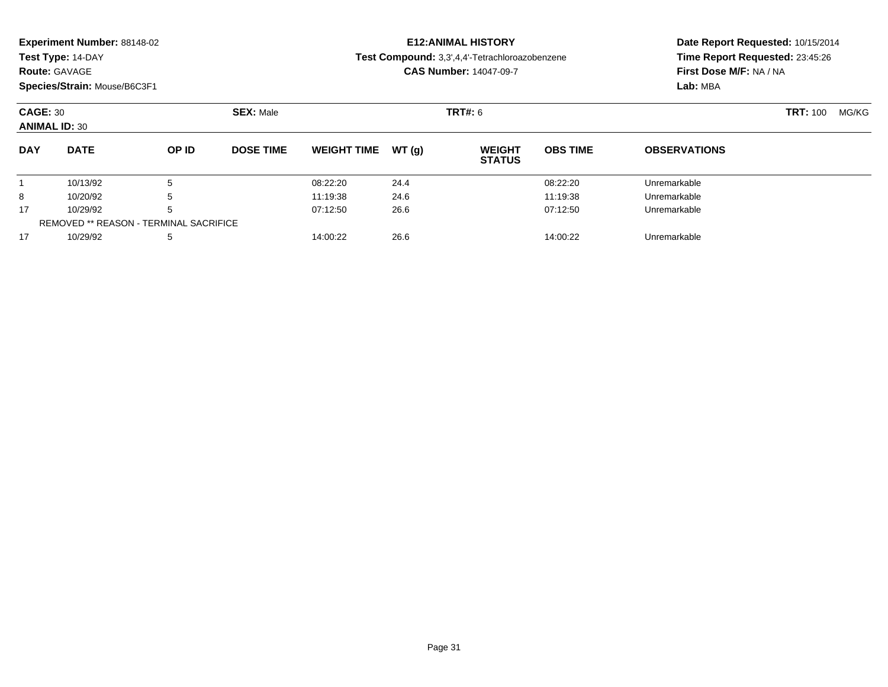**Experiment Number:** 88148-02
**Test Type:** 14-DAY
**Route:** GAVAGE
**Species/Strain:** Mouse/B6C3F1

**E12:ANIMAL HISTORY**
**Test Compound:** 3,3',4,4'-Tetrachloroazobenzene
**CAS Number:** 14047-09-7

**Date Report Requested:** 10/15/2014
**Time Report Requested:** 23:45:26
**First Dose M/F:** NA / NA
**Lab:** MBA

**CAGE:** 30 **SEX:** Male **TRT#:** 6 **TRT:** 100 MG/KG
**ANIMAL ID:** 30

| DAY | DATE | OP ID | DOSE TIME | WEIGHT TIME | WT (g) | WEIGHT STATUS | OBS TIME | OBSERVATIONS |
|---|---|---|---|---|---|---|---|---|
| 1 | 10/13/92 | 5 | | 08:22:20 | 24.4 | | 08:22:20 | Unremarkable |
| 8 | 10/20/92 | 5 | | 11:19:38 | 24.6 | | 11:19:38 | Unremarkable |
| 17 | 10/29/92 | 5 | | 07:12:50 | 26.6 | | 07:12:50 | Unremarkable |
| REMOVED ** REASON - TERMINAL SACRIFICE | | | | | | | | |
| 17 | 10/29/92 | 5 | | 14:00:22 | 26.6 | | 14:00:22 | Unremarkable |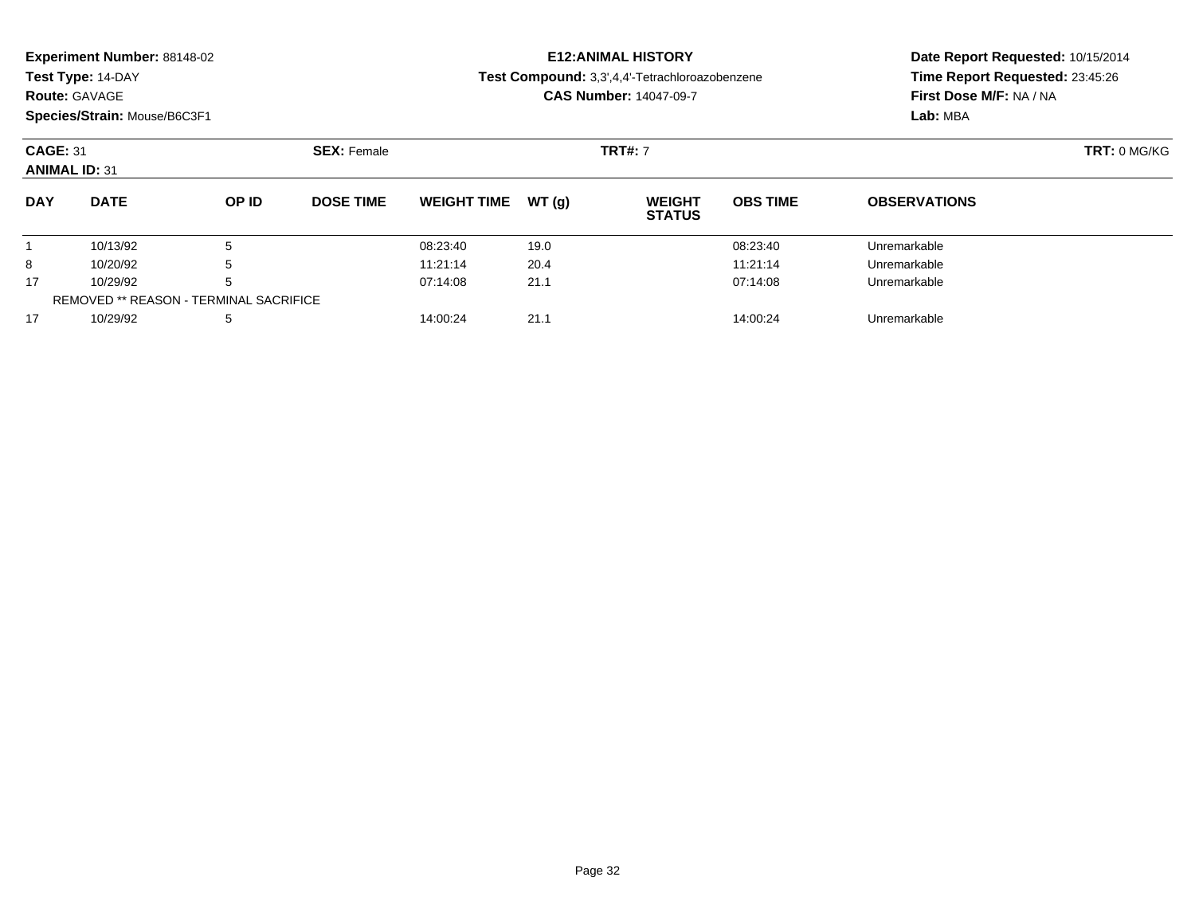**Experiment Number:** 88148-02
**Test Type:** 14-DAY
**Route:** GAVAGE
**Species/Strain:** Mouse/B6C3F1

**E12:ANIMAL HISTORY**
**Test Compound:** 3,3',4,4'-Tetrachloroazobenzene
**CAS Number:** 14047-09-7

**Date Report Requested:** 10/15/2014
**Time Report Requested:** 23:45:26
**First Dose M/F:** NA / NA
**Lab:** MBA

**CAGE:** 31
**ANIMAL ID:** 31
**SEX:** Female
**TRT#:** 7
**TRT:** 0 MG/KG

| DAY | DATE | OP ID | DOSE TIME | WEIGHT TIME | WT (g) | WEIGHT STATUS | OBS TIME | OBSERVATIONS |
|---|---|---|---|---|---|---|---|---|
| 1 | 10/13/92 | 5 | | 08:23:40 | 19.0 | | 08:23:40 | Unremarkable |
| 8 | 10/20/92 | 5 | | 11:21:14 | 20.4 | | 11:21:14 | Unremarkable |
| 17 | 10/29/92 | 5 | | 07:14:08 | 21.1 | | 07:14:08 | Unremarkable |
| REMOVED ** REASON - TERMINAL SACRIFICE | | | | | | | | |
| 17 | 10/29/92 | 5 | | 14:00:24 | 21.1 | | 14:00:24 | Unremarkable |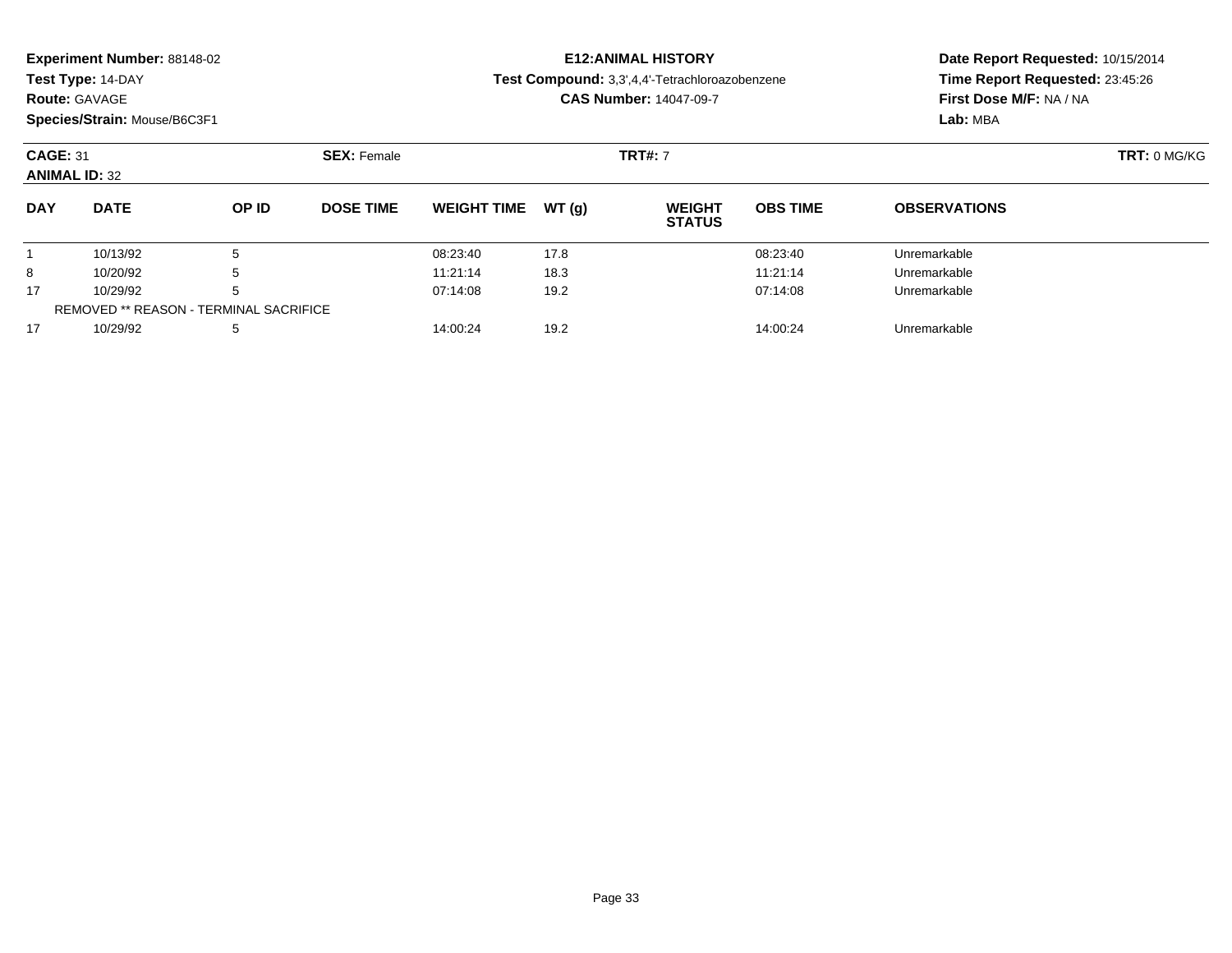**Experiment Number:** 88148-02
**Test Type:** 14-DAY
**Route:** GAVAGE
**Species/Strain:** Mouse/B6C3F1

**E12:ANIMAL HISTORY**
**Test Compound:** 3,3',4,4'-Tetrachloroazobenzene
**CAS Number:** 14047-09-7

**Date Report Requested:** 10/15/2014
**Time Report Requested:** 23:45:26
**First Dose M/F:** NA / NA
**Lab:** MBA

**CAGE:** 31 **SEX:** Female **TRT#:** 7 **TRT:** 0 MG/KG
**ANIMAL ID:** 32

| DAY | DATE | OP ID | DOSE TIME | WEIGHT TIME | WT (g) | WEIGHT STATUS | OBS TIME | OBSERVATIONS |
|---|---|---|---|---|---|---|---|---|
| 1 | 10/13/92 | 5 | | 08:23:40 | 17.8 | | 08:23:40 | Unremarkable |
| 8 | 10/20/92 | 5 | | 11:21:14 | 18.3 | | 11:21:14 | Unremarkable |
| 17 | 10/29/92 | 5 | | 07:14:08 | 19.2 | | 07:14:08 | Unremarkable |
| REMOVED ** REASON - TERMINAL SACRIFICE | | | | | | | | |
| 17 | 10/29/92 | 5 | | 14:00:24 | 19.2 | | 14:00:24 | Unremarkable |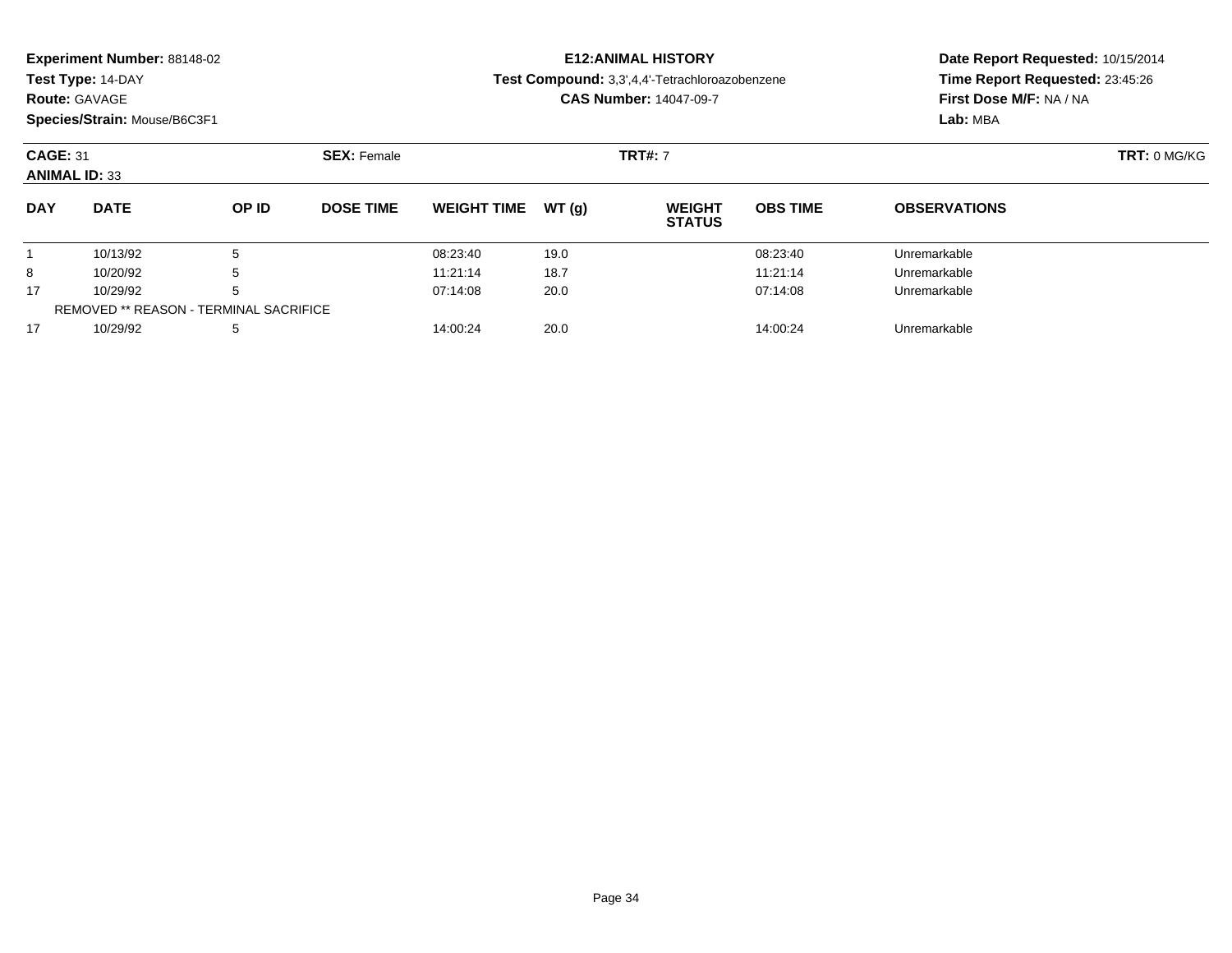**Experiment Number:** 88148-02
**Test Type:** 14-DAY
**Route:** GAVAGE
**Species/Strain:** Mouse/B6C3F1

**E12:ANIMAL HISTORY**
**Test Compound:** 3,3',4,4'-Tetrachloroazobenzene
**CAS Number:** 14047-09-7

**Date Report Requested:** 10/15/2014
**Time Report Requested:** 23:45:26
**First Dose M/F:** NA / NA
**Lab:** MBA

**CAGE:** 31 **SEX:** Female **TRT#:** 7 **TRT:** 0 MG/KG
**ANIMAL ID:** 33

| DAY | DATE | OP ID | DOSE TIME | WEIGHT TIME | WT (g) | WEIGHT STATUS | OBS TIME | OBSERVATIONS |
|---|---|---|---|---|---|---|---|---|
| 1 | 10/13/92 | 5 | | 08:23:40 | 19.0 | | 08:23:40 | Unremarkable |
| 8 | 10/20/92 | 5 | | 11:21:14 | 18.7 | | 11:21:14 | Unremarkable |
| 17 | 10/29/92 | 5 | | 07:14:08 | 20.0 | | 07:14:08 | Unremarkable |
| REMOVED ** REASON - TERMINAL SACRIFICE | | | | | | | | |
| 17 | 10/29/92 | 5 | | 14:00:24 | 20.0 | | 14:00:24 | Unremarkable |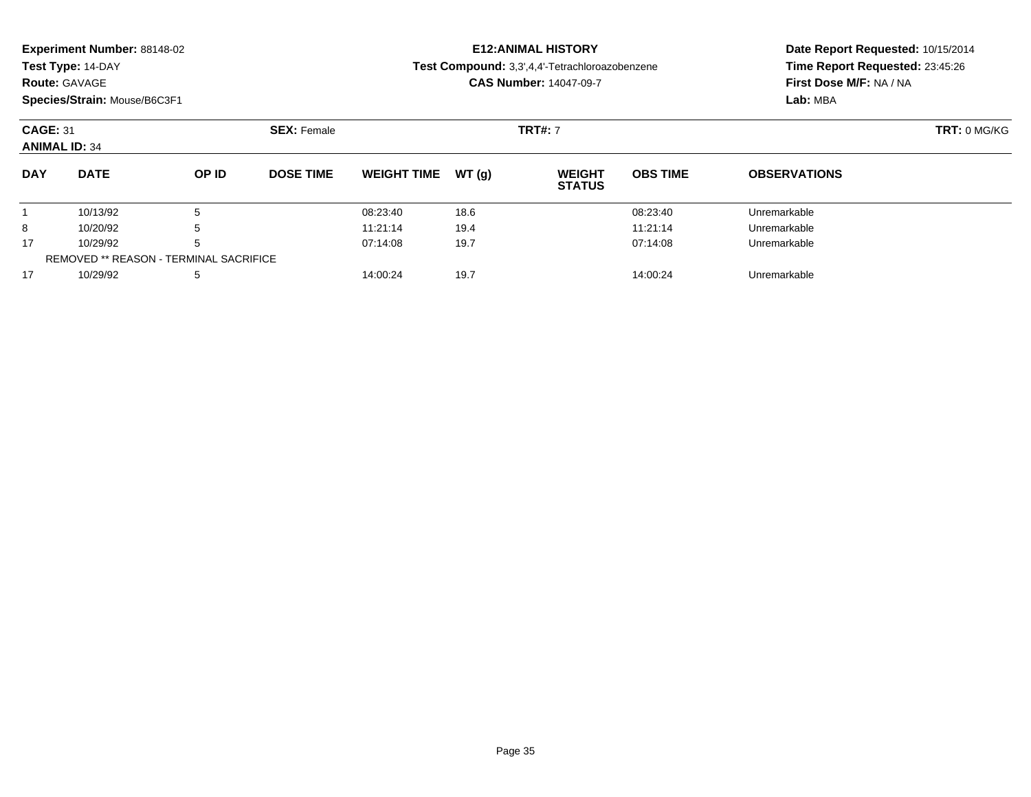**Experiment Number:** 88148-02
**Test Type:** 14-DAY
**Route:** GAVAGE
**Species/Strain:** Mouse/B6C3F1

**E12:ANIMAL HISTORY**
**Test Compound:** 3,3',4,4'-Tetrachloroazobenzene
**CAS Number:** 14047-09-7

**Date Report Requested:** 10/15/2014
**Time Report Requested:** 23:45:26
**First Dose M/F:** NA / NA
**Lab:** MBA

**CAGE:** 31 **SEX:** Female **TRT#:** 7 **TRT:** 0 MG/KG
**ANIMAL ID:** 34

| DAY | DATE | OP ID | DOSE TIME | WEIGHT TIME | WT (g) | WEIGHT STATUS | OBS TIME | OBSERVATIONS |
|---|---|---|---|---|---|---|---|---|
| 1 | 10/13/92 | 5 | | 08:23:40 | 18.6 | | 08:23:40 | Unremarkable |
| 8 | 10/20/92 | 5 | | 11:21:14 | 19.4 | | 11:21:14 | Unremarkable |
| 17 | 10/29/92 | 5 | | 07:14:08 | 19.7 | | 07:14:08 | Unremarkable |
| REMOVED ** REASON - TERMINAL SACRIFICE | | | | | | | | |
| 17 | 10/29/92 | 5 | | 14:00:24 | 19.7 | | 14:00:24 | Unremarkable |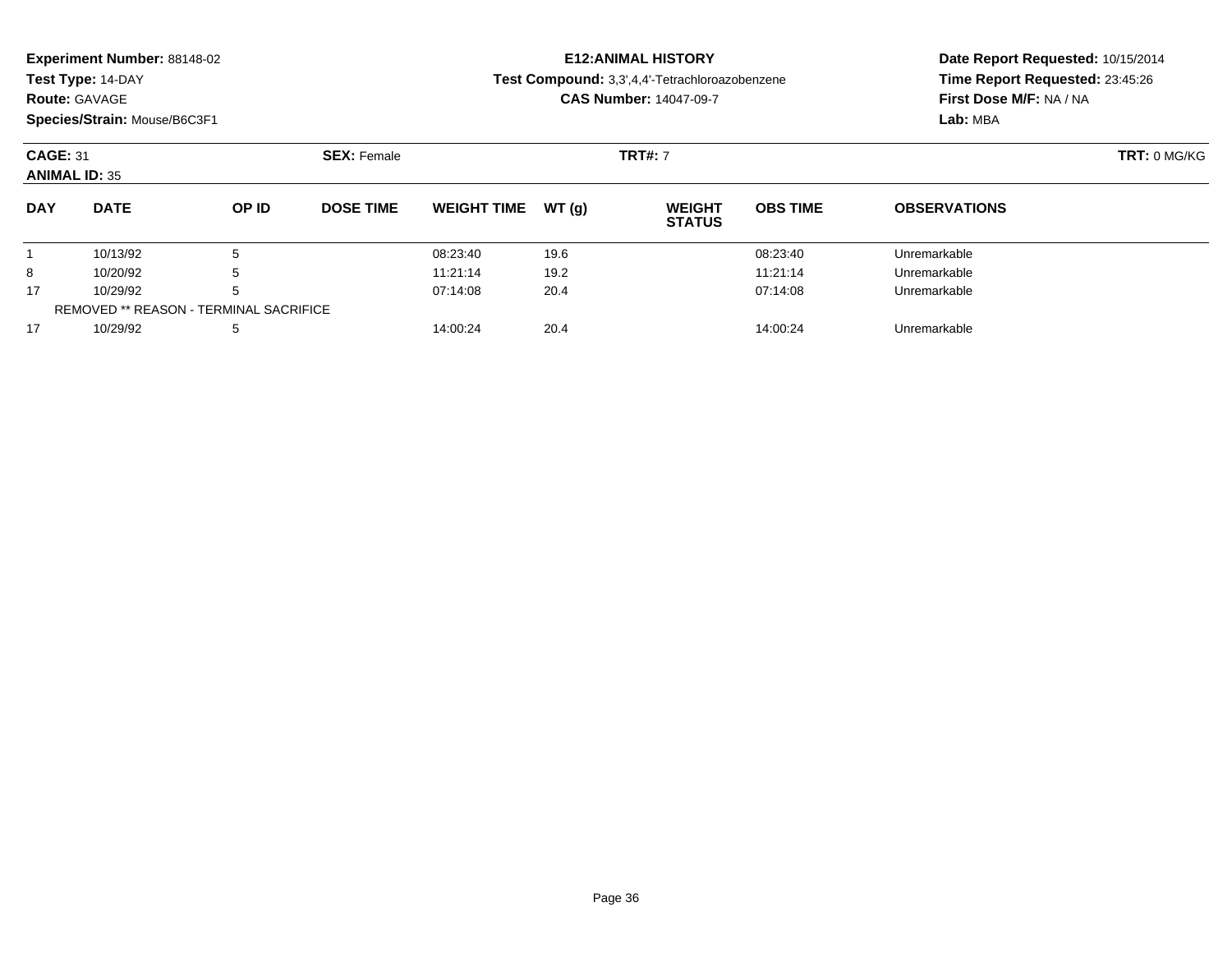**Experiment Number:** 88148-02
**Test Type:** 14-DAY
**Route:** GAVAGE
**Species/Strain:** Mouse/B6C3F1

**E12:ANIMAL HISTORY**
**Test Compound:** 3,3',4,4'-Tetrachloroazobenzene
**CAS Number:** 14047-09-7

**Date Report Requested:** 10/15/2014
**Time Report Requested:** 23:45:26
**First Dose M/F:** NA / NA
**Lab:** MBA

**CAGE:** 31
**ANIMAL ID:** 35
**SEX:** Female
**TRT#:** 7
**TRT:** 0 MG/KG

| DAY | DATE | OP ID | DOSE TIME | WEIGHT TIME | WT (g) | WEIGHT STATUS | OBS TIME | OBSERVATIONS |
|---|---|---|---|---|---|---|---|---|
| 1 | 10/13/92 | 5 | | 08:23:40 | 19.6 | | 08:23:40 | Unremarkable |
| 8 | 10/20/92 | 5 | | 11:21:14 | 19.2 | | 11:21:14 | Unremarkable |
| 17 | 10/29/92 | 5 | | 07:14:08 | 20.4 | | 07:14:08 | Unremarkable |
| REMOVED ** REASON - TERMINAL SACRIFICE | | | | | | | | |
| 17 | 10/29/92 | 5 | | 14:00:24 | 20.4 | | 14:00:24 | Unremarkable |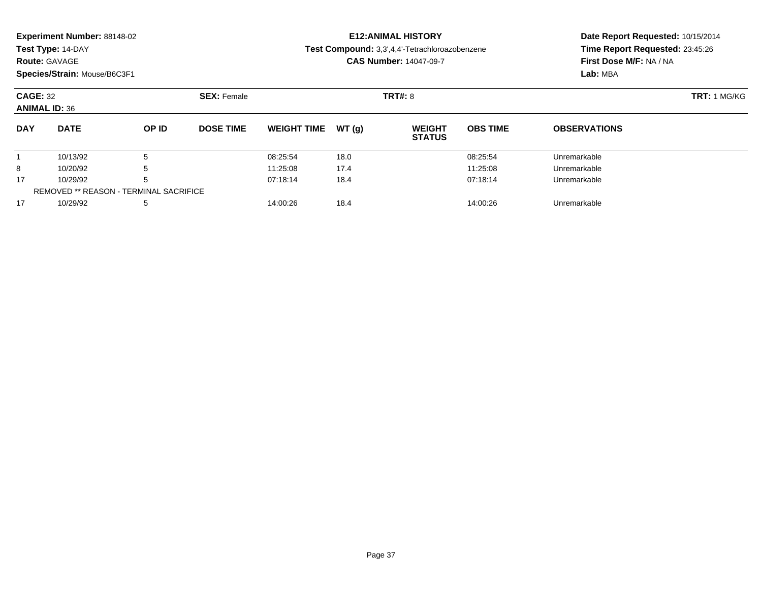**Experiment Number:** 88148-02
**Test Type:** 14-DAY
**Route:** GAVAGE
**Species/Strain:** Mouse/B6C3F1

**E12:ANIMAL HISTORY**
**Test Compound:** 3,3',4,4'-Tetrachloroazobenzene
**CAS Number:** 14047-09-7

**Date Report Requested:** 10/15/2014
**Time Report Requested:** 23:45:26
**First Dose M/F:** NA / NA
**Lab:** MBA

**CAGE:** 32 **SEX:** Female **TRT#:** 8 **TRT:** 1 MG/KG
**ANIMAL ID:** 36

| DAY | DATE | OP ID | DOSE TIME | WEIGHT TIME | WT (g) | WEIGHT STATUS | OBS TIME | OBSERVATIONS |
|---|---|---|---|---|---|---|---|---|
| 1 | 10/13/92 | 5 | | 08:25:54 | 18.0 | | 08:25:54 | Unremarkable |
| 8 | 10/20/92 | 5 | | 11:25:08 | 17.4 | | 11:25:08 | Unremarkable |
| 17 | 10/29/92 | 5 | | 07:18:14 | 18.4 | | 07:18:14 | Unremarkable |
| REMOVED ** REASON - TERMINAL SACRIFICE | | | | | | | | |
| 17 | 10/29/92 | 5 | | 14:00:26 | 18.4 | | 14:00:26 | Unremarkable |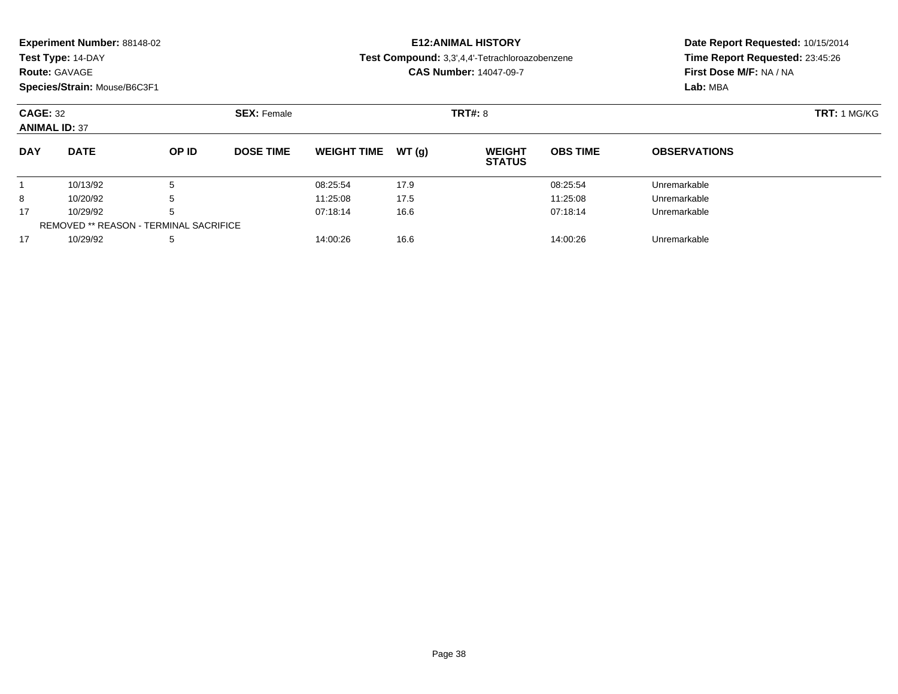**Experiment Number:** 88148-02
**Test Type:** 14-DAY
**Route:** GAVAGE
**Species/Strain:** Mouse/B6C3F1

**E12:ANIMAL HISTORY**
**Test Compound:** 3,3',4,4'-Tetrachloroazobenzene
**CAS Number:** 14047-09-7

**Date Report Requested:** 10/15/2014
**Time Report Requested:** 23:45:26
**First Dose M/F:** NA / NA
**Lab:** MBA

**CAGE:** 32　**SEX:** Female　**TRT#:** 8　**TRT:** 1 MG/KG
**ANIMAL ID:** 37

| DAY | DATE | OP ID | DOSE TIME | WEIGHT TIME | WT (g) | WEIGHT STATUS | OBS TIME | OBSERVATIONS |
|---|---|---|---|---|---|---|---|---|
| 1 | 10/13/92 | 5 | | 08:25:54 | 17.9 | | 08:25:54 | Unremarkable |
| 8 | 10/20/92 | 5 | | 11:25:08 | 17.5 | | 11:25:08 | Unremarkable |
| 17 | 10/29/92 | 5 | | 07:18:14 | 16.6 | | 07:18:14 | Unremarkable |
| REMOVED ** REASON - TERMINAL SACRIFICE | | | | | | | | |
| 17 | 10/29/92 | 5 | | 14:00:26 | 16.6 | | 14:00:26 | Unremarkable |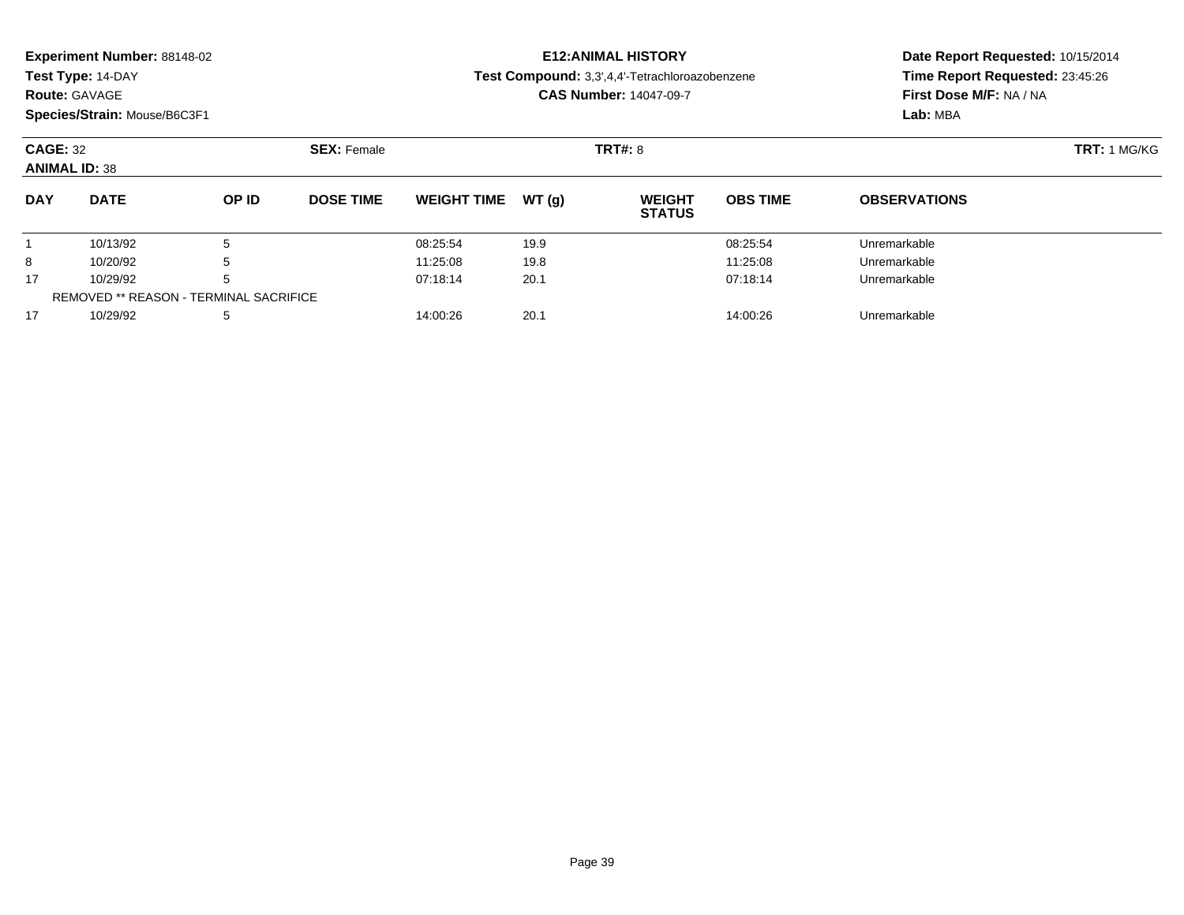**Experiment Number:** 88148-02
**Test Type:** 14-DAY
**Route:** GAVAGE
**Species/Strain:** Mouse/B6C3F1

**E12:ANIMAL HISTORY**
**Test Compound:** 3,3',4,4'-Tetrachloroazobenzene
**CAS Number:** 14047-09-7

**Date Report Requested:** 10/15/2014
**Time Report Requested:** 23:45:26
**First Dose M/F:** NA / NA
**Lab:** MBA

**CAGE:** 32 **SEX:** Female **TRT#:** 8 **TRT:** 1 MG/KG
**ANIMAL ID:** 38

| DAY | DATE | OP ID | DOSE TIME | WEIGHT TIME | WT (g) | WEIGHT STATUS | OBS TIME | OBSERVATIONS |
|---|---|---|---|---|---|---|---|---|
| 1 | 10/13/92 | 5 | | 08:25:54 | 19.9 | | 08:25:54 | Unremarkable |
| 8 | 10/20/92 | 5 | | 11:25:08 | 19.8 | | 11:25:08 | Unremarkable |
| 17 | 10/29/92 | 5 | | 07:18:14 | 20.1 | | 07:18:14 | Unremarkable |
| REMOVED ** REASON - TERMINAL SACRIFICE | | | | | | | | |
| 17 | 10/29/92 | 5 | | 14:00:26 | 20.1 | | 14:00:26 | Unremarkable |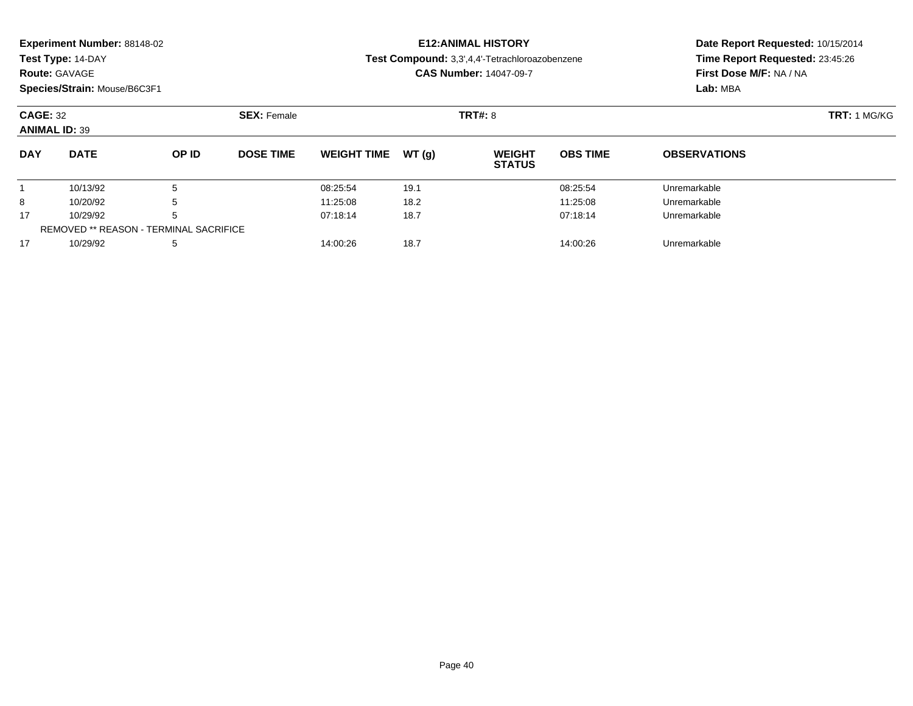**Experiment Number:** 88148-02
**Test Type:** 14-DAY
**Route:** GAVAGE
**Species/Strain:** Mouse/B6C3F1

**E12:ANIMAL HISTORY**
**Test Compound:** 3,3',4,4'-Tetrachloroazobenzene
**CAS Number:** 14047-09-7

**Date Report Requested:** 10/15/2014
**Time Report Requested:** 23:45:26
**First Dose M/F:** NA / NA
**Lab:** MBA

**CAGE:** 32 **SEX:** Female **TRT#:** 8 **TRT:** 1 MG/KG
**ANIMAL ID:** 39

| DAY | DATE | OP ID | DOSE TIME | WEIGHT TIME | WT (g) | WEIGHT STATUS | OBS TIME | OBSERVATIONS |
|---|---|---|---|---|---|---|---|---|
| 1 | 10/13/92 | 5 | | 08:25:54 | 19.1 | | 08:25:54 | Unremarkable |
| 8 | 10/20/92 | 5 | | 11:25:08 | 18.2 | | 11:25:08 | Unremarkable |
| 17 | 10/29/92 | 5 | | 07:18:14 | 18.7 | | 07:18:14 | Unremarkable |
| REMOVED ** REASON - TERMINAL SACRIFICE | | | | | | | | |
| 17 | 10/29/92 | 5 | | 14:00:26 | 18.7 | | 14:00:26 | Unremarkable |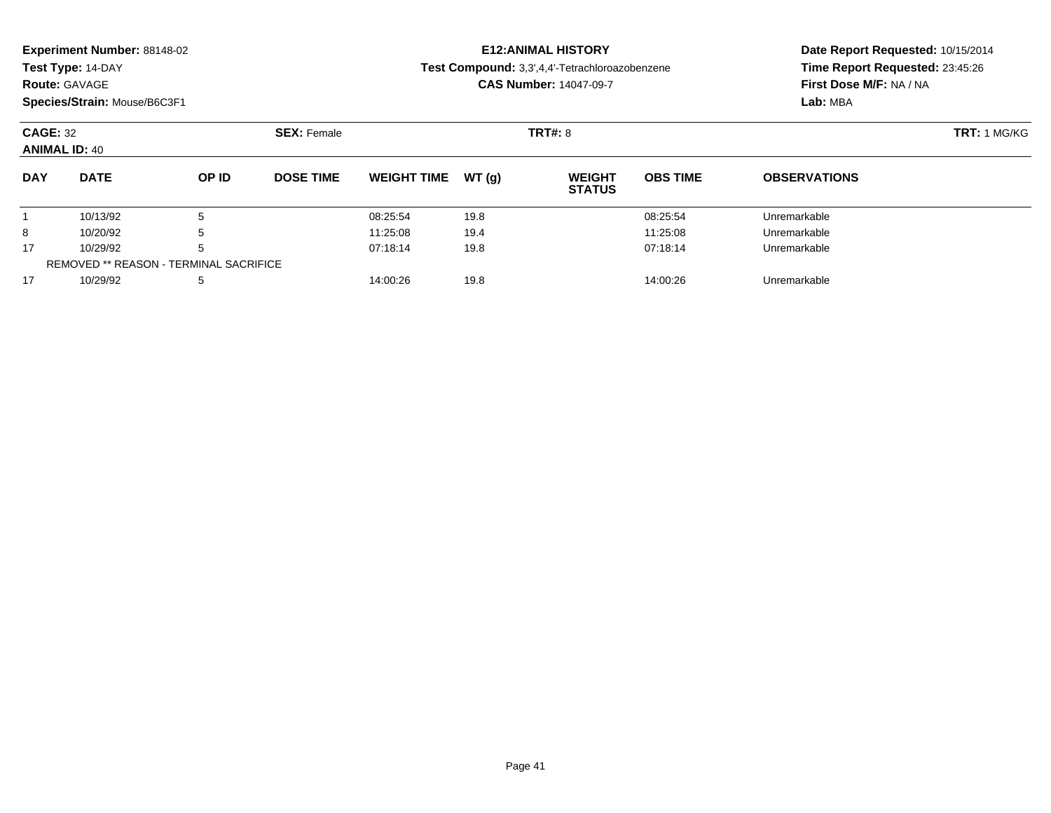**Experiment Number:** 88148-02
**Test Type:** 14-DAY
**Route:** GAVAGE
**Species/Strain:** Mouse/B6C3F1

**E12:ANIMAL HISTORY**
**Test Compound:** 3,3',4,4'-Tetrachloroazobenzene
**CAS Number:** 14047-09-7

**Date Report Requested:** 10/15/2014
**Time Report Requested:** 23:45:26
**First Dose M/F:** NA / NA
**Lab:** MBA

**CAGE:** 32 **SEX:** Female **TRT#:** 8 **TRT:** 1 MG/KG
**ANIMAL ID:** 40

| DAY | DATE | OP ID | DOSE TIME | WEIGHT TIME | WT (g) | WEIGHT STATUS | OBS TIME | OBSERVATIONS |
|---|---|---|---|---|---|---|---|---|
| 1 | 10/13/92 | 5 | | 08:25:54 | 19.8 | | 08:25:54 | Unremarkable |
| 8 | 10/20/92 | 5 | | 11:25:08 | 19.4 | | 11:25:08 | Unremarkable |
| 17 | 10/29/92 | 5 | | 07:18:14 | 19.8 | | 07:18:14 | Unremarkable |
| REMOVED ** REASON - TERMINAL SACRIFICE | | | | | | | | |
| 17 | 10/29/92 | 5 | | 14:00:26 | 19.8 | | 14:00:26 | Unremarkable |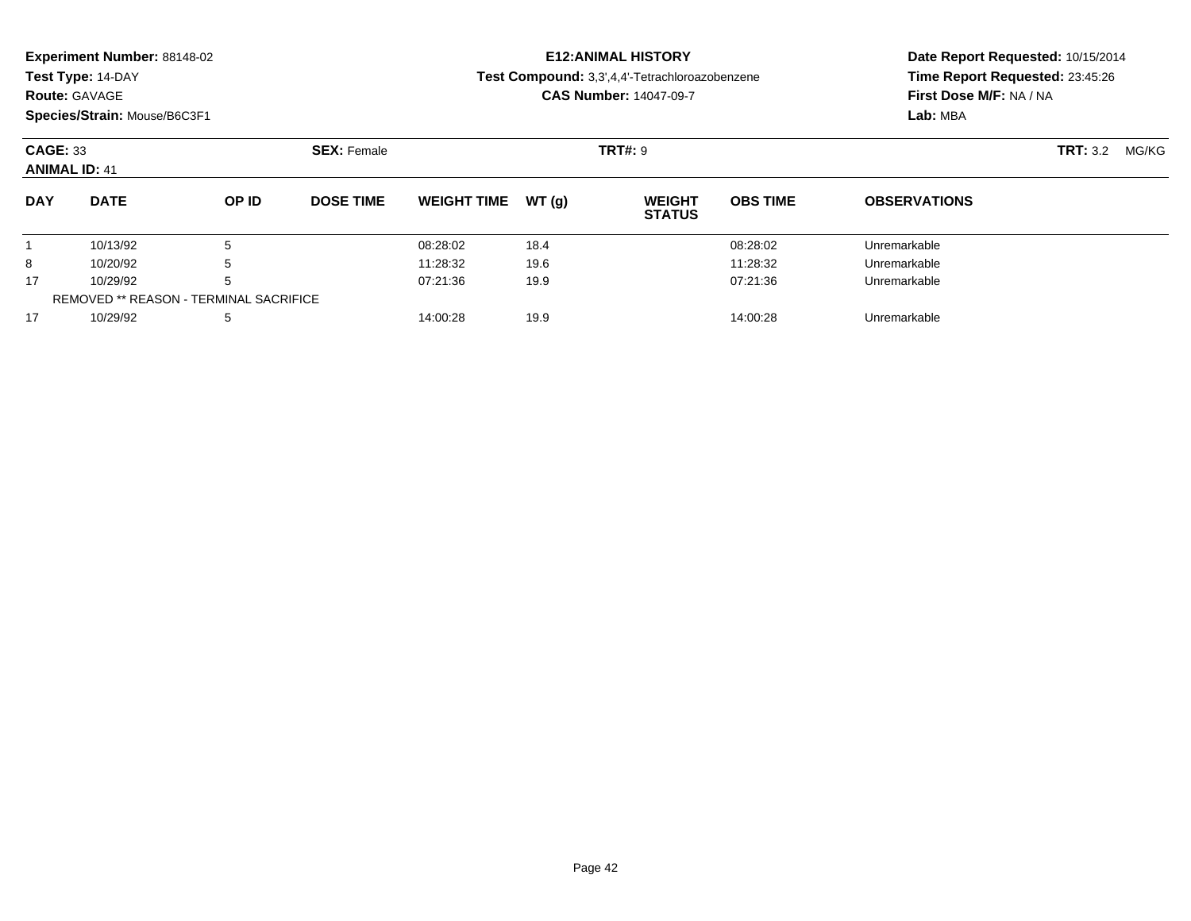**Experiment Number:** 88148-02
**Test Type:** 14-DAY
**Route:** GAVAGE
**Species/Strain:** Mouse/B6C3F1

**E12:ANIMAL HISTORY**
**Test Compound:** 3,3',4,4'-Tetrachloroazobenzene
**CAS Number:** 14047-09-7

**Date Report Requested:** 10/15/2014
**Time Report Requested:** 23:45:26
**First Dose M/F:** NA / NA
**Lab:** MBA

**CAGE:** 33 **SEX:** Female **TRT#:** 9 **TRT:** 3.2 MG/KG
**ANIMAL ID:** 41

| DAY | DATE | OP ID | DOSE TIME | WEIGHT TIME | WT (g) | WEIGHT STATUS | OBS TIME | OBSERVATIONS |
|---|---|---|---|---|---|---|---|---|
| 1 | 10/13/92 | 5 | | 08:28:02 | 18.4 | | 08:28:02 | Unremarkable |
| 8 | 10/20/92 | 5 | | 11:28:32 | 19.6 | | 11:28:32 | Unremarkable |
| 17 | 10/29/92 | 5 | | 07:21:36 | 19.9 | | 07:21:36 | Unremarkable |
| REMOVED ** REASON - TERMINAL SACRIFICE | | | | | | | | |
| 17 | 10/29/92 | 5 | | 14:00:28 | 19.9 | | 14:00:28 | Unremarkable |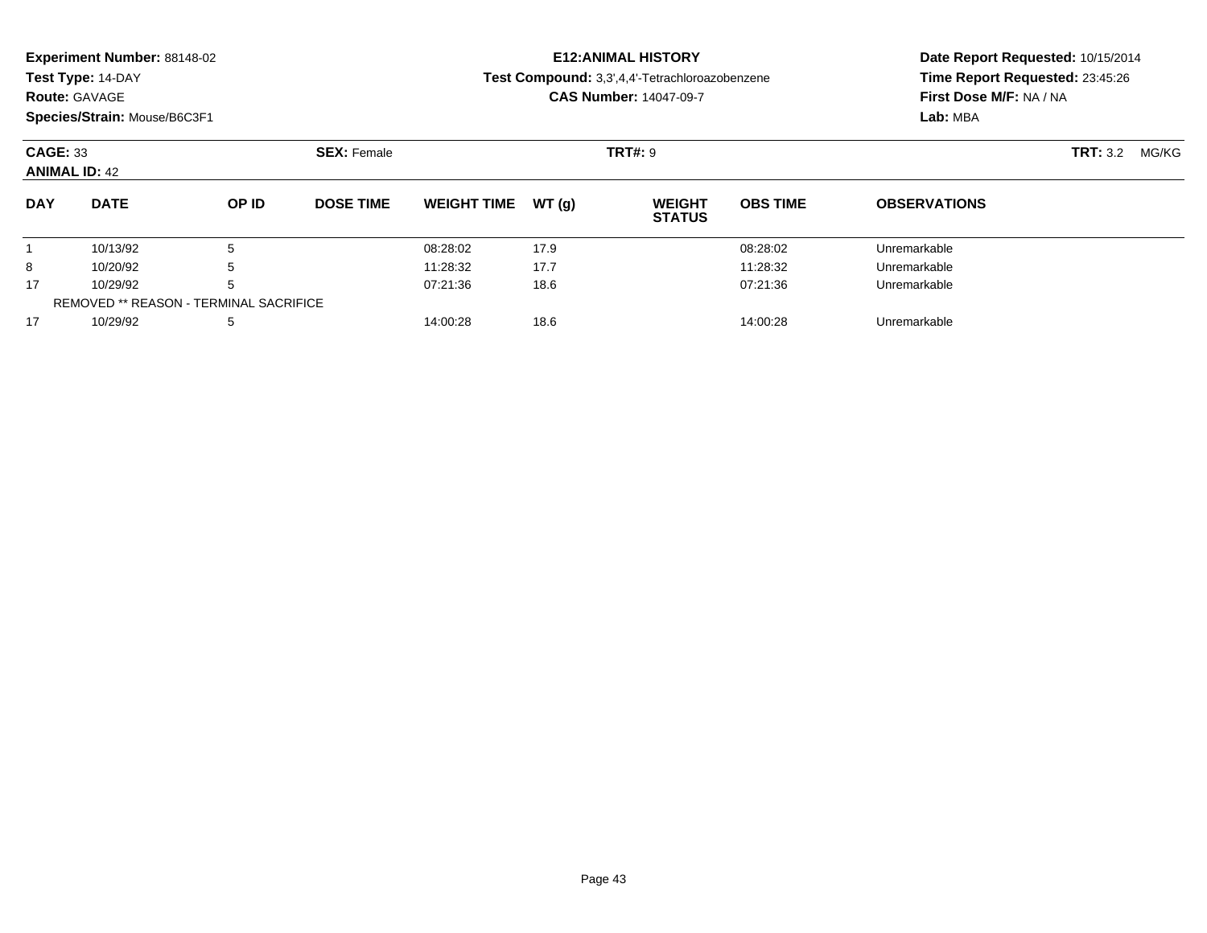**Experiment Number:** 88148-02
**Test Type:** 14-DAY
**Route:** GAVAGE
**Species/Strain:** Mouse/B6C3F1

**E12:ANIMAL HISTORY**
**Test Compound:** 3,3',4,4'-Tetrachloroazobenzene
**CAS Number:** 14047-09-7

**Date Report Requested:** 10/15/2014
**Time Report Requested:** 23:45:26
**First Dose M/F:** NA / NA
**Lab:** MBA

**CAGE:** 33 **SEX:** Female **TRT#:** 9 **TRT:** 3.2 MG/KG
**ANIMAL ID:** 42

| DAY | DATE | OP ID | DOSE TIME | WEIGHT TIME | WT (g) | WEIGHT STATUS | OBS TIME | OBSERVATIONS |
|---|---|---|---|---|---|---|---|---|
| 1 | 10/13/92 | 5 | | 08:28:02 | 17.9 | | 08:28:02 | Unremarkable |
| 8 | 10/20/92 | 5 | | 11:28:32 | 17.7 | | 11:28:32 | Unremarkable |
| 17 | 10/29/92 | 5 | | 07:21:36 | 18.6 | | 07:21:36 | Unremarkable |
| REMOVED ** REASON - TERMINAL SACRIFICE | | | | | | | | |
| 17 | 10/29/92 | 5 | | 14:00:28 | 18.6 | | 14:00:28 | Unremarkable |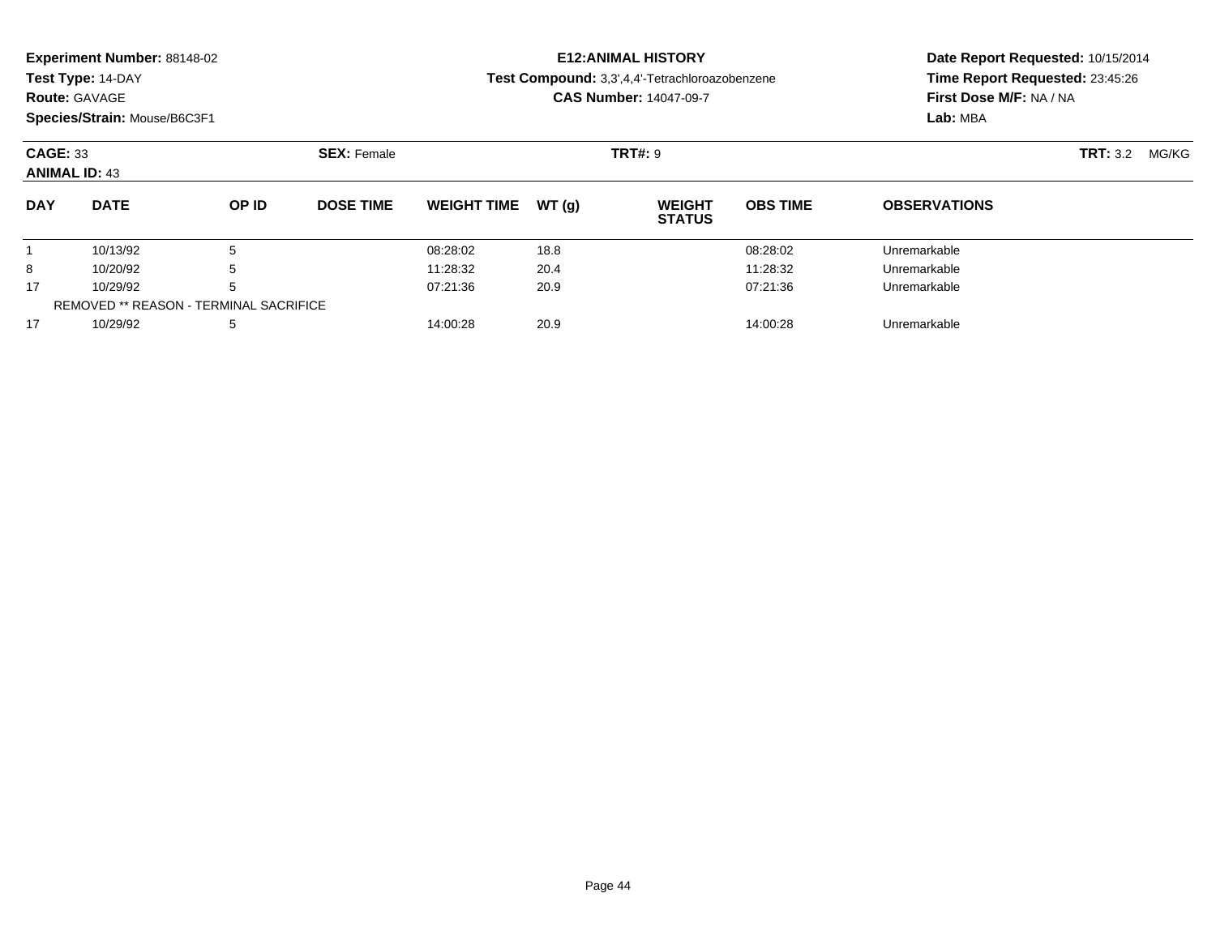**Experiment Number:** 88148-02
**Test Type:** 14-DAY
**Route:** GAVAGE
**Species/Strain:** Mouse/B6C3F1

**E12:ANIMAL HISTORY**
**Test Compound:** 3,3',4,4'-Tetrachloroazobenzene
**CAS Number:** 14047-09-7

**Date Report Requested:** 10/15/2014
**Time Report Requested:** 23:45:26
**First Dose M/F:** NA / NA
**Lab:** MBA

**CAGE:** 33 **SEX:** Female **TRT#:** 9 **TRT:** 3.2 MG/KG
**ANIMAL ID:** 43

| DAY | DATE | OP ID | DOSE TIME | WEIGHT TIME | WT (g) | WEIGHT STATUS | OBS TIME | OBSERVATIONS |
|---|---|---|---|---|---|---|---|---|
| 1 | 10/13/92 | 5 | | 08:28:02 | 18.8 | | 08:28:02 | Unremarkable |
| 8 | 10/20/92 | 5 | | 11:28:32 | 20.4 | | 11:28:32 | Unremarkable |
| 17 | 10/29/92 | 5 | | 07:21:36 | 20.9 | | 07:21:36 | Unremarkable |
| REMOVED ** REASON - TERMINAL SACRIFICE | | | | | | | | |
| 17 | 10/29/92 | 5 | | 14:00:28 | 20.9 | | 14:00:28 | Unremarkable |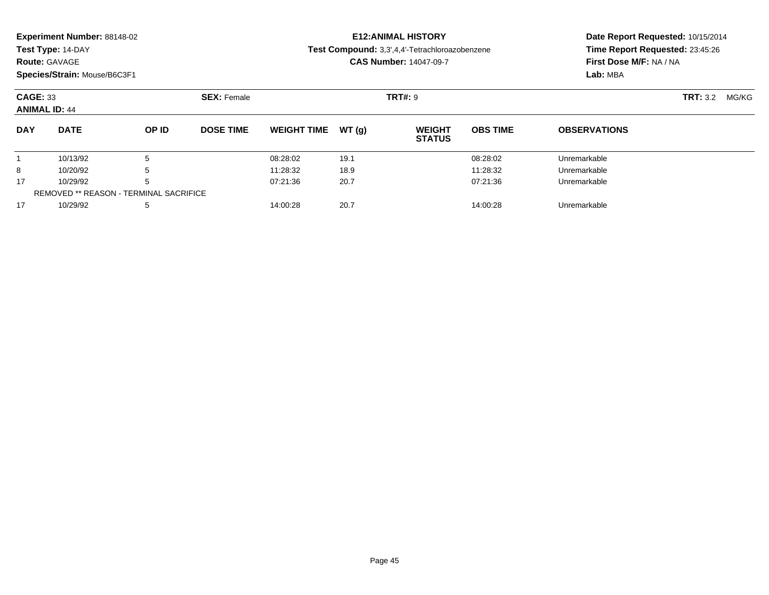**Experiment Number:** 88148-02
**Test Type:** 14-DAY
**Route:** GAVAGE
**Species/Strain:** Mouse/B6C3F1

**E12:ANIMAL HISTORY**
**Test Compound:** 3,3',4,4'-Tetrachloroazobenzene
**CAS Number:** 14047-09-7

**Date Report Requested:** 10/15/2014
**Time Report Requested:** 23:45:26
**First Dose M/F:** NA / NA
**Lab:** MBA

**CAGE:** 33
**ANIMAL ID:** 44
**SEX:** Female
**TRT#:** 9
**TRT:** 3.2 MG/KG

| DAY | DATE | OP ID | DOSE TIME | WEIGHT TIME | WT (g) | WEIGHT STATUS | OBS TIME | OBSERVATIONS |
|---|---|---|---|---|---|---|---|---|
| 1 | 10/13/92 | 5 | | 08:28:02 | 19.1 | | 08:28:02 | Unremarkable |
| 8 | 10/20/92 | 5 | | 11:28:32 | 18.9 | | 11:28:32 | Unremarkable |
| 17 | 10/29/92 | 5 | | 07:21:36 | 20.7 | | 07:21:36 | Unremarkable |
| REMOVED ** REASON - TERMINAL SACRIFICE | | | | | | | | |
| 17 | 10/29/92 | 5 | | 14:00:28 | 20.7 | | 14:00:28 | Unremarkable |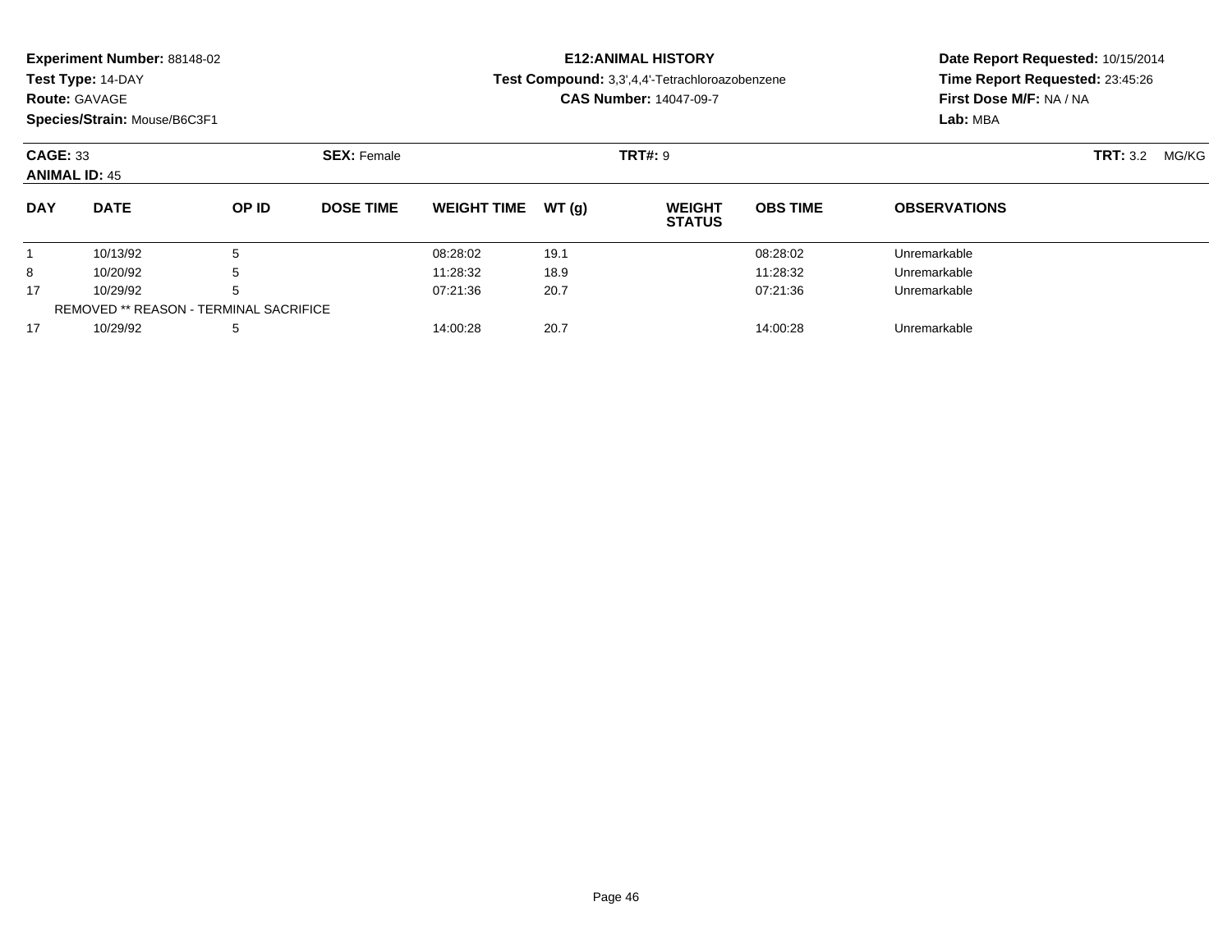**Experiment Number:** 88148-02
**Test Type:** 14-DAY
**Route:** GAVAGE
**Species/Strain:** Mouse/B6C3F1

**E12:ANIMAL HISTORY**
**Test Compound:** 3,3',4,4'-Tetrachloroazobenzene
**CAS Number:** 14047-09-7

**Date Report Requested:** 10/15/2014
**Time Report Requested:** 23:45:26
**First Dose M/F:** NA / NA
**Lab:** MBA

**CAGE:** 33 **SEX:** Female **TRT#:** 9 **TRT:** 3.2 MG/KG
**ANIMAL ID:** 45

| DAY | DATE | OP ID | DOSE TIME | WEIGHT TIME | WT (g) | WEIGHT STATUS | OBS TIME | OBSERVATIONS |
|---|---|---|---|---|---|---|---|---|
| 1 | 10/13/92 | 5 | | 08:28:02 | 19.1 | | 08:28:02 | Unremarkable |
| 8 | 10/20/92 | 5 | | 11:28:32 | 18.9 | | 11:28:32 | Unremarkable |
| 17 | 10/29/92 | 5 | | 07:21:36 | 20.7 | | 07:21:36 | Unremarkable |
| REMOVED ** REASON - TERMINAL SACRIFICE | | | | | | | | |
| 17 | 10/29/92 | 5 | | 14:00:28 | 20.7 | | 14:00:28 | Unremarkable |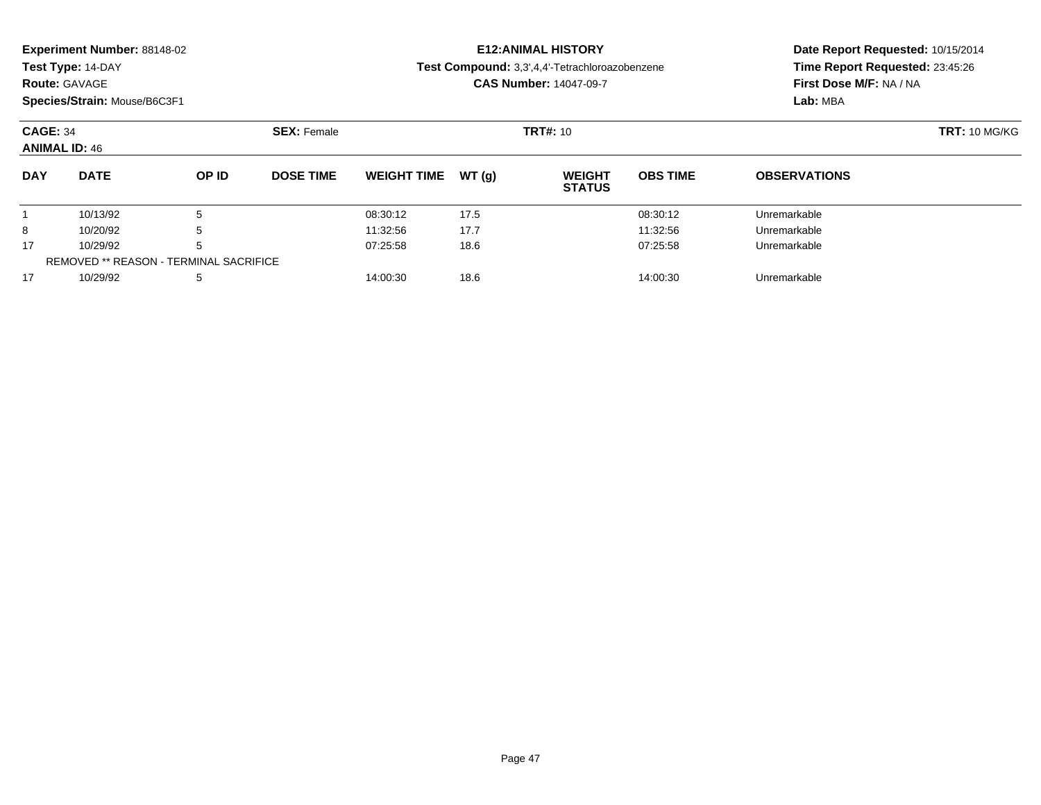**Experiment Number:** 88148-02
**Test Type:** 14-DAY
**Route:** GAVAGE
**Species/Strain:** Mouse/B6C3F1

**E12:ANIMAL HISTORY**
**Test Compound:** 3,3',4,4'-Tetrachloroazobenzene
**CAS Number:** 14047-09-7

**Date Report Requested:** 10/15/2014
**Time Report Requested:** 23:45:26
**First Dose M/F:** NA / NA
**Lab:** MBA

**CAGE:** 34 **SEX:** Female **TRT#:** 10 **TRT:** 10 MG/KG
**ANIMAL ID:** 46

| DAY | DATE | OP ID | DOSE TIME | WEIGHT TIME | WT (g) | WEIGHT STATUS | OBS TIME | OBSERVATIONS |
|---|---|---|---|---|---|---|---|---|
| 1 | 10/13/92 | 5 | | 08:30:12 | 17.5 | | 08:30:12 | Unremarkable |
| 8 | 10/20/92 | 5 | | 11:32:56 | 17.7 | | 11:32:56 | Unremarkable |
| 17 | 10/29/92 | 5 | | 07:25:58 | 18.6 | | 07:25:58 | Unremarkable |
| REMOVED ** REASON - TERMINAL SACRIFICE | | | | | | | | |
| 17 | 10/29/92 | 5 | | 14:00:30 | 18.6 | | 14:00:30 | Unremarkable |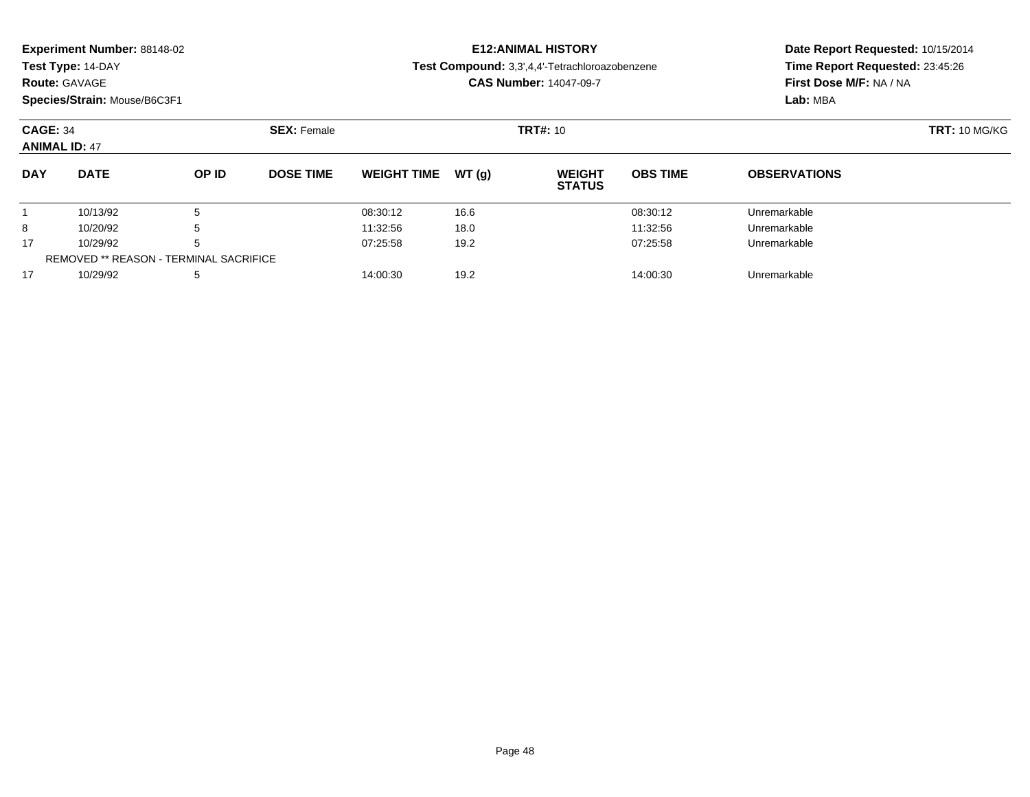**Experiment Number:** 88148-02
**Test Type:** 14-DAY
**Route:** GAVAGE
**Species/Strain:** Mouse/B6C3F1

**E12:ANIMAL HISTORY**
**Test Compound:** 3,3',4,4'-Tetrachloroazobenzene
**CAS Number:** 14047-09-7

**Date Report Requested:** 10/15/2014
**Time Report Requested:** 23:45:26
**First Dose M/F:** NA / NA
**Lab:** MBA

**CAGE:** 34 **SEX:** Female **TRT#:** 10 **TRT:** 10 MG/KG
**ANIMAL ID:** 47

| DAY | DATE | OP ID | DOSE TIME | WEIGHT TIME | WT (g) | WEIGHT STATUS | OBS TIME | OBSERVATIONS |
|---|---|---|---|---|---|---|---|---|
| 1 | 10/13/92 | 5 | | 08:30:12 | 16.6 | | 08:30:12 | Unremarkable |
| 8 | 10/20/92 | 5 | | 11:32:56 | 18.0 | | 11:32:56 | Unremarkable |
| 17 | 10/29/92 | 5 | | 07:25:58 | 19.2 | | 07:25:58 | Unremarkable |
| REMOVED ** REASON - TERMINAL SACRIFICE | | | | | | | | |
| 17 | 10/29/92 | 5 | | 14:00:30 | 19.2 | | 14:00:30 | Unremarkable |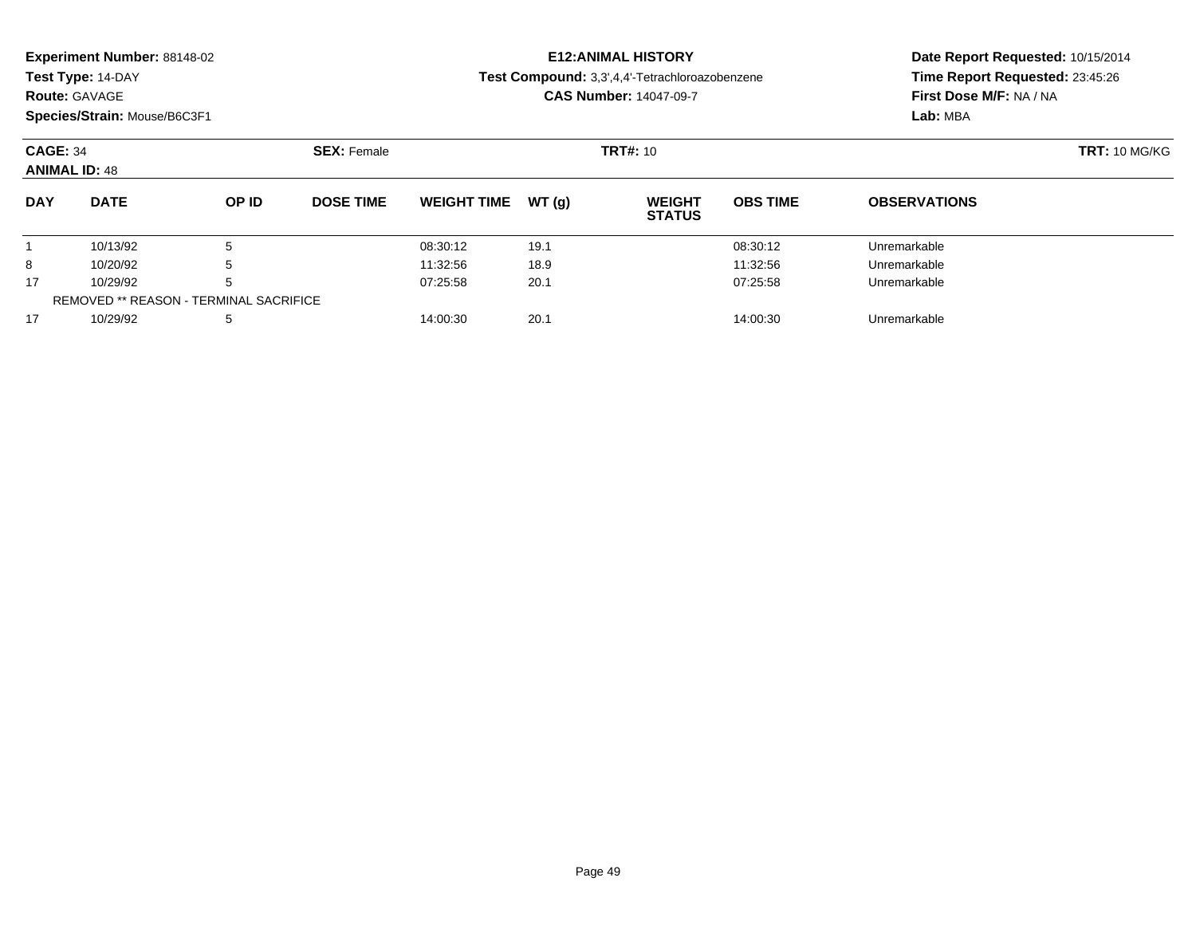**Experiment Number:** 88148-02
**Test Type:** 14-DAY
**Route:** GAVAGE
**Species/Strain:** Mouse/B6C3F1

**E12:ANIMAL HISTORY**
**Test Compound:** 3,3',4,4'-Tetrachloroazobenzene
**CAS Number:** 14047-09-7

**Date Report Requested:** 10/15/2014
**Time Report Requested:** 23:45:26
**First Dose M/F:** NA / NA
**Lab:** MBA

**CAGE:** 34 **SEX:** Female **TRT#:** 10 **TRT:** 10 MG/KG
**ANIMAL ID:** 48

| DAY | DATE | OP ID | DOSE TIME | WEIGHT TIME | WT (g) | WEIGHT STATUS | OBS TIME | OBSERVATIONS |
|---|---|---|---|---|---|---|---|---|
| 1 | 10/13/92 | 5 | | 08:30:12 | 19.1 | | 08:30:12 | Unremarkable |
| 8 | 10/20/92 | 5 | | 11:32:56 | 18.9 | | 11:32:56 | Unremarkable |
| 17 | 10/29/92 | 5 | | 07:25:58 | 20.1 | | 07:25:58 | Unremarkable |
| REMOVED ** REASON - TERMINAL SACRIFICE | | | | | | | | |
| 17 | 10/29/92 | 5 | | 14:00:30 | 20.1 | | 14:00:30 | Unremarkable |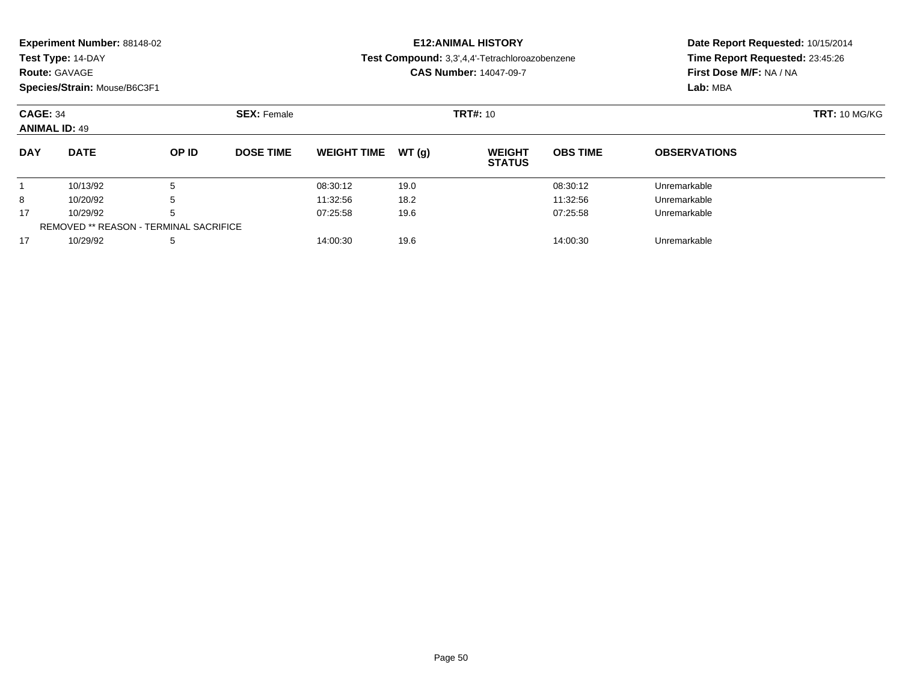**Experiment Number:** 88148-02
**Test Type:** 14-DAY
**Route:** GAVAGE
**Species/Strain:** Mouse/B6C3F1

**E12:ANIMAL HISTORY**
**Test Compound:** 3,3',4,4'-Tetrachloroazobenzene
**CAS Number:** 14047-09-7

**Date Report Requested:** 10/15/2014
**Time Report Requested:** 23:45:26
**First Dose M/F:** NA / NA
**Lab:** MBA

**CAGE:** 34 **SEX:** Female **TRT#:** 10 **TRT:** 10 MG/KG
**ANIMAL ID:** 49

| DAY | DATE | OP ID | DOSE TIME | WEIGHT TIME | WT (g) | WEIGHT STATUS | OBS TIME | OBSERVATIONS |
|---|---|---|---|---|---|---|---|---|
| 1 | 10/13/92 | 5 | | 08:30:12 | 19.0 | | 08:30:12 | Unremarkable |
| 8 | 10/20/92 | 5 | | 11:32:56 | 18.2 | | 11:32:56 | Unremarkable |
| 17 | 10/29/92 | 5 | | 07:25:58 | 19.6 | | 07:25:58 | Unremarkable |
| REMOVED ** REASON - TERMINAL SACRIFICE | | | | | | | | |
| 17 | 10/29/92 | 5 | | 14:00:30 | 19.6 | | 14:00:30 | Unremarkable |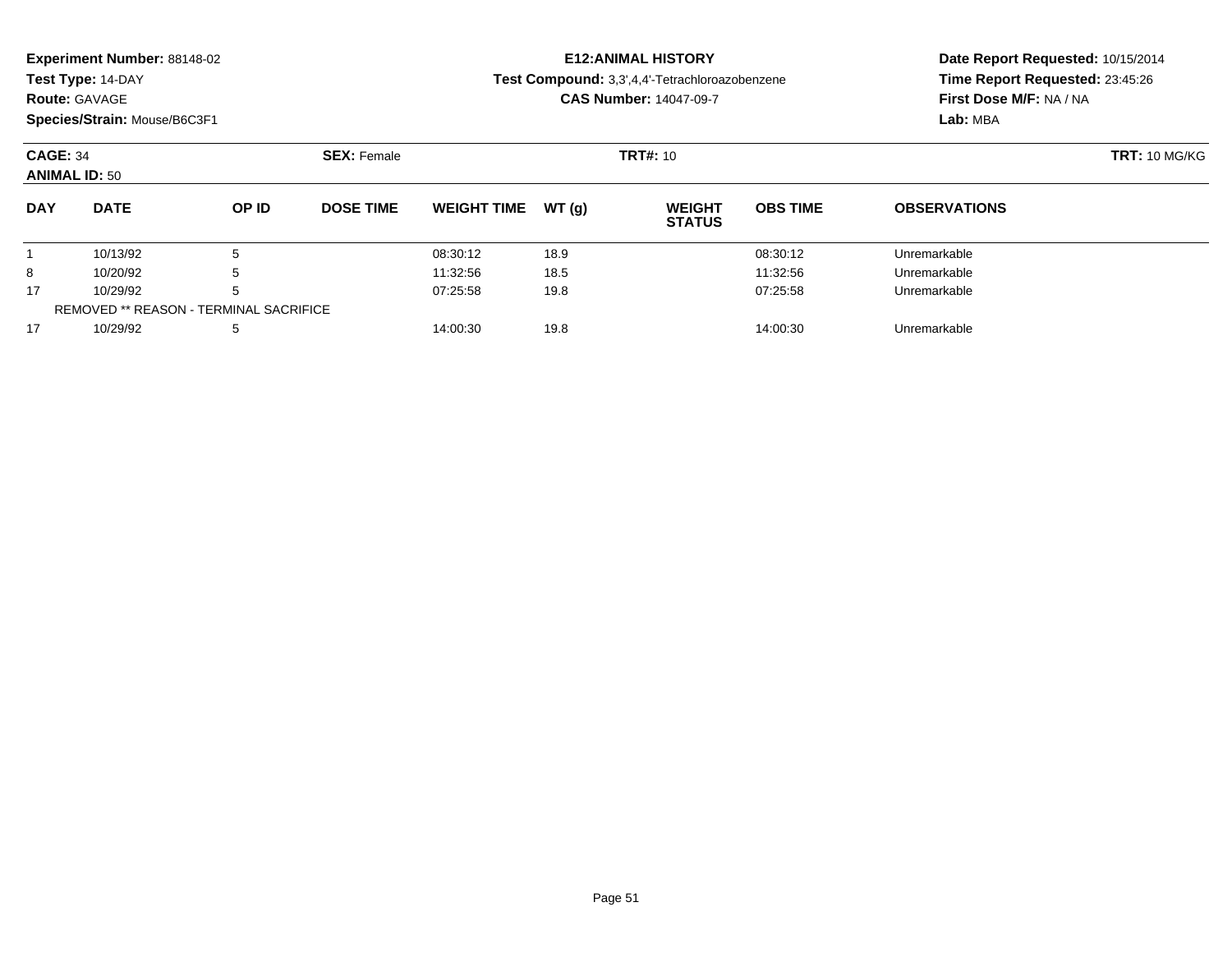**Experiment Number:** 88148-02
**Test Type:** 14-DAY
**Route:** GAVAGE
**Species/Strain:** Mouse/B6C3F1

**E12:ANIMAL HISTORY**
**Test Compound:** 3,3',4,4'-Tetrachloroazobenzene
**CAS Number:** 14047-09-7

**Date Report Requested:** 10/15/2014
**Time Report Requested:** 23:45:26
**First Dose M/F:** NA / NA
**Lab:** MBA

**CAGE:** 34 **SEX:** Female **TRT#:** 10 **TRT:** 10 MG/KG
**ANIMAL ID:** 50

| DAY | DATE | OP ID | DOSE TIME | WEIGHT TIME | WT (g) | WEIGHT STATUS | OBS TIME | OBSERVATIONS |
|---|---|---|---|---|---|---|---|---|
| 1 | 10/13/92 | 5 | | 08:30:12 | 18.9 | | 08:30:12 | Unremarkable |
| 8 | 10/20/92 | 5 | | 11:32:56 | 18.5 | | 11:32:56 | Unremarkable |
| 17 | 10/29/92 | 5 | | 07:25:58 | 19.8 | | 07:25:58 | Unremarkable |
| REMOVED ** REASON - TERMINAL SACRIFICE | | | | | | | | |
| 17 | 10/29/92 | 5 | | 14:00:30 | 19.8 | | 14:00:30 | Unremarkable |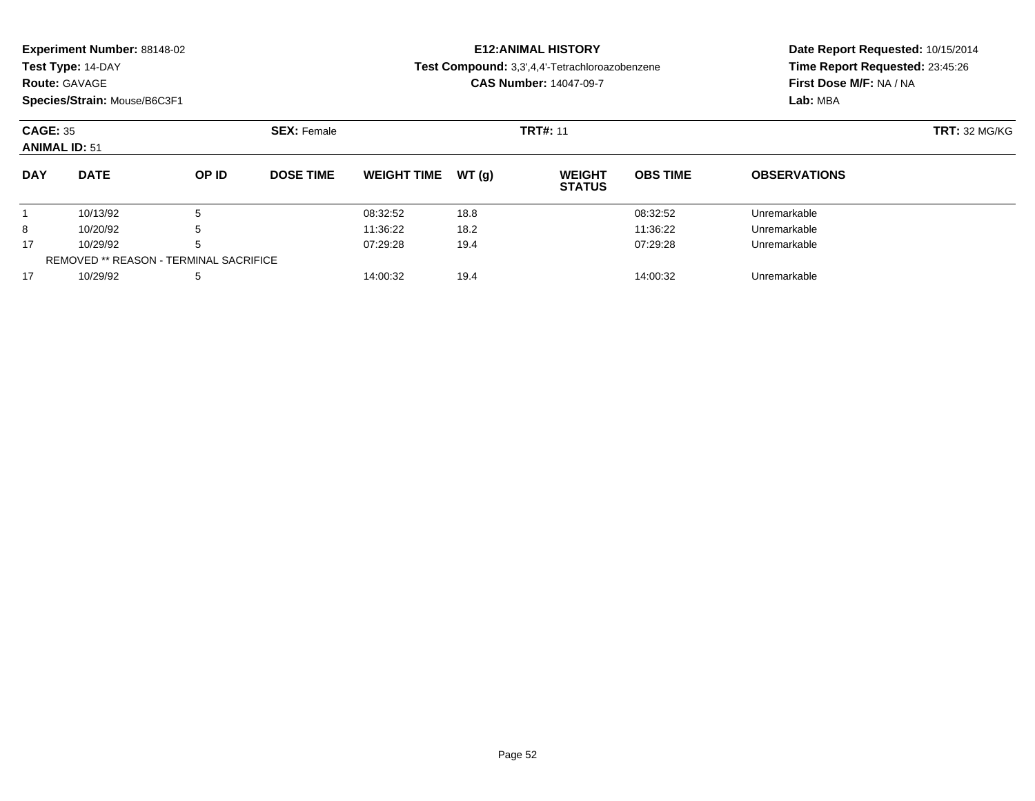**Experiment Number:** 88148-02
**Test Type:** 14-DAY
**Route:** GAVAGE
**Species/Strain:** Mouse/B6C3F1

**E12:ANIMAL HISTORY**
**Test Compound:** 3,3',4,4'-Tetrachloroazobenzene
**CAS Number:** 14047-09-7

**Date Report Requested:** 10/15/2014
**Time Report Requested:** 23:45:26
**First Dose M/F:** NA / NA
**Lab:** MBA

**CAGE:** 35 **SEX:** Female **TRT#:** 11 **TRT:** 32 MG/KG
**ANIMAL ID:** 51

| DAY | DATE | OP ID | DOSE TIME | WEIGHT TIME | WT (g) | WEIGHT STATUS | OBS TIME | OBSERVATIONS |
|---|---|---|---|---|---|---|---|---|
| 1 | 10/13/92 | 5 | | 08:32:52 | 18.8 | | 08:32:52 | Unremarkable |
| 8 | 10/20/92 | 5 | | 11:36:22 | 18.2 | | 11:36:22 | Unremarkable |
| 17 | 10/29/92 | 5 | | 07:29:28 | 19.4 | | 07:29:28 | Unremarkable |
| REMOVED ** REASON - TERMINAL SACRIFICE | | | | | | | | |
| 17 | 10/29/92 | 5 | | 14:00:32 | 19.4 | | 14:00:32 | Unremarkable |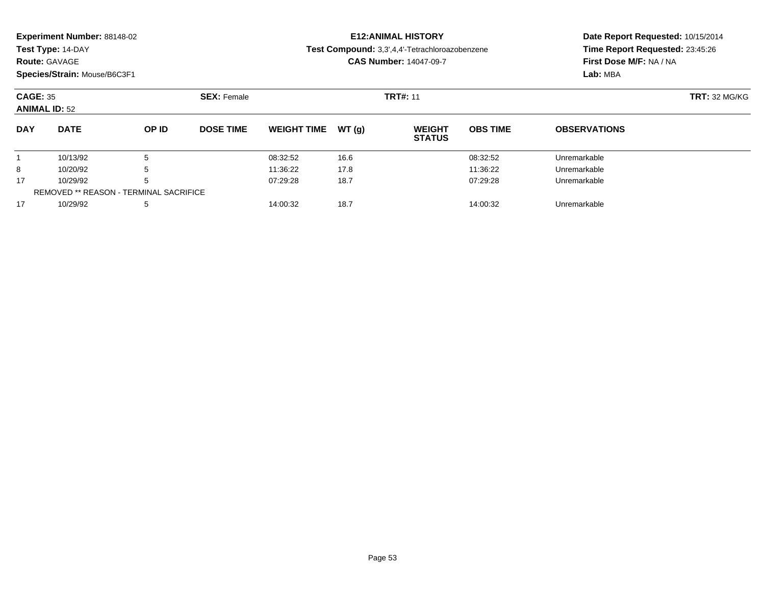**Experiment Number:** 88148-02
**Test Type:** 14-DAY
**Route:** GAVAGE
**Species/Strain:** Mouse/B6C3F1

# E12:ANIMAL HISTORY

**Test Compound:** 3,3',4,4'-Tetrachloroazobenzene
**CAS Number:** 14047-09-7

**Date Report Requested:** 10/15/2014
**Time Report Requested:** 23:45:26
**First Dose M/F:** NA / NA
**Lab:** MBA

**CAGE:** 35 **SEX:** Female **TRT#:** 11 **TRT:** 32 MG/KG
**ANIMAL ID:** 52

| DAY | DATE | OP ID | DOSE TIME | WEIGHT TIME | WT (g) | WEIGHT STATUS | OBS TIME | OBSERVATIONS |
|---|---|---|---|---|---|---|---|---|
| 1 | 10/13/92 | 5 | | 08:32:52 | 16.6 | | 08:32:52 | Unremarkable |
| 8 | 10/20/92 | 5 | | 11:36:22 | 17.8 | | 11:36:22 | Unremarkable |
| 17 | 10/29/92 | 5 | | 07:29:28 | 18.7 | | 07:29:28 | Unremarkable |
| REMOVED ** REASON - TERMINAL SACRIFICE | | | | | | | | |
| 17 | 10/29/92 | 5 | | 14:00:32 | 18.7 | | 14:00:32 | Unremarkable |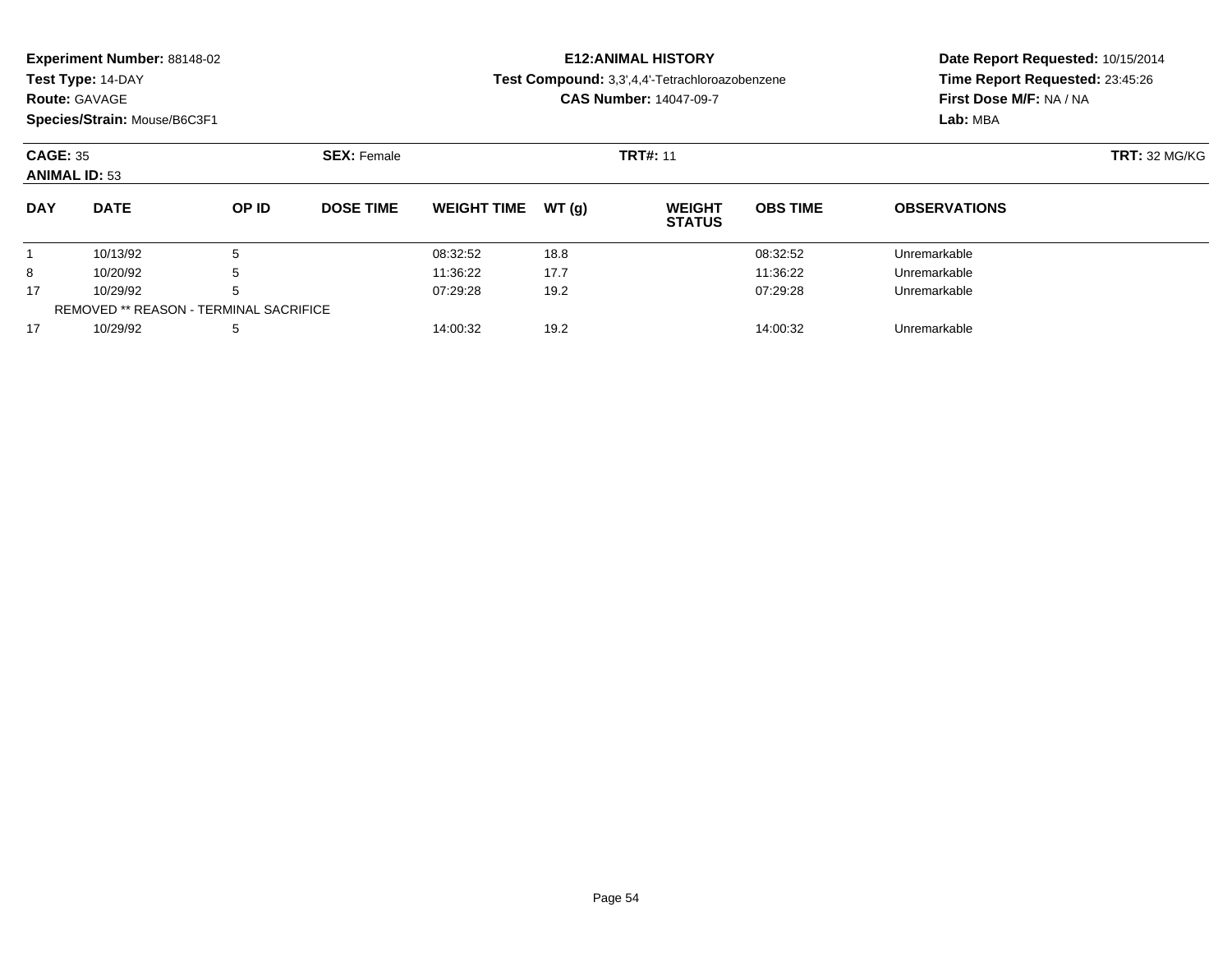**Experiment Number:** 88148-02
**Test Type:** 14-DAY
**Route:** GAVAGE
**Species/Strain:** Mouse/B6C3F1

**E12:ANIMAL HISTORY**
**Test Compound:** 3,3',4,4'-Tetrachloroazobenzene
**CAS Number:** 14047-09-7

**Date Report Requested:** 10/15/2014
**Time Report Requested:** 23:45:26
**First Dose M/F:** NA / NA
**Lab:** MBA

**CAGE:** 35 **SEX:** Female **TRT#:** 11 **TRT:** 32 MG/KG
**ANIMAL ID:** 53

| DAY | DATE | OP ID | DOSE TIME | WEIGHT TIME | WT (g) | WEIGHT STATUS | OBS TIME | OBSERVATIONS |
|---|---|---|---|---|---|---|---|---|
| 1 | 10/13/92 | 5 | | 08:32:52 | 18.8 | | 08:32:52 | Unremarkable |
| 8 | 10/20/92 | 5 | | 11:36:22 | 17.7 | | 11:36:22 | Unremarkable |
| 17 | 10/29/92 | 5 | | 07:29:28 | 19.2 | | 07:29:28 | Unremarkable |
| REMOVED ** REASON - TERMINAL SACRIFICE | | | | | | | | |
| 17 | 10/29/92 | 5 | | 14:00:32 | 19.2 | | 14:00:32 | Unremarkable |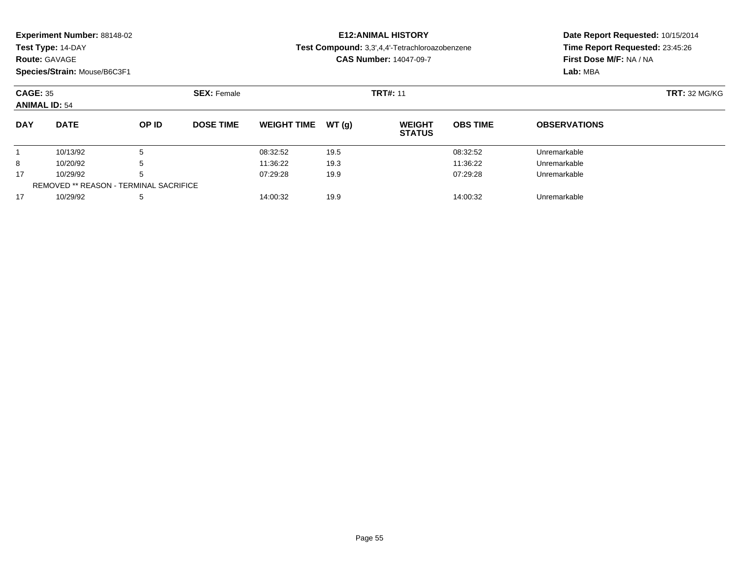**Experiment Number:** 88148-02
**Test Type:** 14-DAY
**Route:** GAVAGE
**Species/Strain:** Mouse/B6C3F1

**E12:ANIMAL HISTORY**
**Test Compound:** 3,3',4,4'-Tetrachloroazobenzene
**CAS Number:** 14047-09-7

**Date Report Requested:** 10/15/2014
**Time Report Requested:** 23:45:26
**First Dose M/F:** NA / NA
**Lab:** MBA

**CAGE:** 35 **SEX:** Female **TRT#:** 11 **TRT:** 32 MG/KG
**ANIMAL ID:** 54

| DAY | DATE | OP ID | DOSE TIME | WEIGHT TIME | WT (g) | WEIGHT STATUS | OBS TIME | OBSERVATIONS |
|---|---|---|---|---|---|---|---|---|
| 1 | 10/13/92 | 5 | | 08:32:52 | 19.5 | | 08:32:52 | Unremarkable |
| 8 | 10/20/92 | 5 | | 11:36:22 | 19.3 | | 11:36:22 | Unremarkable |
| 17 | 10/29/92 | 5 | | 07:29:28 | 19.9 | | 07:29:28 | Unremarkable |
| REMOVED ** REASON - TERMINAL SACRIFICE | | | | | | | | |
| 17 | 10/29/92 | 5 | | 14:00:32 | 19.9 | | 14:00:32 | Unremarkable |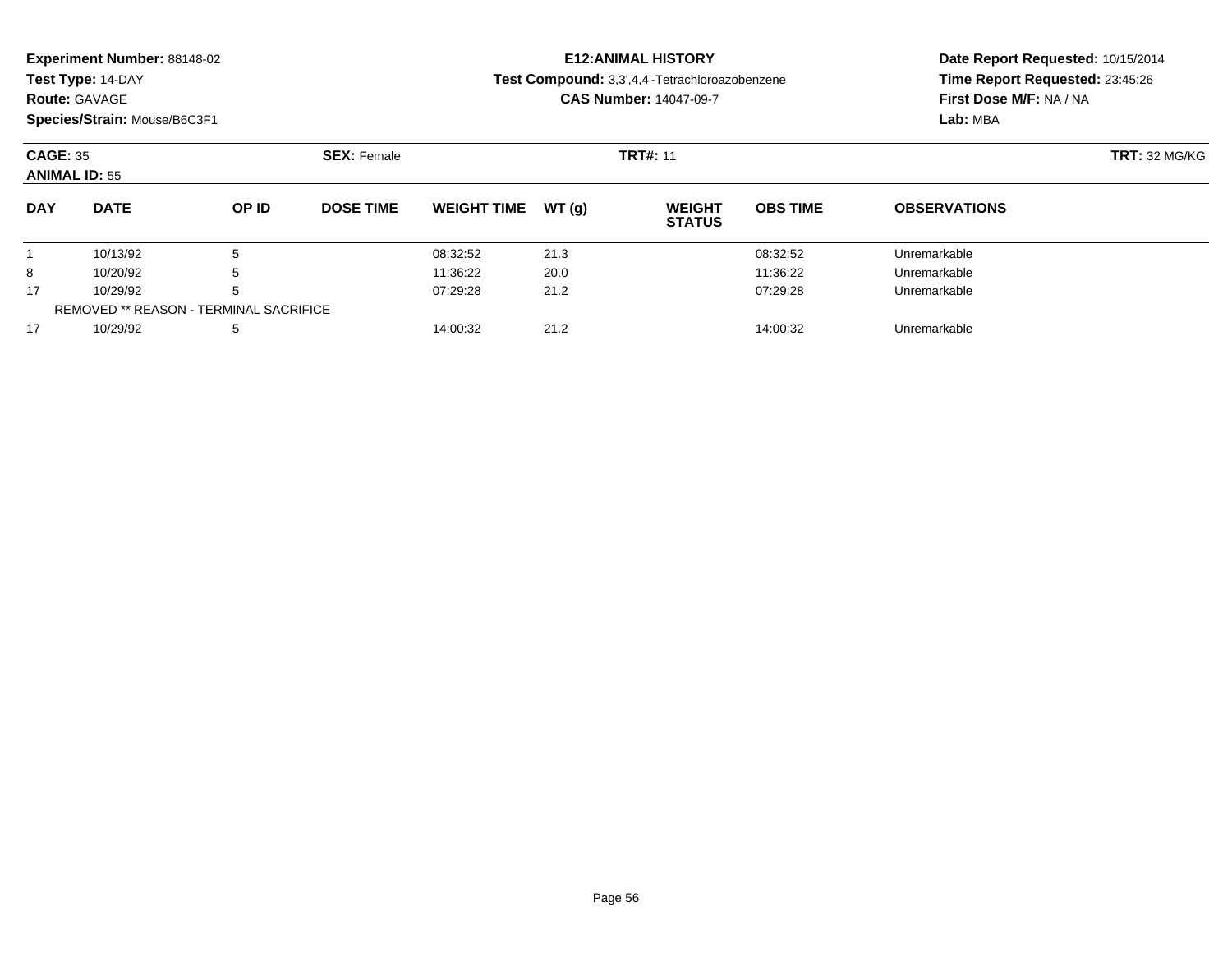**Experiment Number:** 88148-02
**Test Type:** 14-DAY
**Route:** GAVAGE
**Species/Strain:** Mouse/B6C3F1

**E12:ANIMAL HISTORY**
**Test Compound:** 3,3',4,4'-Tetrachloroazobenzene
**CAS Number:** 14047-09-7

**Date Report Requested:** 10/15/2014
**Time Report Requested:** 23:45:26
**First Dose M/F:** NA / NA
**Lab:** MBA

**CAGE:** 35 **SEX:** Female **TRT#:** 11 **TRT:** 32 MG/KG
**ANIMAL ID:** 55

| DAY | DATE | OP ID | DOSE TIME | WEIGHT TIME | WT (g) | WEIGHT STATUS | OBS TIME | OBSERVATIONS |
|---|---|---|---|---|---|---|---|---|
| 1 | 10/13/92 | 5 | | 08:32:52 | 21.3 | | 08:32:52 | Unremarkable |
| 8 | 10/20/92 | 5 | | 11:36:22 | 20.0 | | 11:36:22 | Unremarkable |
| 17 | 10/29/92 | 5 | | 07:29:28 | 21.2 | | 07:29:28 | Unremarkable |
| REMOVED ** REASON - TERMINAL SACRIFICE | | | | | | | | |
| 17 | 10/29/92 | 5 | | 14:00:32 | 21.2 | | 14:00:32 | Unremarkable |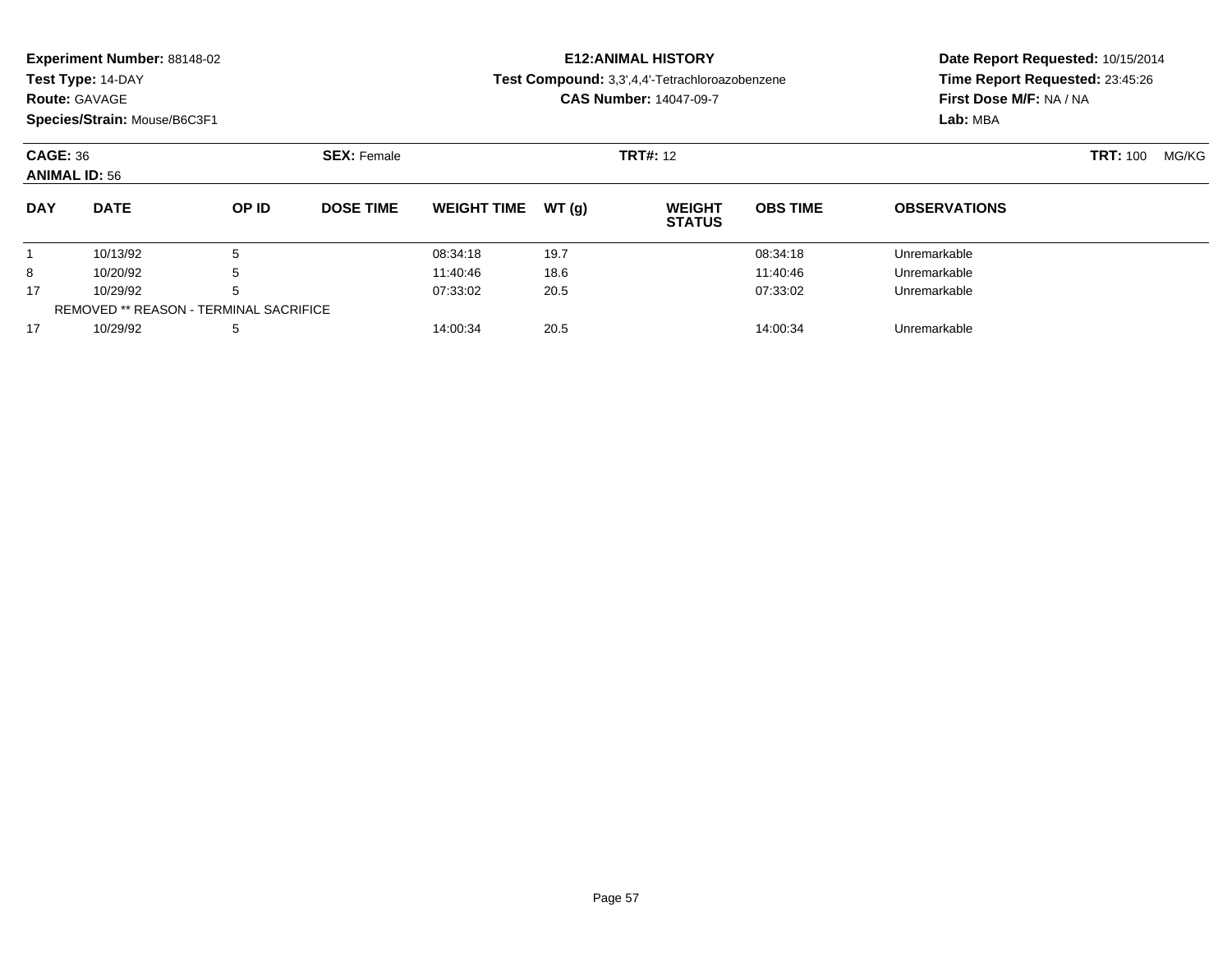**Experiment Number:** 88148-02
**Test Type:** 14-DAY
**Route:** GAVAGE
**Species/Strain:** Mouse/B6C3F1

**E12:ANIMAL HISTORY**
**Test Compound:** 3,3',4,4'-Tetrachloroazobenzene
**CAS Number:** 14047-09-7

**Date Report Requested:** 10/15/2014
**Time Report Requested:** 23:45:26
**First Dose M/F:** NA / NA
**Lab:** MBA

**CAGE:** 36 **SEX:** Female **TRT#:** 12 **TRT:** 100 MG/KG
**ANIMAL ID:** 56

| DAY | DATE | OP ID | DOSE TIME | WEIGHT TIME | WT (g) | WEIGHT STATUS | OBS TIME | OBSERVATIONS |
|---|---|---|---|---|---|---|---|---|
| 1 | 10/13/92 | 5 | | 08:34:18 | 19.7 | | 08:34:18 | Unremarkable |
| 8 | 10/20/92 | 5 | | 11:40:46 | 18.6 | | 11:40:46 | Unremarkable |
| 17 | 10/29/92 | 5 | | 07:33:02 | 20.5 | | 07:33:02 | Unremarkable |
| REMOVED ** REASON - TERMINAL SACRIFICE | | | | | | | | |
| 17 | 10/29/92 | 5 | | 14:00:34 | 20.5 | | 14:00:34 | Unremarkable |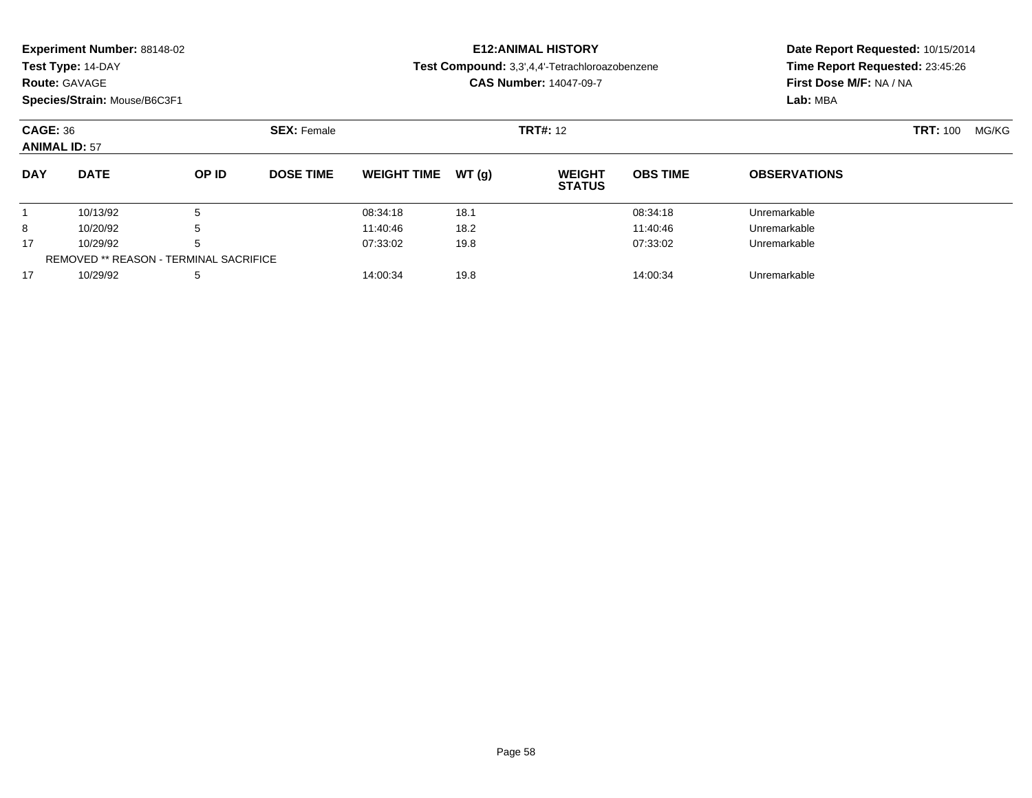**Experiment Number:** 88148-02
**Test Type:** 14-DAY
**Route:** GAVAGE
**Species/Strain:** Mouse/B6C3F1

**E12:ANIMAL HISTORY**
**Test Compound:** 3,3',4,4'-Tetrachloroazobenzene
**CAS Number:** 14047-09-7

**Date Report Requested:** 10/15/2014
**Time Report Requested:** 23:45:26
**First Dose M/F:** NA / NA
**Lab:** MBA

**CAGE:** 36 **SEX:** Female **TRT#:** 12 **TRT:** 100 MG/KG
**ANIMAL ID:** 57

| DAY | DATE | OP ID | DOSE TIME | WEIGHT TIME | WT (g) | WEIGHT STATUS | OBS TIME | OBSERVATIONS |
|---|---|---|---|---|---|---|---|---|
| 1 | 10/13/92 | 5 | | 08:34:18 | 18.1 | | 08:34:18 | Unremarkable |
| 8 | 10/20/92 | 5 | | 11:40:46 | 18.2 | | 11:40:46 | Unremarkable |
| 17 | 10/29/92 | 5 | | 07:33:02 | 19.8 | | 07:33:02 | Unremarkable |
| REMOVED ** REASON - TERMINAL SACRIFICE | | | | | | | | |
| 17 | 10/29/92 | 5 | | 14:00:34 | 19.8 | | 14:00:34 | Unremarkable |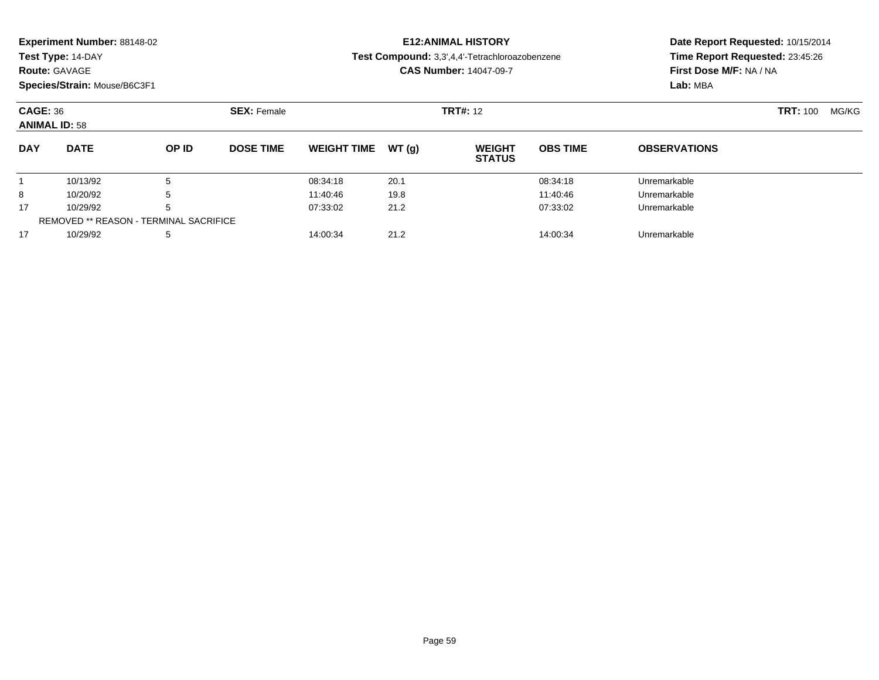**Experiment Number:** 88148-02
**Test Type:** 14-DAY
**Route:** GAVAGE
**Species/Strain:** Mouse/B6C3F1

**E12:ANIMAL HISTORY**
**Test Compound:** 3,3',4,4'-Tetrachloroazobenzene
**CAS Number:** 14047-09-7

**Date Report Requested:** 10/15/2014
**Time Report Requested:** 23:45:26
**First Dose M/F:** NA / NA
**Lab:** MBA

**CAGE:** 36 **SEX:** Female **TRT#:** 12 **TRT:** 100 MG/KG
**ANIMAL ID:** 58

| DAY | DATE | OP ID | DOSE TIME | WEIGHT TIME | WT (g) | WEIGHT STATUS | OBS TIME | OBSERVATIONS |
|---|---|---|---|---|---|---|---|---|
| 1 | 10/13/92 | 5 | | 08:34:18 | 20.1 | | 08:34:18 | Unremarkable |
| 8 | 10/20/92 | 5 | | 11:40:46 | 19.8 | | 11:40:46 | Unremarkable |
| 17 | 10/29/92 | 5 | | 07:33:02 | 21.2 | | 07:33:02 | Unremarkable |
| REMOVED ** REASON - TERMINAL SACRIFICE | | | | | | | | |
| 17 | 10/29/92 | 5 | | 14:00:34 | 21.2 | | 14:00:34 | Unremarkable |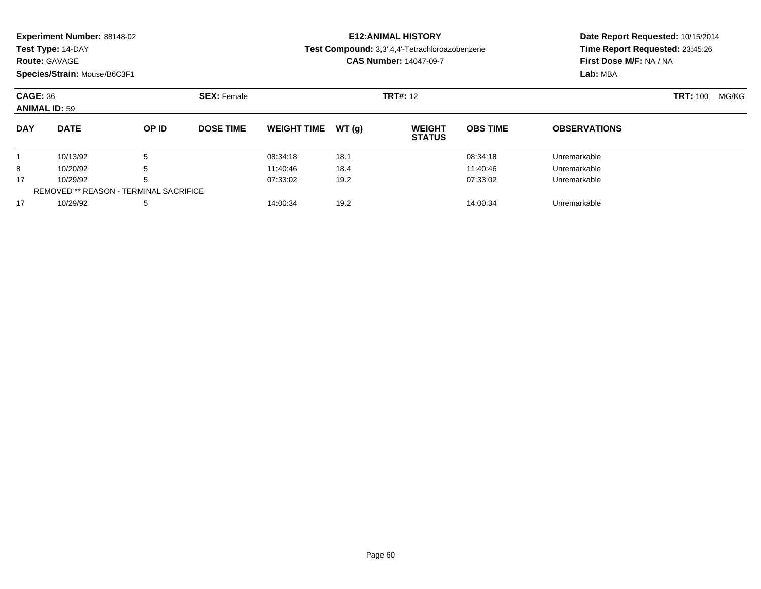**Experiment Number:** 88148-02
**Test Type:** 14-DAY
**Route:** GAVAGE
**Species/Strain:** Mouse/B6C3F1

**E12:ANIMAL HISTORY**
**Test Compound:** 3,3',4,4'-Tetrachloroazobenzene
**CAS Number:** 14047-09-7

**Date Report Requested:** 10/15/2014
**Time Report Requested:** 23:45:26
**First Dose M/F:** NA / NA
**Lab:** MBA

**CAGE:** 36 **SEX:** Female **TRT#:** 12 **TRT:** 100 MG/KG
**ANIMAL ID:** 59

| DAY | DATE | OP ID | DOSE TIME | WEIGHT TIME | WT (g) | WEIGHT STATUS | OBS TIME | OBSERVATIONS |
|---|---|---|---|---|---|---|---|---|
| 1 | 10/13/92 | 5 | | 08:34:18 | 18.1 | | 08:34:18 | Unremarkable |
| 8 | 10/20/92 | 5 | | 11:40:46 | 18.4 | | 11:40:46 | Unremarkable |
| 17 | 10/29/92 | 5 | | 07:33:02 | 19.2 | | 07:33:02 | Unremarkable |
| REMOVED ** REASON - TERMINAL SACRIFICE | | | | | | | | |
| 17 | 10/29/92 | 5 | | 14:00:34 | 19.2 | | 14:00:34 | Unremarkable |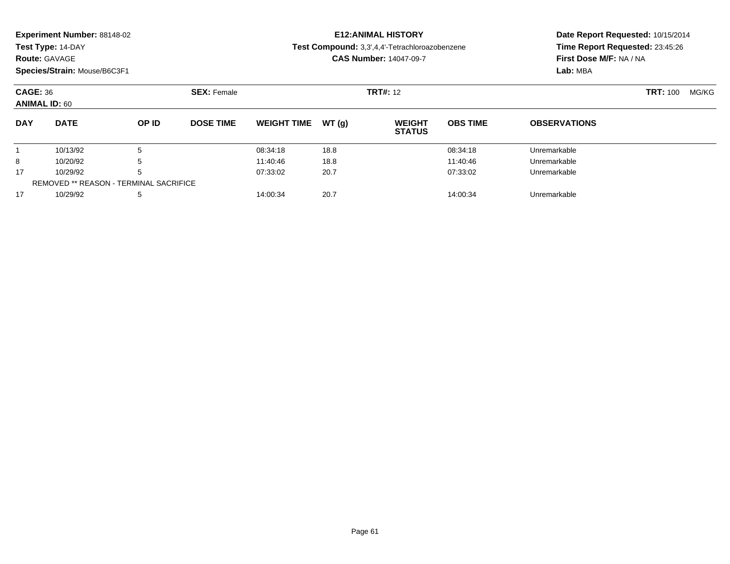**Experiment Number:** 88148-02
**Test Type:** 14-DAY
**Route:** GAVAGE
**Species/Strain:** Mouse/B6C3F1

**E12:ANIMAL HISTORY**
**Test Compound:** 3,3',4,4'-Tetrachloroazobenzene
**CAS Number:** 14047-09-7

**Date Report Requested:** 10/15/2014
**Time Report Requested:** 23:45:26
**First Dose M/F:** NA / NA
**Lab:** MBA

**CAGE:** 36 **SEX:** Female **TRT#:** 12 **TRT:** 100 MG/KG
**ANIMAL ID:** 60

| DAY | DATE | OP ID | DOSE TIME | WEIGHT TIME | WT (g) | WEIGHT STATUS | OBS TIME | OBSERVATIONS |
|---|---|---|---|---|---|---|---|---|
| 1 | 10/13/92 | 5 | | 08:34:18 | 18.8 | | 08:34:18 | Unremarkable |
| 8 | 10/20/92 | 5 | | 11:40:46 | 18.8 | | 11:40:46 | Unremarkable |
| 17 | 10/29/92 | 5 | | 07:33:02 | 20.7 | | 07:33:02 | Unremarkable |
| REMOVED ** REASON - TERMINAL SACRIFICE | | | | | | | | |
| 17 | 10/29/92 | 5 | | 14:00:34 | 20.7 | | 14:00:34 | Unremarkable |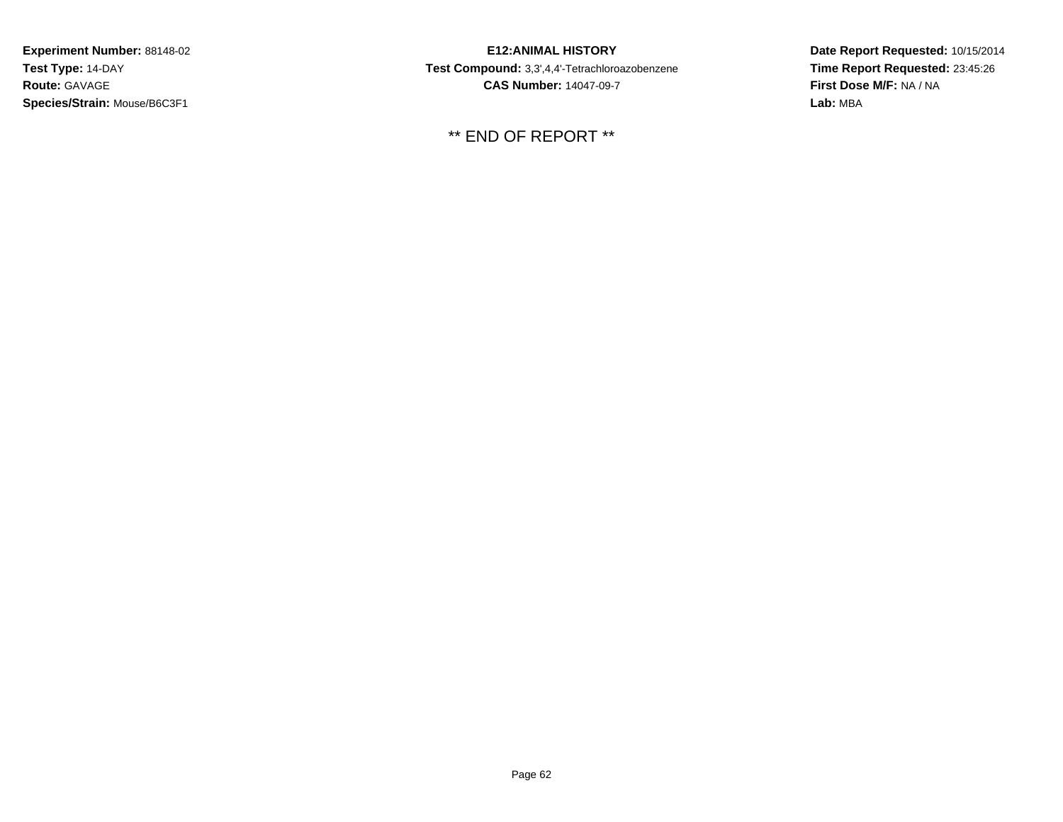**Experiment Number:** 88148-02
**Test Type:** 14-DAY
**Route:** GAVAGE
**Species/Strain:** Mouse/B6C3F1

**E12:ANIMAL HISTORY**
**Test Compound:** 3,3',4,4'-Tetrachloroazobenzene
**CAS Number:** 14047-09-7

**Date Report Requested:** 10/15/2014
**Time Report Requested:** 23:45:26
**First Dose M/F:** NA / NA
**Lab:** MBA

** END OF REPORT **